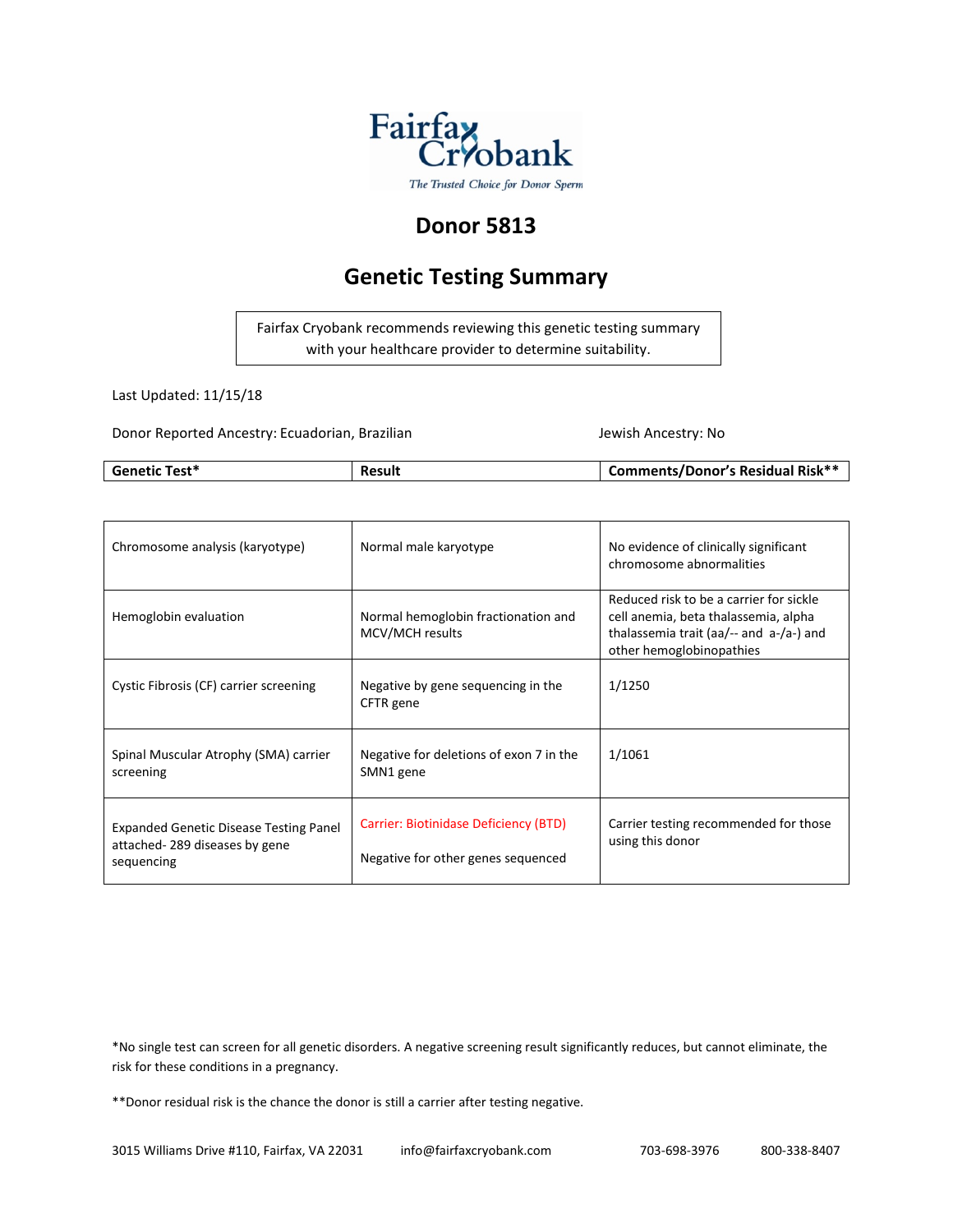Fairfax Cryobank

*The Trusted Choice for Donor Sperm*

# Donor 5813

## Genetic Testing Summary

Fairfax Cryobank recommends reviewing this genetic testing summary with your healthcare provider to determine suitability.

Last Updated: 11/15/18

Donor Reported Ancestry: Ecuadorian, Brazilian

Jewish Ancestry: No

| Genetic Test* | Result | Comments/Donor's Residual Risk** |
|---|---|---|
| Chromosome analysis (karyotype) | Normal male karyotype | No evidence of clinically significant chromosome abnormalities |
| Hemoglobin evaluation | Normal hemoglobin fractionation and MCV/MCH results | Reduced risk to be a carrier for sickle cell anemia, beta thalassemia, alpha thalassemia trait (aa/-- and a-/a-) and other hemoglobinopathies |
| Cystic Fibrosis (CF) carrier screening | Negative by gene sequencing in the CFTR gene | 1/1250 |
| Spinal Muscular Atrophy (SMA) carrier screening | Negative for deletions of exon 7 in the SMN1 gene | 1/1061 |
| Expanded Genetic Disease Testing Panel attached- 289 diseases by gene sequencing | Carrier: Biotinidase Deficiency (BTD)<br><br>Negative for other genes sequenced | Carrier testing recommended for those using this donor |

*No single test can screen for all genetic disorders. A negative screening result significantly reduces, but cannot eliminate, the risk for these conditions in a pregnancy.

**Donor residual risk is the chance the donor is still a carrier after testing negative.

3015 Williams Drive #110, Fairfax, VA 22031 info@fairfaxcryobank.com 703-698-3976 800-338-8407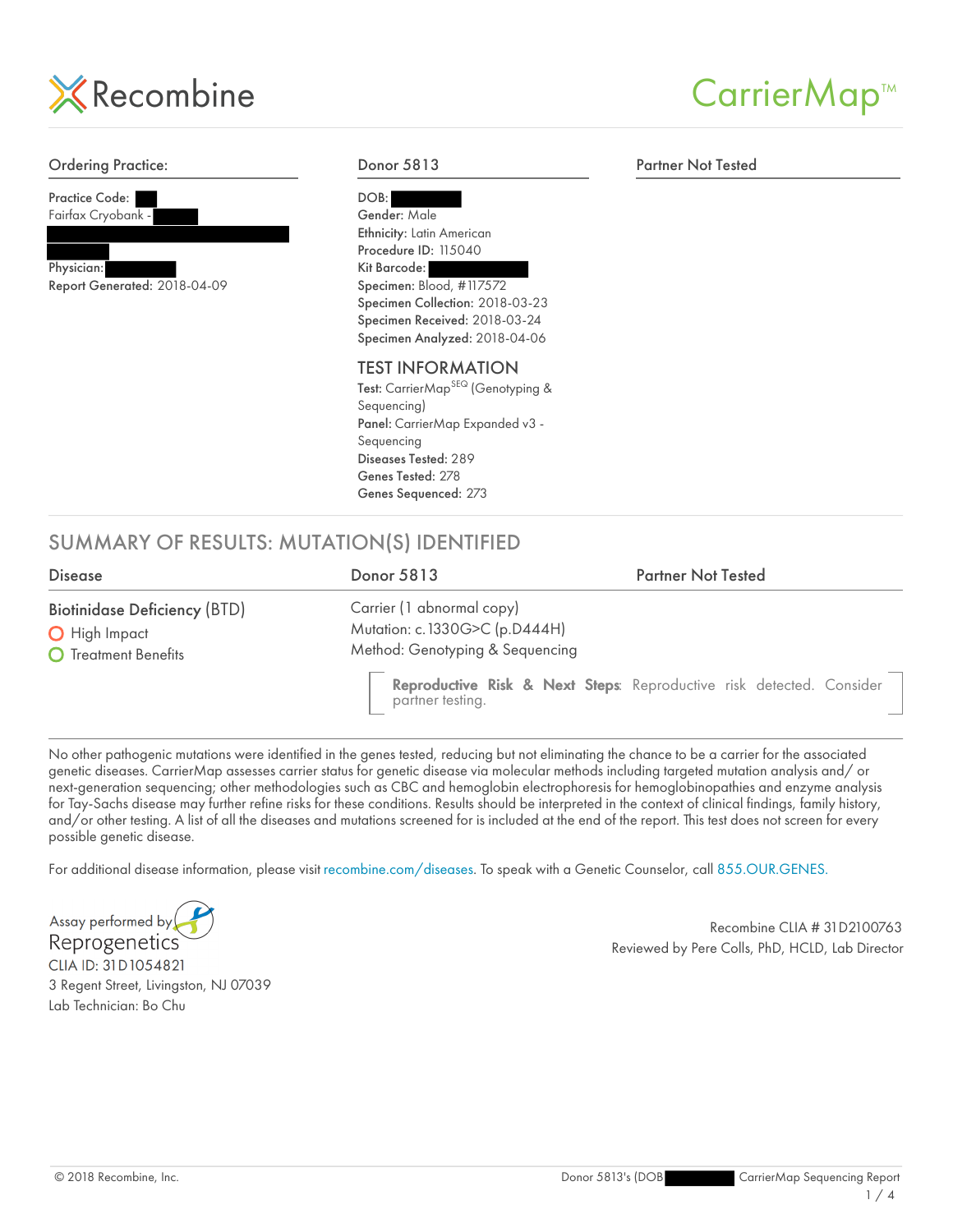Recombine

CarrierMap™

| Ordering Practice: | Donor 5813 | Partner Not Tested |
|---|---|---|
| Practice Code: ██ <br> Fairfax Cryobank - ███ <br> ████████████ <br> ███ <br> Physician: ████ <br> **Report Generated:** 2018-04-09 | **DOB:** ████ <br> **Gender:** Male <br> **Ethnicity:** Latin American <br> **Procedure ID:** 115040 <br> **Kit Barcode:** █████ <br> **Specimen:** Blood, #117572 <br> **Specimen Collection:** 2018-03-23 <br> **Specimen Received:** 2018-03-24 <br> **Specimen Analyzed:** 2018-04-06 | |

## TEST INFORMATION

**Test:** CarrierMap$^{SEQ}$ (Genotyping & Sequencing)
**Panel:** CarrierMap Expanded v3 - Sequencing
**Diseases Tested:** 289
**Genes Tested:** 278
**Genes Sequenced:** 273

## SUMMARY OF RESULTS: MUTATION(S) IDENTIFIED

| Disease | Donor 5813 | Partner Not Tested |
|---|---|---|
| Biotinidase Deficiency (BTD) <br> ○ High Impact <br> ○ Treatment Benefits | Carrier (1 abnormal copy) <br> Mutation: c.1330G>C (p.D444H) <br> Method: Genotyping & Sequencing | |

**Reproductive Risk & Next Steps:** Reproductive risk detected. Consider partner testing.

No other pathogenic mutations were identified in the genes tested, reducing but not eliminating the chance to be a carrier for the associated genetic diseases. CarrierMap assesses carrier status for genetic disease via molecular methods including targeted mutation analysis and/ or next-generation sequencing; other methodologies such as CBC and hemoglobin electrophoresis for hemoglobinopathies and enzyme analysis for Tay-Sachs disease may further refine risks for these conditions. Results should be interpreted in the context of clinical findings, family history, and/or other testing. A list of all the diseases and mutations screened for is included at the end of the report. This test does not screen for every possible genetic disease.

For additional disease information, please visit recombine.com/diseases. To speak with a Genetic Counselor, call 855.OUR.GENES.

Assay performed by Reprogenetics
CLIA ID: 31D1054821
3 Regent Street, Livingston, NJ 07039
Lab Technician: Bo Chu

Recombine CLIA # 31D2100763
Reviewed by Pere Colls, PhD, HCLD, Lab Director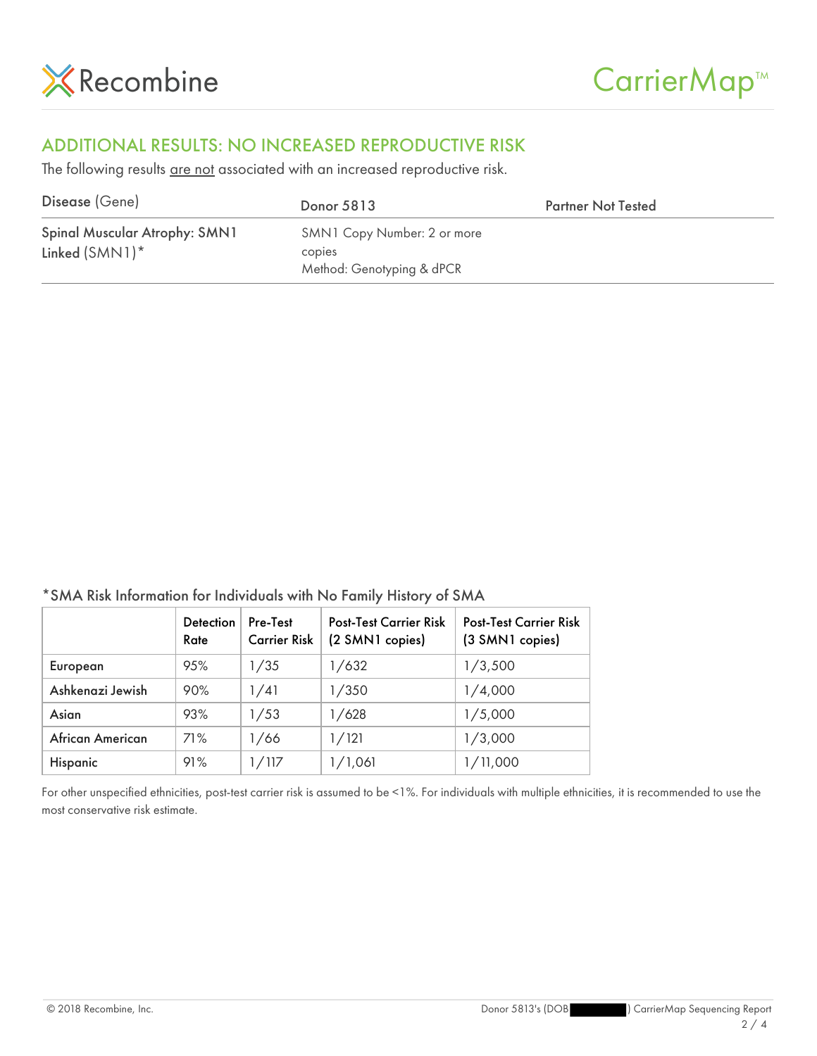## ADDITIONAL RESULTS: NO INCREASED REPRODUCTIVE RISK

The following results are not associated with an increased reproductive risk.

| Disease (Gene) | Donor 5813 | Partner Not Tested |
|---|---|---|
| **Spinal Muscular Atrophy: SMN1 Linked** (SMN1)* | SMN1 Copy Number: 2 or more copies<br>Method: Genotyping & dPCR | |

*SMA Risk Information for Individuals with No Family History of SMA

| | Detection Rate | Pre-Test Carrier Risk | Post-Test Carrier Risk (2 SMN1 copies) | Post-Test Carrier Risk (3 SMN1 copies) |
|---|---|---|---|---|
| European | 95% | 1/35 | 1/632 | 1/3,500 |
| Ashkenazi Jewish | 90% | 1/41 | 1/350 | 1/4,000 |
| Asian | 93% | 1/53 | 1/628 | 1/5,000 |
| African American | 71% | 1/66 | 1/121 | 1/3,000 |
| Hispanic | 91% | 1/117 | 1/1,061 | 1/11,000 |

For other unspecified ethnicities, post-test carrier risk is assumed to be <1%. For individuals with multiple ethnicities, it is recommended to use the most conservative risk estimate.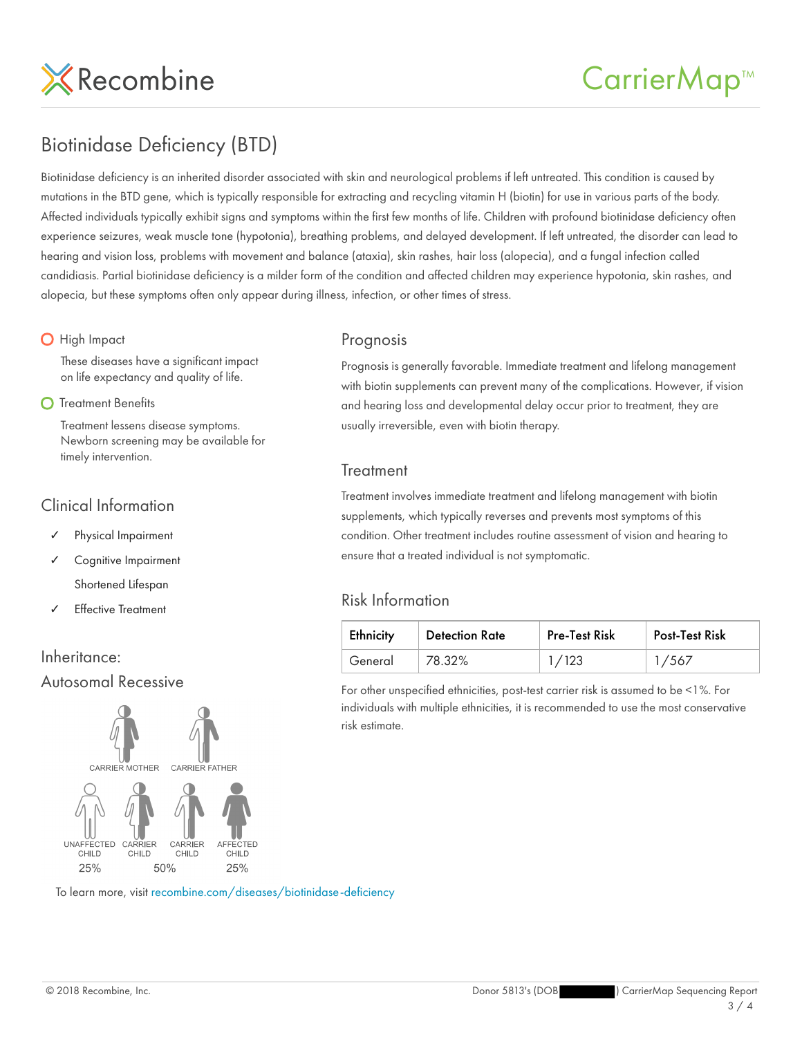# Biotinidase Deficiency (BTD)

Biotinidase deficiency is an inherited disorder associated with skin and neurological problems if left untreated. This condition is caused by mutations in the BTD gene, which is typically responsible for extracting and recycling vitamin H (biotin) for use in various parts of the body. Affected individuals typically exhibit signs and symptoms within the first few months of life. Children with profound biotinidase deficiency often experience seizures, weak muscle tone (hypotonia), breathing problems, and delayed development. If left untreated, the disorder can lead to hearing and vision loss, problems with movement and balance (ataxia), skin rashes, hair loss (alopecia), and a fungal infection called candidiasis. Partial biotinidase deficiency is a milder form of the condition and affected children may experience hypotonia, skin rashes, and alopecia, but these symptoms often only appear during illness, infection, or other times of stress.

**High Impact**

These diseases have a significant impact on life expectancy and quality of life.

**Treatment Benefits**

Treatment lessens disease symptoms. Newborn screening may be available for timely intervention.

## Clinical Information

- ✓ Physical Impairment
- ✓ Cognitive Impairment
- Shortened Lifespan
- ✓ Effective Treatment

## Inheritance: Autosomal Recessive

CARRIER MOTHER — CARRIER FATHER

UNAFFECTED CHILD 25% — CARRIER CHILD / CARRIER CHILD 50% — AFFECTED CHILD 25%

To learn more, visit recombine.com/diseases/biotinidase-deficiency

## Prognosis

Prognosis is generally favorable. Immediate treatment and lifelong management with biotin supplements can prevent many of the complications. However, if vision and hearing loss and developmental delay occur prior to treatment, they are usually irreversible, even with biotin therapy.

## Treatment

Treatment involves immediate treatment and lifelong management with biotin supplements, which typically reverses and prevents most symptoms of this condition. Other treatment includes routine assessment of vision and hearing to ensure that a treated individual is not symptomatic.

## Risk Information

| Ethnicity | Detection Rate | Pre-Test Risk | Post-Test Risk |
|---|---|---|---|
| General | 78.32% | 1/123 | 1/567 |

For other unspecified ethnicities, post-test carrier risk is assumed to be <1%. For individuals with multiple ethnicities, it is recommended to use the most conservative risk estimate.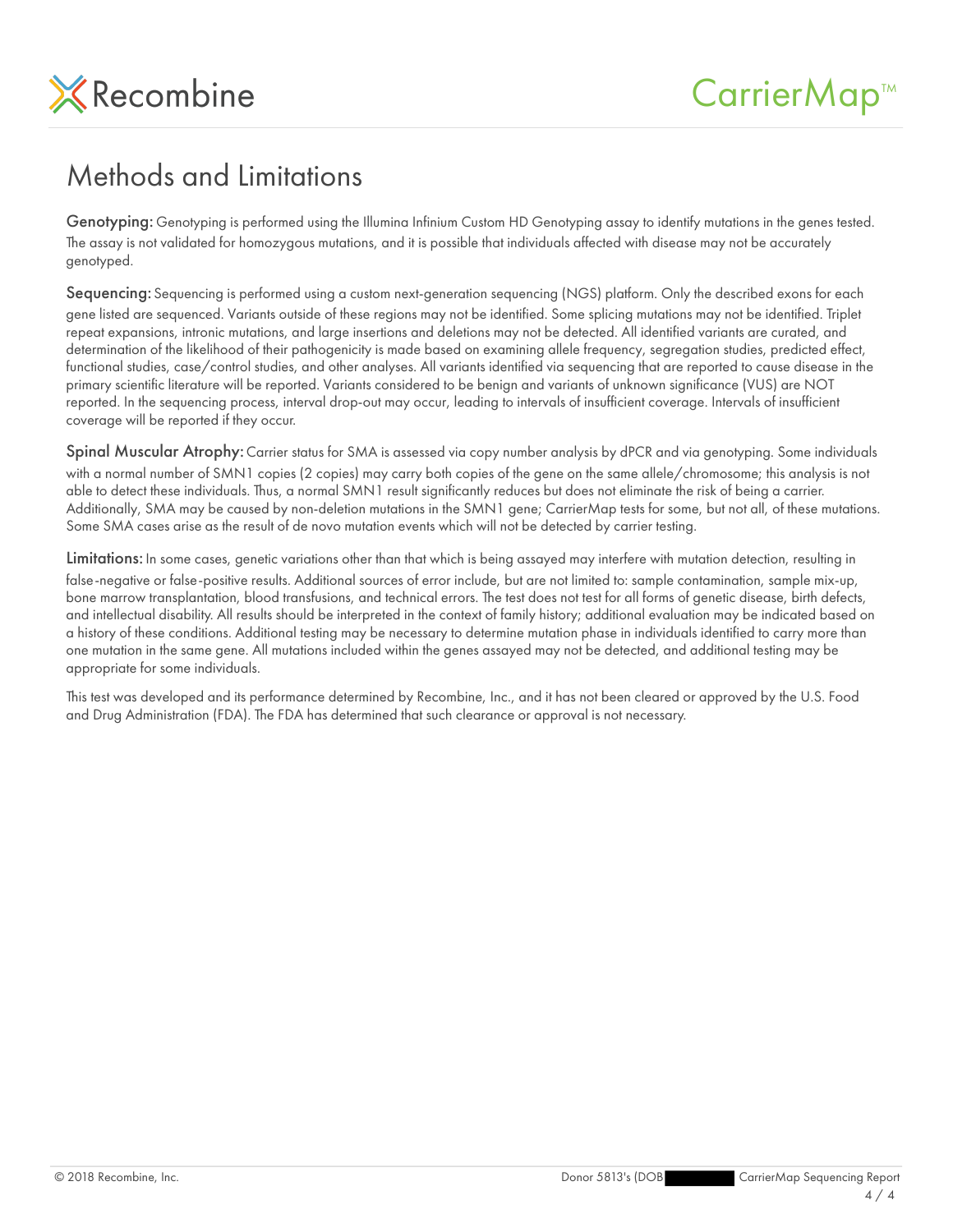# Methods and Limitations

**Genotyping:** Genotyping is performed using the Illumina Infinium Custom HD Genotyping assay to identify mutations in the genes tested. The assay is not validated for homozygous mutations, and it is possible that individuals affected with disease may not be accurately genotyped.

**Sequencing:** Sequencing is performed using a custom next-generation sequencing (NGS) platform. Only the described exons for each gene listed are sequenced. Variants outside of these regions may not be identified. Some splicing mutations may not be identified. Triplet repeat expansions, intronic mutations, and large insertions and deletions may not be detected. All identified variants are curated, and determination of the likelihood of their pathogenicity is made based on examining allele frequency, segregation studies, predicted effect, functional studies, case/control studies, and other analyses. All variants identified via sequencing that are reported to cause disease in the primary scientific literature will be reported. Variants considered to be benign and variants of unknown significance (VUS) are NOT reported. In the sequencing process, interval drop-out may occur, leading to intervals of insufficient coverage. Intervals of insufficient coverage will be reported if they occur.

**Spinal Muscular Atrophy:** Carrier status for SMA is assessed via copy number analysis by dPCR and via genotyping. Some individuals with a normal number of SMN1 copies (2 copies) may carry both copies of the gene on the same allele/chromosome; this analysis is not able to detect these individuals. Thus, a normal SMN1 result significantly reduces but does not eliminate the risk of being a carrier. Additionally, SMA may be caused by non-deletion mutations in the SMN1 gene; CarrierMap tests for some, but not all, of these mutations. Some SMA cases arise as the result of de novo mutation events which will not be detected by carrier testing.

**Limitations:** In some cases, genetic variations other than that which is being assayed may interfere with mutation detection, resulting in false-negative or false-positive results. Additional sources of error include, but are not limited to: sample contamination, sample mix-up, bone marrow transplantation, blood transfusions, and technical errors. The test does not test for all forms of genetic disease, birth defects, and intellectual disability. All results should be interpreted in the context of family history; additional evaluation may be indicated based on a history of these conditions. Additional testing may be necessary to determine mutation phase in individuals identified to carry more than one mutation in the same gene. All mutations included within the genes assayed may not be detected, and additional testing may be appropriate for some individuals.

This test was developed and its performance determined by Recombine, Inc., and it has not been cleared or approved by the U.S. Food and Drug Administration (FDA). The FDA has determined that such clearance or approval is not necessary.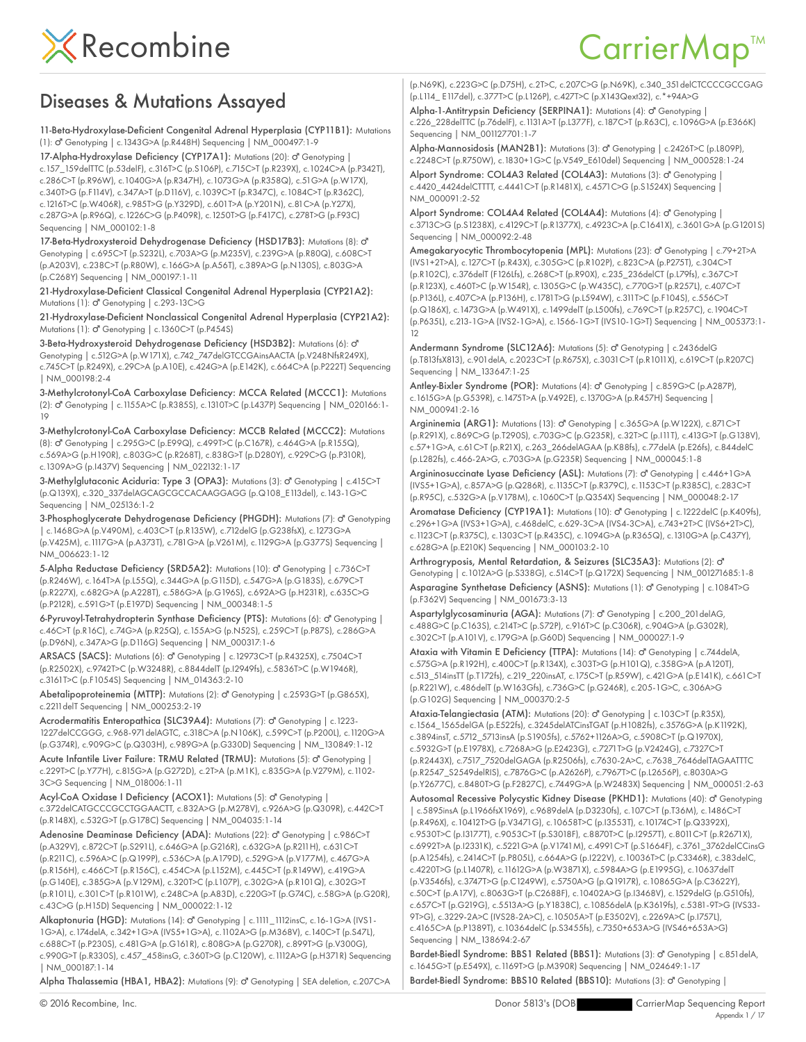## Diseases & Mutations Assayed

**11-Beta-Hydroxylase-Deficient Congenital Adrenal Hyperplasia (CYP11B1):** Mutations (1): ♂ Genotyping | c.1343G>A (p.R448H) Sequencing | NM_000497:1-9

**17-Alpha-Hydroxylase Deficiency (CYP17A1):** Mutations (20): ♂ Genotyping | c.157_159delTTC (p.53delF), c.316T>C (p.S106P), c.715C>T (p.R239X), c.1024C>A (p.P342T), c.286C>T (p.R96W), c.1040G>A (p.R347H), c.1073G>A (p.R358Q), c.51G>A (p.W17X), c.340T>G (p.F114V), c.347A>T (p.D116V), c.1039C>T (p.R347C), c.1084C>T (p.R362C), c.1216T>C (p.W406R), c.985T>G (p.Y329D), c.601T>A (p.Y201N), c.81C>A (p.Y27X), c.287G>A (p.R96Q), c.1226C>G (p.P409R), c.1250T>G (p.F417C), c.278T>G (p.F93C) Sequencing | NM_000102:1-8

**17-Beta-Hydroxysteroid Dehydrogenase Deficiency (HSD17B3):** Mutations (8): ♂ Genotyping | c.695C>T (p.S232L), c.703A>G (p.M235V), c.239G>A (p.R80Q), c.608C>T (p.A203V), c.238C>T (p.R80W), c.166G>A (p.A56T), c.389A>G (p.N130S), c.803G>A (p.C268Y) Sequencing | NM_000197:1-11

**21-Hydroxylase-Deficient Classical Congenital Adrenal Hyperplasia (CYP21A2):** Mutations (1): ♂ Genotyping | c.293-13C>G

**21-Hydroxylase-Deficient Nonclassical Congenital Adrenal Hyperplasia (CYP21A2):** Mutations (1): ♂ Genotyping | c.1360C>T (p.P454S)

**3-Beta-Hydroxysteroid Dehydrogenase Deficiency (HSD3B2):** Mutations (6): ♂ Genotyping | c.512G>A (p.W171X), c.742_747delGTCCGAinsAACTA (p.V248NfsR249X), c.745C>T (p.R249X), c.29C>A (p.A10E), c.424G>A (p.E142K), c.664C>A (p.P222T) Sequencing | NM_000198:2-4

**3-Methylcrotonyl-CoA Carboxylase Deficiency: MCCA Related (MCCC1):** Mutations (2): ♂ Genotyping | c.1155A>C (p.R385S), c.1310T>C (p.L437P) Sequencing | NM_020166:1-19

**3-Methylcrotonyl-CoA Carboxylase Deficiency: MCCB Related (MCCC2):** Mutations (8): ♂ Genotyping | c.295G>C (p.E99Q), c.499T>C (p.C167R), c.464G>A (p.R155Q), c.569A>G (p.H190R), c.803G>C (p.R268T), c.838G>T (p.D280Y), c.929C>G (p.P310R), c.1309A>G (p.I437V) Sequencing | NM_022132:1-17

**3-Methylglutaconic Aciduria: Type 3 (OPA3):** Mutations (3): ♂ Genotyping | c.415C>T (p.Q139X), c.320_337delAGCAGCGCCACAAGGAGG (p.Q108_E113del), c.143-1G>C Sequencing | NM_025136:1-2

**3-Phosphoglycerate Dehydrogenase Deficiency (PHGDH):** Mutations (7): ♂ Genotyping | c.1468G>A (p.V490M), c.403C>T (p.R135W), c.712delG (p.G238fsX), c.1273G>A (p.V425M), c.1117G>A (p.A373T), c.781G>A (p.V261M), c.1129G>A (p.G377S) Sequencing | NM_006623:1-12

**5-Alpha Reductase Deficiency (SRD5A2):** Mutations (10): ♂ Genotyping | c.736C>T (p.R246W), c.164T>A (p.L55Q), c.344G>A (p.G115D), c.547G>A (p.G183S), c.679C>T (p.R227X), c.682G>A (p.A228T), c.586G>A (p.G196S), c.692A>G (p.H231R), c.635C>G (p.P212R), c.591G>T (p.E197D) Sequencing | NM_000348:1-5

**6-Pyruvoyl-Tetrahydropterin Synthase Deficiency (PTS):** Mutations (6): ♂ Genotyping | c.46C>T (p.R16C), c.74G>A (p.R25Q), c.155A>G (p.N52S), c.259C>T (p.P87S), c.286G>A (p.D96N), c.347A>G (p.D116G) Sequencing | NM_000317:1-6

**ARSACS (SACS):** Mutations (6): ♂ Genotyping | c.12973C>T (p.R4325X), c.7504C>T (p.R2502X), c.9742T>C (p.W3248R), c.8844delT (p.I2949fs), c.5836T>C (p.W1946R), c.3161T>C (p.F1054S) Sequencing | NM_014363:2-10

**Abetalipoproteinemia (MTTP):** Mutations (2): ♂ Genotyping | c.2593G>T (p.G865X), c.2211delT Sequencing | NM_000253:2-19

**Acrodermatitis Enteropathica (SLC39A4):** Mutations (7): ♂ Genotyping | c.1223-1227delCCGGG, c.968-971delAGTC, c.318C>A (p.N106K), c.599C>T (p.P200L), c.1120G>A (p.G374R), c.909G>C (p.Q303H), c.989G>A (p.G330D) Sequencing | NM_130849:1-12

**Acute Infantile Liver Failure: TRMU Related (TRMU):** Mutations (5): ♂ Genotyping | c.229T>C (p.Y77H), c.815G>A (p.G272D), c.2T>A (p.M1K), c.835G>A (p.V279M), c.1102-3C>G Sequencing | NM_018006:1-11

**Acyl-CoA Oxidase I Deficiency (ACOX1):** Mutations (5): ♂ Genotyping | c.372delCATGCCCGCCTGGAACTT, c.832A>G (p.M278V), c.926A>G (p.Q309R), c.442C>T (p.R148X), c.532G>T (p.G178C) Sequencing | NM_004035:1-14

**Adenosine Deaminase Deficiency (ADA):** Mutations (22): ♂ Genotyping | c.986C>T (p.A329V), c.872C>T (p.S291L), c.646G>A (p.G216R), c.632G>A (p.R211H), c.631C>T (p.R211C), c.596A>C (p.Q199P), c.536C>A (p.A179D), c.529G>A (p.V177M), c.467G>A (p.R156H), c.466C>T (p.R156C), c.454C>A (p.L152M), c.445C>T (p.R149W), c.419G>A (p.G140E), c.385G>A (p.V129M), c.320T>C (p.L107P), c.302G>A (p.R101Q), c.302G>T (p.R101L), c.301C>T (p.R101W), c.248C>A (p.A83D), c.220G>T (p.G74C), c.58G>A (p.G20R), c.43C>G (p.H15D) Sequencing | NM_000022:1-12

**Alkaptonuria (HGD):** Mutations (14): ♂ Genotyping | c.1111_1112insC, c.16-1G>A (IVS1-1G>A), c.174delA, c.342+1G>A (IVS5+1G>A), c.1102A>G (p.M368V), c.140C>T (p.S47L), c.688C>T (p.P230S), c.481G>A (p.G161R), c.808G>A (p.G270R), c.899T>G (p.V300G), c.990G>T (p.R330S), c.457_458insG, c.360T>G (p.C120W), c.1112A>G (p.H371R) Sequencing | NM_000187:1-14

**Alpha Thalassemia (HBA1, HBA2):** Mutations (9): ♂ Genotyping | SEA deletion, c.207C>A (p.N69K), c.223G>C (p.D75H), c.2T>C, c.207C>G (p.N69K), c.340_351delCTCCCCGCCGAG (p.L114_E117del), c.377T>C (p.L126P), c.427T>C (p.X143Qext32), c.*+94A>G

**Alpha-1-Antitrypsin Deficiency (SERPINA1):** Mutations (4): ♂ Genotyping | c.226_228delTTC (p.76delF), c.1131A>T (p.L377F), c.187C>T (p.R63C), c.1096G>A (p.E366K) Sequencing | NM_001127701:1-7

**Alpha-Mannosidosis (MAN2B1):** Mutations (3): ♂ Genotyping | c.2426T>C (p.L809P), c.2248C>T (p.R750W), c.1830+1G>C (p.V549_E610del) Sequencing | NM_000528:1-24

**Alport Syndrome: COL4A3 Related (COL4A3):** Mutations (3): ♂ Genotyping | c.4420_4424delCTTTT, c.4441C>T (p.R1481X), c.4571C>G (p.S1524X) Sequencing | NM_000091:2-52

**Alport Syndrome: COL4A4 Related (COL4A4):** Mutations (4): ♂ Genotyping | c.3713C>G (p.S1238X), c.4129C>T (p.R1377X), c.4923C>A (p.C1641X), c.3601G>A (p.G1201S) Sequencing | NM_000092:2-48

**Amegakaryocytic Thrombocytopenia (MPL):** Mutations (23): ♂ Genotyping | c.79+2T>A (IVS1+2T>A), c.127C>T (p.R43X), c.305G>C (p.R102P), c.823C>A (p.P275T), c.304C>T (p.R102C), c.376delT (F126Lfs), c.268C>T (p.R90X), c.235_236delCT (p.L79fs), c.367C>T (p.R123X), c.460T>C (p.W154R), c.1305G>C (p.W435C), c.770G>T (p.R257L), c.407C>T (p.P136L), c.407C>A (p.P136H), c.1781T>G (p.L594W), c.311T>C (p.F104S), c.556C>T (p.Q186X), c.1473G>A (p.W491X), c.1499delT (p.L500fs), c.769C>T (p.R257C), c.1904C>T (p.P635L), c.213-1G>A (IVS2-1G>A), c.1566-1G>T (IVS10-1G>T) Sequencing | NM_005373:1-12

**Andermann Syndrome (SLC12A6):** Mutations (5): ♂ Genotyping | c.2436delG (p.T813fsX813), c.901delA, c.2023C>T (p.R675X), c.3031C>T (p.R1011X), c.619C>T (p.R207C) Sequencing | NM_133647:1-25

**Antley-Bixler Syndrome (POR):** Mutations (4): ♂ Genotyping | c.859G>C (p.A287P), c.1615G>A (p.G539R), c.1475T>A (p.V492E), c.1370G>A (p.R457H) Sequencing | NM_000941:2-16

**Argininemia (ARG1):** Mutations (13): ♂ Genotyping | c.365G>A (p.W122X), c.871C>T (p.R291X), c.869C>G (p.T290S), c.703G>C (p.G235R), c.32T>C (p.I11T), c.413G>T (p.G138V), c.57+1G>A, c.61C>T (p.R21X), c.263_266delAGAA (p.K88fs), c.77delA (p.E26fs), c.844delC (p.L282fs), c.466-2A>G, c.703G>A (p.G235R) Sequencing | NM_000045:1-8

**Argininosuccinate Lyase Deficiency (ASL):** Mutations (7): ♂ Genotyping | c.446+1G>A (IVS5+1G>A), c.857A>G (p.Q286R), c.1135C>T (p.R379C), c.1153C>T (p.R385C), c.283C>T (p.R95C), c.532G>A (p.V178M), c.1060C>T (p.Q354X) Sequencing | NM_000048:2-17

**Aromatase Deficiency (CYP19A1):** Mutations (10): ♂ Genotyping | c.1222delC (p.K409fs), c.296+1G>A (IVS3+1G>A), c.468delC, c.629-3C>A (IVS4-3C>A), c.743+2T>C (IVS6+2T>C), c.1123C>T (p.R375C), c.1303C>T (p.R435C), c.1094G>A (p.R365Q), c.1310G>A (p.C437Y), c.628G>A (p.E210K) Sequencing | NM_000103:2-10

**Arthrogryposis, Mental Retardation, & Seizures (SLC35A3):** Mutations (2): ♂ Genotyping | c.1012A>G (p.S338G), c.514C>T (p.Q172X) Sequencing | NM_001271685:1-8

**Asparagine Synthetase Deficiency (ASNS):** Mutations (1): ♂ Genotyping | c.1084T>G (p.F362V) Sequencing | NM_001673:3-13

**Aspartylglycosaminuria (AGA):** Mutations (7): ♂ Genotyping | c.200_201delAG, c.488G>C (p.C163S), c.214T>C (p.S72P), c.916T>C (p.C306R), c.904G>A (p.G302R), c.302C>T (p.A101V), c.179G>A (p.G60D) Sequencing | NM_000027:1-9

**Ataxia with Vitamin E Deficiency (TTPA):** Mutations (14): ♂ Genotyping | c.744delA, c.575G>A (p.R192H), c.400C>T (p.R134X), c.303T>G (p.H101Q), c.358G>A (p.A120T), c.513_514insTT (p.T172fs), c.219_220insAT, c.175C>T (p.R59W), c.421G>A (p.E141K), c.661C>T (p.R221W), c.486delT (p.W163Gfs), c.736G>C (p.G246R), c.205-1G>C, c.306A>G (p.G102G) Sequencing | NM_000370:2-5

**Ataxia-Telangiectasia (ATM):** Mutations (20): ♂ Genotyping | c.103C>T (p.R35X), c.1564_1565delGA (p.E522fs), c.3245delATCinsTGAT (p.H1082fs), c.3576G>A (p.K1192K), c.3894insT, c.5712_5713insA (p.S1905fs), c.5762+1126A>G, c.5908C>T (p.Q1970X), c.5932G>T (p.E1978X), c.7268A>G (p.E2423G), c.7271T>G (p.V2424G), c.7327C>T (p.R2443X), c.7517_7520delGAGA (p.R2506fs), c.7630-2A>C, c.7638_7646delTAGAATTTC (p.R2547_S2549delRIS), c.7876G>C (p.A2626P), c.7967T>C (p.L2656P), c.8030A>G (p.Y2677C), c.8480T>G (p.F2827C), c.7449G>A (p.W2483X) Sequencing | NM_000051:2-63

**Autosomal Recessive Polycystic Kidney Disease (PKHD1):** Mutations (40): ♂ Genotyping | c.5895insA (p.L1966fsX1969), c.9689delA (p.D3230fs), c.107C>T (p.T36M), c.1486C>T (p.R496X), c.10412T>G (p.V3471G), c.10658T>C (p.I3553T), c.10174C>T (p.Q3392X), c.9530T>C (p.I3177T), c.9053C>T (p.S3018F), c.8870T>C (p.I2957T), c.8011C>T (p.R2671X), c.6992T>A (p.I2331K), c.5221G>A (p.V1741M), c.4991C>T (p.S1664F), c.3761_3762delCCinsG (p.A1254fs), c.2414C>T (p.P805L), c.664A>G (p.I222V), c.10036T>C (p.C3346R), c.383delC, c.4220T>G (p.L1407R), c.11612G>A (p.W3871X), c.5984A>G (p.E1995G), c.10637delT (p.V3546fs), c.3747T>G (p.C1249W), c.5750A>G (p.Q1917R), c.10865G>A (p.C3622Y), c.50C>T (p.A17V), c.8063G>T (p.C2688F), c.10402A>G (p.I3468V), c.1529delG (p.G510fs), c.657C>T (p.G219G), c.5513A>G (p.Y1838C), c.10856delA (p.K3619fs), c.5381-9T>G (IVS33-9T>G), c.3229-2A>C (IVS28-2A>C), c.10505A>T (p.E3502V), c.2269A>C (p.I757L), c.4165C>A (p.P1389T), c.10364delC (p.S3455fs), c.7350+653A>G (IVS46+653A>G) Sequencing | NM_138694:2-67

**Bardet-Biedl Syndrome: BBS1 Related (BBS1):** Mutations (3): ♂ Genotyping | c.851delA, c.1645G>T (p.E549X), c.1169T>G (p.M390R) Sequencing | NM_024649:1-17

**Bardet-Biedl Syndrome: BBS10 Related (BBS10):** Mutations (3): ♂ Genotyping |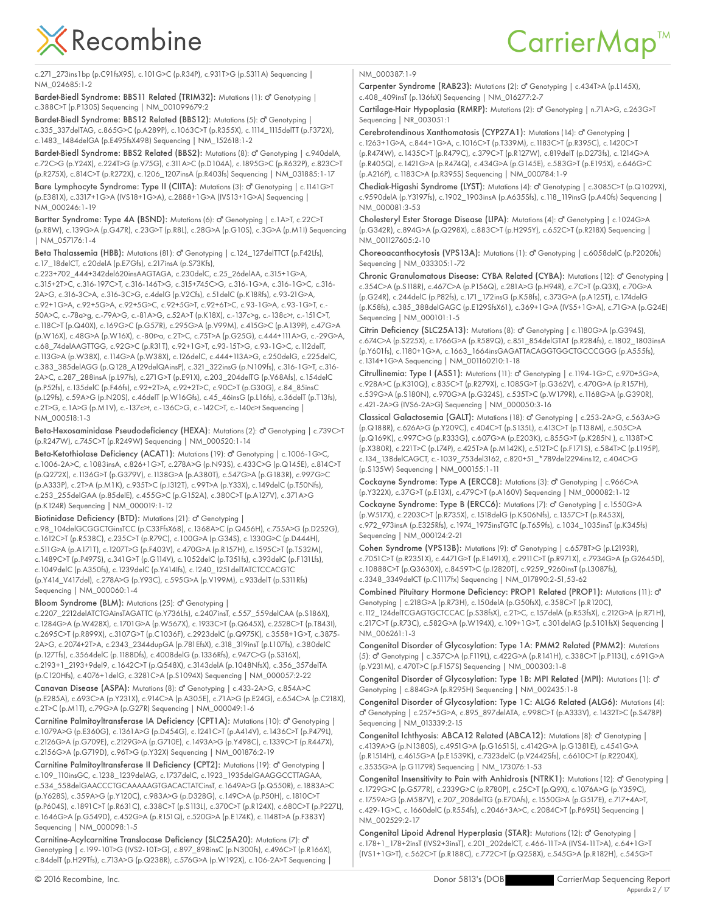c.271_273ins1bp (p.C91fsX95), c.101G>C (p.R34P), c.931T>G (p.S311A) Sequencing | NM_024685:1-2

**Bardet-Biedl Syndrome: BBS11 Related (TRIM32):** Mutations (1): ♂ Genotyping | c.388C>T (p.P130S) Sequencing | NM_001099679:2

**Bardet-Biedl Syndrome: BBS12 Related (BBS12):** Mutations (5): ♂ Genotyping | c.335_337delTAG, c.865G>C (p.A289P), c.1063C>T (p.R355X), c.1114_1115delTT (p.F372X), c.1483_1484delGA (p.E495fsX498) Sequencing | NM_152618:1-2

**Bardet-Biedl Syndrome: BBS2 Related (BBS2):** Mutations (8): ♂ Genotyping | c.940delA, c.72C>G (p.Y24X), c.224T>G (p.V75G), c.311A>C (p.D104A), c.1895G>C (p.R632P), c.823C>T (p.R275X), c.814C>T (p.R272X), c.1206_1207insA (p.R403fs) Sequencing | NM_031885:1-17

**Bare Lymphocyte Syndrome: Type II (CIITA):** Mutations (3): ♂ Genotyping | c.1141G>T (p.E381X), c.3317+1G>A (IVS18+1G>A), c.2888+1G>A (IVS13+1G>A) Sequencing | NM_000246:1-19

**Bartter Syndrome: Type 4A (BSND):** Mutations (6): ♂ Genotyping | c.1A>T, c.22C>T (p.R8W), c.139G>A (p.G47R), c.23G>T (p.R8L), c.28G>A (p.G10S), c.3G>A (p.M1I) Sequencing | NM_057176:1-4

**Beta Thalassemia (HBB):** Mutations (81): ♂ Genotyping | c.124_127delTTCT (p.F42Lfs), c.17_18delCT, c.20delA (p.E7Gfs), c.217insA (p.S73Kfs), c.223+702_444+342del620insAAGTAGA, c.230delC, c.25_26delAA, c.315+1G>A, c.315+2T>C, c.316-197C>T, c.316-146T>G, c.315+745C>G, c.316-1G>A, c.316-1G>C, c.316-2A>G, c.316-3C>A, c.316-3C>G, c.4delG (p.V2Gfs), c.51delC (p.K18Rfs), c.93-21G>A, c.92+1G>A, c.92+5G>A, c.92+5G>C, c.92+5G>T, c.92+6T>C, c.93-1G>A, c.93-1G>T, c.-50A>C, c.-78a>g, c.-79A>G, c.-81A>G, c.52A>T (p.K18X), c.-137c>g, c.-138c>t, c.-151C>T, c.118C>T (p.Q40X), c.169G>C (p.G57R), c.295G>A (p.V99M), c.415G>C (p.A139P), c.47G>A (p.W16X), c.48G>A (p.W16X), c.-80t>a, c.2T>C, c.75T>A (p.G25G), c.444+111A>G, c.-29G>A, c.68_74delAAGTTGG, c.92G>C (p.R31T), c.92+1G>T, c.93-15T>G, c.93-1G>C, c.112delT, c.113G>A (p.W38X), c.114G>A (p.W38X), c.126delC, c.444+113A>G, c.250delG, c.225delC, c.383_385delAGG (p.Q128_A129delQAinsP), c.321_322insG (p.N109fs), c.316-1G>T, c.316-2A>C, c.287_288insA (p.L97fs), c.271G>T (p.E91X), c.203_204delTG (p.V68Afs), c.154delC (p.P52fs), c.135delC (p.F46fs), c.92+2T>A, c.92+2T>C, c.90C>T (p.G30G), c.84_85insC (p.L29fs), c.59A>G (p.N20S), c.46delT (p.W16Gfs), c.45_46insG (p.L16fs), c.36delT (p.T13fs), c.2T>G, c.1A>G (p.M1V), c.-137c>t, c.-136C>G, c.-142C>T, c.-140c>t Sequencing | NM_000518:1-3

**Beta-Hexosaminidase Pseudodeficiency (HEXA):** Mutations (2): ♂ Genotyping | c.739C>T (p.R247W), c.745C>T (p.R249W) Sequencing | NM_000520:1-14

**Beta-Ketothiolase Deficiency (ACAT1):** Mutations (19): ♂ Genotyping | c.1006-1G>C, c.1006-2A>C, c.1083insA, c.826+1G>T, c.278A>G (p.N93S), c.433C>G (p.Q145E), c.814C>T (p.Q272X), c.1136G>T (p.G379V), c.1138G>A (p.A380T), c.547G>A (p.G183R), c.997G>C (p.A333P), c.2T>A (p.M1K), c.935T>C (p.I312T), c.99T>A (p.Y33X), c.149delC (p.T50Nfs), c.253_255delGAA (p.85delE), c.455G>C (p.G152A), c.380C>T (p.A127V), c.371A>G (p.K124R) Sequencing | NM_000019:1-12

**Biotinidase Deficiency (BTD):** Mutations (21): ♂ Genotyping | c.98_104delGCGGCTGinsTCC (p.C33Ffs X68), c.1368A>C (p.Q456H), c.755A>G (p.D252G), c.1612C>T (p.R538C), c.235C>T (p.R79C), c.100G>A (p.G34S), c.1330G>C (p.D444H), c.511G>A (p.A171T), c.1207T>G (p.F403V), c.470G>A (p.R157H), c.1595C>T (p.T532M), c.1489C>T (p.P497S), c.341G>T (p.G114V), c.1052delC (p.T351fs), c.393delC (p.F131Lfs), c.1049delC (p.A350fs), c.1239delC (p.Y414Ifs), c.1240_1251delTATCTCCACGTC (p.Y414_V417del), c.278A>G (p.Y93C), c.595G>A (p.V199M), c.933delT (p.S311Rfs) Sequencing | NM_000060:1-4

**Bloom Syndrome (BLM):** Mutations (25): ♂ Genotyping | c.2207_2212delATCTGAinsTAGATTC (p.Y736Lfs), c.2407insT, c.557_559delCAA (p.S186X), c.1284G>A (p.W428X), c.1701G>A (p.W567X), c.1933C>T (p.Q645X), c.2528C>T (p.T843I), c.2695C>T (p.R899X), c.3107G>T (p.C1036F), c.2923delC (p.Q975K), c.3558+1G>T, c.3875-2A>G, c.2074+2T>A, c.2343_2344dupGA (p.M781Efs X), c.318_319insT (p.L107fs), c.380delC (p.127Tfs), c.3564delC (p.1188Dfs), c.4008delG (p.1336Rfs), c.947C>G (p.S316X), c.2193+1_2193+9del9, c.1642C>T (p.Q548X), c.3143delA (p.1048NfsX), c.356_357delTA (p.C120Hfs), c.4076+1delG, c.3281C>A (p.S1094X) Sequencing | NM_000057:2-22

**Canavan Disease (ASPA):** Mutations (8): ♂ Genotyping | c.433-2A>G, c.854A>C (p.E285A), c.693C>A (p.Y231X), c.914C>A (p.A305E), c.71A>G (p.E24G), c.654C>A (p.C218X), c.2T>C (p.M1T), c.79G>A (p.G27R) Sequencing | NM_000049:1-6

**Carnitine Palmitoyltransferase IA Deficiency (CPT1A):** Mutations (10): ♂ Genotyping | c.1079A>G (p.E360G), c.1361A>G (p.D454G), c.1241C>T (p.A414V), c.1436C>T (p.P479L), c.2126G>A (p.G709E), c.2129G>A (p.G710E), c.1493A>G (p.Y498C), c.1339C>T (p.R447X), c.2156G>A (p.G719D), c.96T>G (p.Y32X) Sequencing | NM_001876:2-19

**Carnitine Palmitoyltransferase II Deficiency (CPT2):** Mutations (19): ♂ Genotyping | c.109_110insGC, c.1238_1239delAG, c.1737delC, c.1923_1935delGAAGGCCTTAGAA, c.534_558delGAACCCTGCAAAAAGTGACACTATCinsT, c.1649A>G (p.Q550R), c.1883A>C (p.Y628S), c.359A>G (p.Y120C), c.983A>G (p.D328G), c.149C>A (p.P50H), c.1810C>T (p.P604S), c.1891C>T (p.R631C), c.338C>T (p.S113L), c.370C>T (p.R124X), c.680C>T (p.P227L), c.1646G>A (p.G549D), c.452G>A (p.R151Q), c.520G>A (p.E174K), c.1148T>A (p.F383Y) Sequencing | NM_000098:1-5

**Carnitine-Acylcarnitine Translocase Deficiency (SLC25A20):** Mutations (7): ♂ Genotyping | c.199-10T>G (IVS2-10T>G), c.897_898insC (p.N300fs), c.496C>T (p.R166X), c.84delT (p.H29Tfs), c.713A>G (p.Q238R), c.576G>A (p.W192X), c.106-2A>T Sequencing | NM_000387:1-9

**Carpenter Syndrome (RAB23):** Mutations (2): ♂ Genotyping | c.434T>A (p.L145X), c.408_409insT (p.136fsX) Sequencing | NM_016277:2-7

**Cartilage-Hair Hypoplasia (RMRP):** Mutations (2): ♂ Genotyping | n.71A>G, c.263G>T Sequencing | NR_003051:1

**Cerebrotendinous Xanthomatosis (CYP27A1):** Mutations (14): ♂ Genotyping | c.1263+1G>A, c.844+1G>A, c.1016C>T (p.T339M), c.1183C>T (p.R395C), c.1420C>T (p.R474W), c.1435C>T (p.R479C), c.379C>T (p.R127W), c.819delT (p.D273fs), c.1214G>A (p.R405Q), c.1421G>A (p.R474Q), c.434G>A (p.G145E), c.583G>T (p.E195X), c.646G>C (p.A216P), c.1183C>A (p.R395S) Sequencing | NM_000784:1-9

**Chediak-Higashi Syndrome (LYST):** Mutations (4): ♂ Genotyping | c.3085C>T (p.Q1029X), c.9590delA (p.Y3197fs), c.1902_1903insA (p.A635Sfs), c.118_119insG (p.A40fs) Sequencing | NM_000081:3-53

**Cholesteryl Ester Storage Disease (LIPA):** Mutations (4): ♂ Genotyping | c.1024G>A (p.G342R), c.894G>A (p.Q298X), c.883C>T (p.H295Y), c.652C>T (p.R218X) Sequencing | NM_001127605:2-10

**Choreoacanthocytosis (VPS13A):** Mutations (1): ♂ Genotyping | c.6058delC (p.P2020fs) Sequencing | NM_033305:1-72

**Chronic Granulomatous Disease: CYBA Related (CYBA):** Mutations (12): ♂ Genotyping | c.354C>A (p.S118R), c.467C>A (p.P156Q), c.281A>G (p.H94R), c.7C>T (p.Q3X), c.70G>A (p.G24R), c.244delC (p.P82fs), c.171_172insG (p.K58fs), c.373G>A (p.A125T), c.174delG (p.K58fs), c.385_388delGAGC (p.E129SfsX61), c.369+1G>A (IVS5+1G>A), c.71G>A (p.G24E) Sequencing | NM_000101:1-5

**Citrin Deficiency (SLC25A13):** Mutations (8): ♂ Genotyping | c.1180G>A (p.G394S), c.674C>A (p.S225X), c.1766G>A (p.R589Q), c.851_854delGTAT (p.R284fs), c.1802_1803insA (p.Y601fs), c.1180+1G>A, c.1663_1664insGAGATTACAGGTGGCTGCCCGGG (p.A555fs), c.1314+1G>A Sequencing | NM_001160210:1-18

**Citrullinemia: Type I (ASS1):** Mutations (11): ♂ Genotyping | c.1194-1G>C, c.970+5G>A, c.928A>C (p.K310Q), c.835C>T (p.R279X), c.1085G>T (p.G362V), c.470G>A (p.R157H), c.539G>A (p.S180N), c.970G>A (p.G324S), c.535T>C (p.W179R), c.1168G>A (p.G390R), c.421-2A>G (IVS6-2A>G) Sequencing | NM_000050:3-16

**Classical Galactosemia (GALT):** Mutations (18): ♂ Genotyping | c.253-2A>G, c.563A>G (p.Q188R), c.626A>G (p.Y209C), c.404C>T (p.S135L), c.413C>T (p.T138M), c.505C>A (p.Q169K), c.997C>G (p.R333G), c.607G>A (p.E203K), c.855G>T (p.K285N ), c.1138T>C (p.X380R), c.221T>C (p.L74P), c.425T>A (p.M142K), c.512T>C (p.F171S), c.584T>C (p.L195P), c.134_138delCAGCT, c.-1039_753del3162, c.820+51_*789del2294ins12, c.404C>G (p.S135W) Sequencing | NM_000155:1-11

**Cockayne Syndrome: Type A (ERCC8):** Mutations (3): ♂ Genotyping | c.966C>A (p.Y322X), c.37G>T (p.E13X), c.479C>T (p.A160V) Sequencing | NM_000082:1-12

**Cockayne Syndrome: Type B (ERCC6):** Mutations (7): ♂ Genotyping | c.1550G>A (p.W517X), c.2203C>T (p.R735X), c.1518delG (p.K506Nfs), c.1357C>T (p.R453X), c.972_973insA (p.E325Rfs), c.1974_1975insTGTC (p.T659fs), c.1034_1035insT (p.K345fs) Sequencing | NM_000124:2-21

**Cohen Syndrome (VPS13B):** Mutations (9): ♂ Genotyping | c.6578T>G (p.L2193R), c.7051C>T (p.R2351X), c.4471G>T (p.E1491X), c.2911C>T (p.R971X), c.7934G>A (p.G2645D), c.10888C>T (p.Q3630X), c.8459T>C (p.I2820T), c.9259_9260insT (p.L3087fs), c.3348_3349delCT (p.C1117fx) Sequencing | NM_017890:2-51,53-62

**Combined Pituitary Hormone Deficiency: PROP1 Related (PROP1):** Mutations (11): ♂ Genotyping | c.218G>A (p.R73H), c.150delA (p.G50fsX), c.358C>T (p.R120C), c.112_124delTCGAGTGCTCCAC (p.S38fsX), c.2T>C, c.157delA (p.R53fsX), c.212G>A (p.R71H), c.217C>T (p.R73C), c.582G>A (p.W194X), c.109+1G>T, c.301delAG (p.S101fsX) Sequencing | NM_006261:1-3

**Congenital Disorder of Glycosylation: Type 1A: PMM2 Related (PMM2):** Mutations (5): ♂ Genotyping | c.357C>A (p.F119L), c.422G>A (p.R141H), c.338C>T (p.P113L), c.691G>A (p.V231M), c.470T>C (p.F157S) Sequencing | NM_000303:1-8

**Congenital Disorder of Glycosylation: Type 1B: MPI Related (MPI):** Mutations (1): ♂ Genotyping | c.884G>A (p.R295H) Sequencing | NM_002435:1-8

**Congenital Disorder of Glycosylation: Type 1C: ALG6 Related (ALG6):** Mutations (4): ♂ Genotyping | c.257+5G>A, c.895_897delATA, c.998C>T (p.A333V), c.1432T>C (p.S478P) Sequencing | NM_013339:2-15

**Congenital Ichthyosis: ABCA12 Related (ABCA12):** Mutations (8): ♂ Genotyping | c.4139A>G (p.N1380S), c.4951G>A (p.G1651S), c.4142G>A (p.G1381E), c.4541G>A (p.R1514H), c.4615G>A (p.E1539K), c.7323delC (p.V2442Sfs), c.6610C>T (p.R2204X), c.3535G>A (p.G1179R) Sequencing | NM_173076:1-53

**Congenital Insensitivity to Pain with Anhidrosis (NTRK1):** Mutations (12): ♂ Genotyping | c.1729G>C (p.G577R), c.2339G>C (p.R780P), c.25C>T (p.Q9X), c.1076A>G (p.Y359C), c.1759A>G (p.M587V), c.207_208delTG (p.E70Afs), c.1550G>A (p.G517E), c.717+4A>T, c.429-1G>C, c.1660delC (p.R554fs), c.2046+3A>C, c.2084C>T (p.P695L) Sequencing | NM_002529:2-17

**Congenital Lipoid Adrenal Hyperplasia (STAR):** Mutations (12): ♂ Genotyping | c.178+1_178+2insT (IVS2+3insT), c.201_202delCT, c.466-11T>A (IVS4-11T>A), c.64+1G>T (IVS1+1G>T), c.562C>T (p.R188C), c.772C>T (p.Q258X), c.545G>A (p.R182H), c.545G>T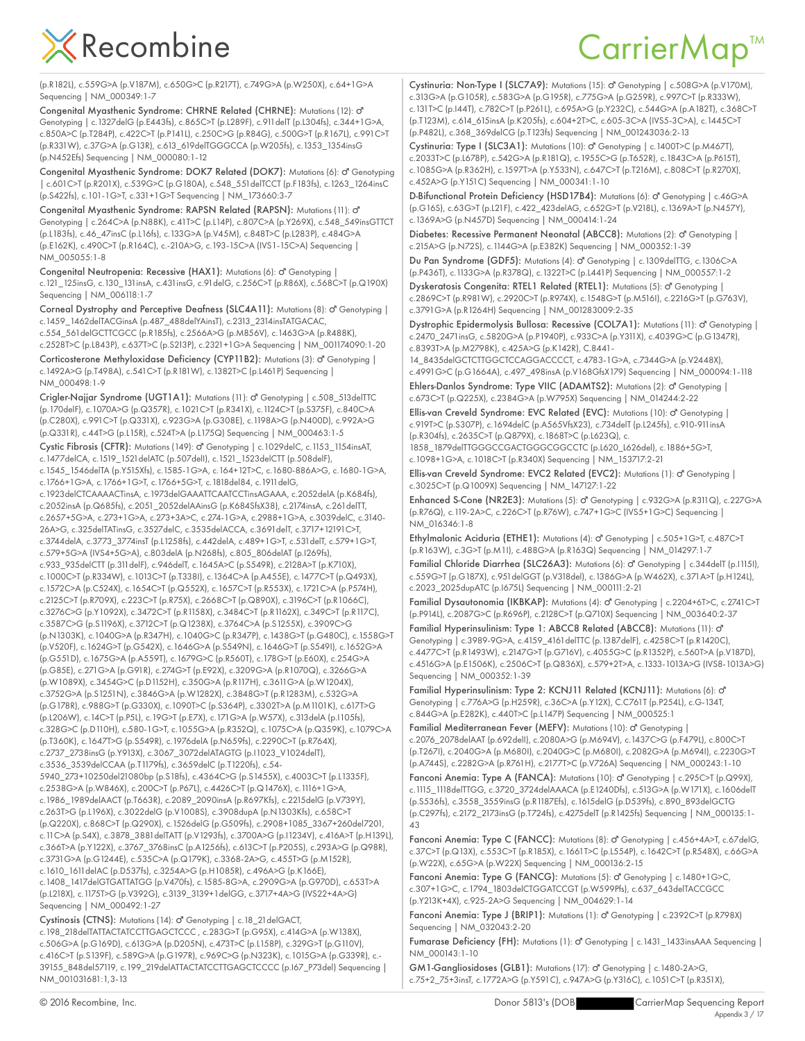(p.R182L), c.559G>A (p.V187M), c.650G>C (p.R217T), c.749G>A (p.W250X), c.64+1G>A Sequencing | NM_000349:1-7

**Congenital Myasthenic Syndrome: CHRNE Related (CHRNE):** Mutations (12): ♂ Genotyping | c.1327delG (p.E443fs), c.865C>T (p.L289F), c.911delT (p.L304fs), c.344+1G>A, c.850A>C (p.T284P), c.422C>T (p.P141L), c.250C>G (p.R84G), c.500G>T (p.R167L), c.991C>T (p.R331W), c.37G>A (p.G13R), c.613_619delTGGGCCA (p.W205fs), c.1353_1354insG (p.N452Efs) Sequencing | NM_000080:1-12

**Congenital Myasthenic Syndrome: DOK7 Related (DOK7):** Mutations (6): ♂ Genotyping | c.601C>T (p.R201X), c.539G>C (p.G180A), c.548_551delTCCT (p.F183fs), c.1263_1264insC (p.S422fs), c.101-1G>T, c.331+1G>T Sequencing | NM_173660:3-7

**Congenital Myasthenic Syndrome: RAPSN Related (RAPSN):** Mutations (11): ♂ Genotyping | c.264C>A (p.N88K), c.41T>C (p.L14P), c.807C>A (p.Y269X), c.548_549insGTTCT (p.L183fs), c.46_47insC (p.L16fs), c.133G>A (p.V45M), c.848T>C (p.L283P), c.484G>A (p.E162K), c.490C>T (p.R164C), c.-210A>G, c.193-15C>A (IVS1-15C>A) Sequencing | NM_005055:1-8

**Congenital Neutropenia: Recessive (HAX1):** Mutations (6): ♂ Genotyping | c.121_125insG, c.130_131insA, c.431insG, c.91delG, c.256C>T (p.R86X), c.568C>T (p.Q190X) Sequencing | NM_006118:1-7

**Corneal Dystrophy and Perceptive Deafness (SLC4A11):** Mutations (8): ♂ Genotyping | c.1459_1462delTACGinsA (p.487_488delYAinsT), c.2313_2314insTATGACAC, c.554_561delGCTTCGCC (p.R185fs), c.2566A>G (p.M856V), c.1463G>A (p.R488K), c.2528T>C (p.L843P), c.637T>C (p.S213P), c.2321+1G>A Sequencing | NM_001174090:1-20

**Corticosterone Methyloxidase Deficiency (CYP11B2):** Mutations (3): ♂ Genotyping | c.1492A>G (p.T498A), c.541C>T (p.R181W), c.1382T>C (p.L461P) Sequencing | NM_000498:1-9

**Crigler-Najjar Syndrome (UGT1A1):** Mutations (11): ♂ Genotyping | c.508_513delTTC (p.170delF), c.1070A>G (p.Q357R), c.1021C>T (p.R341X), c.1124C>T (p.S375F), c.840C>A (p.C280X), c.991C>T (p.Q331X), c.923G>A (p.G308E), c.1198A>G (p.N400D), c.992A>G (p.Q331R), c.44T>G (p.L15R), c.524T>A (p.L175Q) Sequencing | NM_000463:1-5

**Cystic Fibrosis (CFTR):** Mutations (149): ♂ Genotyping | c.1029delC, c.1153_1154insAT, c.1477delCA, c.1519_1521delATC (p.507delI), c.1521_1523delCTT (p.508delF), c.1545_1546delTA (p.Y515Xfs), c.1585-1G>A, c.164+12T>C, c.1680-886A>G, c.1680-1G>A, c.1766+1G>A, c.1766+1G>T, c.1766+5G>T, c.1818del84, c.1911delG, c.1923delCTCAAAACTinsA, c.1973delGAAATTCAATCCTinsAGAAA, c.2052delA (p.K684fs), c.2052insA (p.Q685fs), c.2051_2052delAAinsG (p.K684SfsX38), c.2174insA, c.261delTT, c.2657+5G>A, c.273+1G>A, c.273+3A>C, c.274-1G>A, c.2988+1G>A, c.3039delC, c.3140-26A>G, c.325delTATinsG, c.3527delC, c.3535delACCA, c.3691delT, c.3717+12191C>T, c.3744delA, c.3773_3774insT (p.L1258fs), c.442delA, c.489+1G>T, c.531delT, c.579+1G>T, c.579+5G>A (IVS4+5G>A), c.803delA (p.N268fs), c.805_806delAT (p.I269fs), c.933_935delCTT (p.311delF), c.946delT, c.1645A>C (p.S549R), c.2128A>T (p.K710X), c.1000C>T (p.R334W), c.1013C>T (p.T338I), c.1364C>A (p.A455E), c.1477C>T (p.Q493X), c.1572C>A (p.C524X), c.1654C>T (p.Q552X), c.1657C>T (p.R553X), c.1721C>A (p.P574H), c.2125C>T (p.R709X), c.223C>T (p.R75X), c.2668C>T (p.Q890X), c.3196C>T (p.R1066C), c.3276C>G (p.Y1092X), c.3472C>T (p.R1158X), c.3484C>T (p.R1162X), c.349C>T (p.R117C), c.3587C>G (p.S1196X), c.3712C>T (p.Q1238X), c.3764C>A (p.S1255X), c.3909C>G (p.N1303K), c.1040G>A (p.R347H), c.1040G>C (p.R347P), c.1438G>T (p.G480C), c.1558G>T (p.V520F), c.1624G>T (p.G542X), c.1646G>A (p.S549N), c.1646G>T (p.S549I), c.1652G>A (p.G551D), c.1675G>A (p.A559T), c.1679G>C (p.R560T), c.178G>T (p.E60X), c.254G>A (p.G85E), c.271G>A (p.G91R), c.274G>T (p.E92X), c.3209G>A (p.R1070Q), c.3266G>A (p.W1089X), c.3454G>C (p.D1152H), c.350G>A (p.R117H), c.3611G>A (p.W1204X), c.3752G>A (p.S1251N), c.3846G>A (p.W1282X), c.3848G>T (p.R1283M), c.532G>A (p.G178R), c.988G>T (p.G330X), c.1090T>C (p.S364P), c.3302T>A (p.M1101K), c.617T>G (p.L206W), c.14C>T (p.P5L), c.19G>T (p.E7X), c.171G>A (p.W57X), c.313delA (p.I105fs), c.328G>C (p.D110H), c.580-1G>T, c.1055G>A (p.R352Q), c.1075C>A (p.Q359K), c.1079C>A (p.T360K), c.1647T>G (p.S549R), c.1976delA (p.N659fs), c.2290C>T (p.R764X), c.2737_2738insG (p.Y913X), c.3067_3072delATAGTG (p.I1023_V1024delT), c.3536_3539delCCAA (p.T1179fs), c.3659delC (p.T1220fs), c.54-5940_273+10250del21080bp (p.S18fs), c.4364C>G (p.S1455X), c.4003C>T (p.L1335F), c.2538G>A (p.W846X), c.200C>T (p.P67L), c.4426C>T (p.Q1476X), c.1116+1G>A, c.1986_1989delAACT (p.T663R), c.2089_2090insA (p.R697Kfs), c.2215delG (p.V739Y), c.263T>G (p.L196X), c.3022delG (p.V1008S), c.3908dupA (p.N1303Kfs), c.658C>T (p.Q220X), c.868C>T (p.Q290X), c.1526delG (p.G509fs), c.2908+1085_3367+260del7201, c.11C>A (p.S4X), c.3878_3881delTATT (p.V1293fs), c.3700A>G (p.I1234V), c.416A>T (p.H139L), c.366T>A (p.Y122X), c.3767_3768insC (p.A1256fs), c.613C>T (p.P205S), c.293A>G (p.Q98R), c.3731G>A (p.G1244E), c.535C>A (p.Q179K), c.3368-2A>G, c.455T>G (p.M152R), c.1610_1611delAC (p.D537fs), c.3254A>G (p.H1085R), c.496A>G (p.K166E), c.1408_1417delGTGATTATGG (p.V470fs), c.1585-8G>A, c.2909G>A (p.G970D), c.653T>A (p.L218X), c.1175T>G (p.V392G), c.3139_3139+1delGG, c.3717+4A>G (IVS22+4A>G) Sequencing | NM_000492:1-27

**Cystinosis (CTNS):** Mutations (14): ♂ Genotyping | c.18_21delGACT, c.198_218delTATTACTATCCTTGAGCTCCC , c.283G>T (p.G95X), c.414G>A (p.W138X), c.506G>A (p.G169D), c.613G>A (p.D205N), c.473T>C (p.L158P), c.329G>T (p.G110V), c.416C>T (p.S139F), c.589G>A (p.G197R), c.969C>G (p.N323K), c.1015G>A (p.G339R), c.-39155_848del57119, c.199_219delATTACTATCCTTGAGCTCCCC (p.I67_P73del) Sequencing | NM_001031681:1,3-13

**Cystinuria: Non-Type I (SLC7A9):** Mutations (15): ♂ Genotyping | c.508G>A (p.V170M), c.313G>A (p.G105R), c.583G>A (p.G195R), c.775G>A (p.G259R), c.997C>T (p.R333W), c.131T>C (p.I44T), c.782C>T (p.P261L), c.695A>G (p.Y232C), c.544G>A (p.A182T), c.368C>T (p.T123M), c.614_615insA (p.K205fs), c.604+2T>C, c.605-3C>A (IVS5-3C>A), c.1445C>T (p.P482L), c.368_369delCG (p.T123fs) Sequencing | NM_001243036:2-13

**Cystinuria: Type I (SLC3A1):** Mutations (10): ♂ Genotyping | c.1400T>C (p.M467T), c.2033T>C (p.L678P), c.542G>A (p.R181Q), c.1955C>G (p.T652R), c.1843C>A (p.P615T), c.1085G>A (p.R362H), c.1597T>A (p.Y533N), c.647C>T (p.T216M), c.808C>T (p.R270X), c.452A>G (p.Y151C) Sequencing | NM_000341:1-10

**D-Bifunctional Protein Deficiency (HSD17B4):** Mutations (6): ♂ Genotyping | c.46G>A (p.G16S), c.63G>T (p.L21F), c.422_423delAG, c.652G>T (p.V218L), c.1369A>T (p.N457Y), c.1369A>G (p.N457D) Sequencing | NM_000414:1-24

**Diabetes: Recessive Permanent Neonatal (ABCC8):** Mutations (2): ♂ Genotyping | c.215A>G (p.N72S), c.1144G>A (p.E382K) Sequencing | NM_000352:1-39

**Du Pan Syndrome (GDF5):** Mutations (4): ♂ Genotyping | c.1309delTTG, c.1306C>A (p.P436T), c.1133G>A (p.R378Q), c.1322T>C (p.L441P) Sequencing | NM_000557:1-2

**Dyskeratosis Congenita: RTEL1 Related (RTEL1):** Mutations (5): ♂ Genotyping | c.2869C>T (p.R981W), c.2920C>T (p.R974X), c.1548G>T (p.M516I), c.2216G>T (p.G763V), c.3791G>A (p.R1264H) Sequencing | NM_001283009:2-35

**Dystrophic Epidermolysis Bullosa: Recessive (COL7A1):** Mutations (11): ♂ Genotyping | c.2470_2471insG, c.5820G>A (p.P1940P), c.933C>A (p.Y311X), c.4039G>C (p.G1347R), c.8393T>A (p.M2798K), c.425A>G (p.K142R), C.8441-14_8435delGCTCTTGGCTCCAGGACCCCT, c.4783-1G>A, c.7344G>A (p.V2448X), c.4991G>C (p.G1664A), c.497_498insA (p.V168GfsX179) Sequencing | NM_000094:1-118

**Ehlers-Danlos Syndrome: Type VIIC (ADAMTS2):** Mutations (2): ♂ Genotyping | c.673C>T (p.Q225X), c.2384G>A (p.W795X) Sequencing | NM_014244:2-22

**Ellis-van Creveld Syndrome: EVC Related (EVC):** Mutations (10): ♂ Genotyping | c.919T>C (p.S307P), c.1694delC (p.A565VfsX23), c.734delT (p.L245fs), c.910-911insA (p.R304fs), c.2635C>T (p.Q879X), c.1868T>C (p.L623Q), c.1858_1879delTTGGGCCGACTGGGCGGCCTC (p.L620_L626del), c.1886+5G>T, c.1098+1G>A, c.1018C>T (p.R340X) Sequencing | NM_153717:2-21

**Ellis-van Creveld Syndrome: EVC2 Related (EVC2):** Mutations (1): ♂ Genotyping | c.3025C>T (p.Q1009X) Sequencing | NM_147127:1-22

**Enhanced S-Cone (NR2E3):** Mutations (5): ♂ Genotyping | c.932G>A (p.R311Q), c.227G>A (p.R76Q), c.119-2A>C, c.226C>T (p.R76W), c.747+1G>C (IVS5+1G>C) Sequencing | NM_016346:1-8

**Ethylmalonic Aciduria (ETHE1):** Mutations (4): ♂ Genotyping | c.505+1G>T, c.487C>T (p.R163W), c.3G>T (p.M1I), c.488G>A (p.R163Q) Sequencing | NM_014297:1-7

**Familial Chloride Diarrhea (SLC26A3):** Mutations (6): ♂ Genotyping | c.344delT (p.I115I), c.559G>T (p.G187X), c.951delGGT (p.V318del), c.1386G>A (p.W462X), c.371A>T (p.H124L), c.2023_2025dupATC (p.I675I) Sequencing | NM_000111:2-21

**Familial Dysautonomia (IKBKAP):** Mutations (4): ♂ Genotyping | c.2204+6T>C, c.2741C>T (p.P914L), c.2087G>C (p.R696P), c.2128C>T (p.Q710X) Sequencing | NM_003640:2-37

**Familial Hyperinsulinism: Type 1: ABCC8 Related (ABCC8):** Mutations (11): ♂ Genotyping | c.3989-9G>A, c.4159_4161delTTC (p.1387delF), c.4258C>T (p.R1420C), c.4477C>T (p.R1493W), c.2147G>T (p.G716V), c.4055G>C (p.R1352P), c.560T>A (p.V187D), c.4516G>A (p.E1506K), c.2506C>T (p.Q836X), c.579+2T>A, c.1333-1013A>G (IVS8-1013A>G) Sequencing | NM_000352:1-39

**Familial Hyperinsulinism: Type 2: KCNJ11 Related (KCNJ11):** Mutations (6): ♂ Genotyping | c.776A>G (p.H259R), c.36C>A (p.Y12X), C.C761T (p.P254L), c.G-134T, c.844G>A (p.E282K), c.440T>C (p.L147P) Sequencing | NM_000525:1

**Familial Mediterranean Fever (MEFV):** Mutations (10): ♂ Genotyping | c.2076_2078delAAT (p.692delI), c.2080A>G (p.M694V), c.1437C>G (p.F479L), c.800C>T (p.T267I), c.2040G>A (p.M680I), c.2040G>C (p.M680I), c.2082G>A (p.M694I), c.2230G>T (p.A744S), c.2282G>A (p.R761H), c.2177T>C (p.V726A) Sequencing | NM_000243:1-10

**Fanconi Anemia: Type A (FANCA):** Mutations (10): ♂ Genotyping | c.295C>T (p.Q99X), c.1115_1118delTTGG, c.3720_3724delAAACA (p.E1240Dfs), c.513G>A (p.W171X), c.1606delT (p.S536fs), c.3558_3559insG (p.R1187Efs), c.1615delG (p.D539fs), c.890_893delGCTG (p.C297fs), c.2172_2173insG (p.T724fs), c.4275delT (p.R1425fs) Sequencing | NM_000135:1-43

**Fanconi Anemia: Type C (FANCC):** Mutations (8): ♂ Genotyping | c.456+4A>T, c.67delG, c.37C>T (p.Q13X), c.553C>T (p.R185X), c.1661T>C (p.L554P), c.1642C>T (p.R548X), c.66G>A (p.W22X), c.65G>A (p.W22X) Sequencing | NM_000136:2-15

**Fanconi Anemia: Type G (FANCG):** Mutations (5): ♂ Genotyping | c.1480+1G>C, c.307+1G>C, c.1794_1803delCTGGATCCGT (p.W599Pfs), c.637_643delTACCGCC (p.Y213K+4X), c.925-2A>G Sequencing | NM_004629:1-14

**Fanconi Anemia: Type J (BRIP1):** Mutations (1): ♂ Genotyping | c.2392C>T (p.R798X) Sequencing | NM_032043:2-20

**Fumarase Deficiency (FH):** Mutations (1): ♂ Genotyping | c.1431_1433insAAA Sequencing | NM_000143:1-10

**GM1-Gangliosidoses (GLB1):** Mutations (17): ♂ Genotyping | c.1480-2A>G, c.75+2_75+3insT, c.1772A>G (p.Y591C), c.947A>G (p.Y316C), c.1051C>T (p.R351X),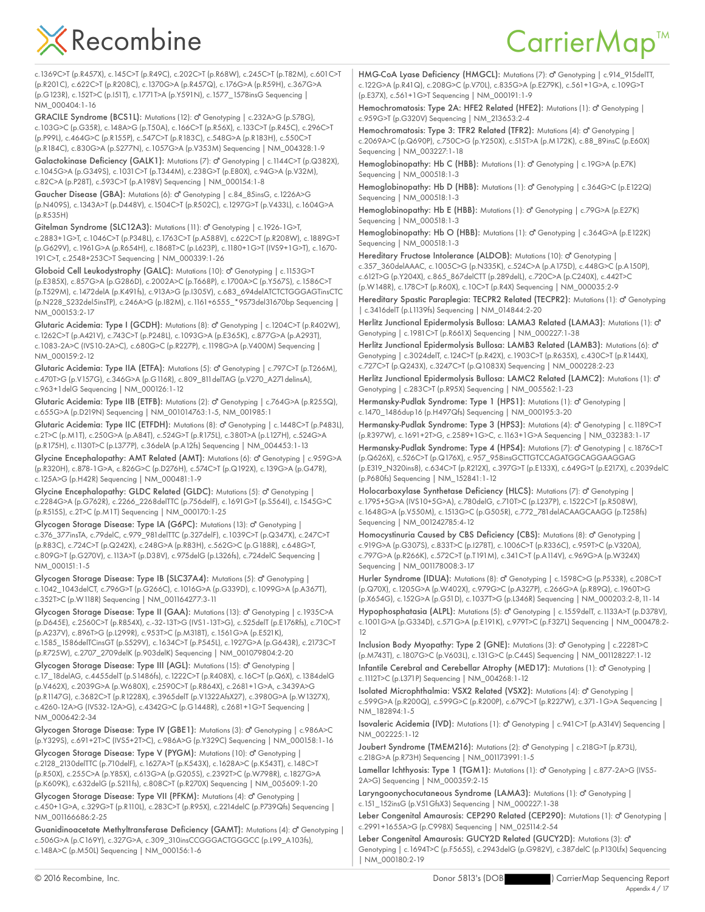c.1369C>T (p.R457X), c.145C>T (p.R49C), c.202C>T (p.R68W), c.245C>T (p.T82M), c.601C>T (p.R201C), c.622C>T (p.R208C), c.1370G>A (p.R457Q), c.176G>A (p.R59H), c.367G>A (p.G123R), c.152T>C (p.I51T), c.1771T>A (p.Y591N), c.1577_1578insG Sequencing | NM_000404:1-16

**GRACILE Syndrome (BCS1L):** Mutations (12): ♂ Genotyping | c.232A>G (p.S78G), c.103G>C (p.G35R), c.148A>G (p.T50A), c.166C>T (p.R56X), c.133C>T (p.R45C), c.296C>T (p.P99L), c.464G>C (p.R155P), c.547C>T (p.R183C), c.548G>A (p.R183H), c.550C>T (p.R184C), c.830G>A (p.S277N), c.1057G>A (p.V353M) Sequencing | NM_004328:1-9

**Galactokinase Deficiency (GALK1):** Mutations (7): ♂ Genotyping | c.1144C>T (p.Q382X), c.1045G>A (p.G349S), c.1031C>T (p.T344M), c.238G>T (p.E80X), c.94G>A (p.V32M), c.82C>A (p.P28T), c.593C>T (p.A198V) Sequencing | NM_000154:1-8

**Gaucher Disease (GBA):** Mutations (6): ♂ Genotyping | c.84_85insG, c.1226A>G (p.N409S), c.1343A>T (p.D448V), c.1504C>T (p.R502C), c.1297G>T (p.V433L), c.1604G>A (p.R535H)

**Gitelman Syndrome (SLC12A3):** Mutations (11): ♂ Genotyping | c.1926-1G>T, c.2883+1G>T, c.1046C>T (p.P348L), c.1763C>T (p.A588V), c.622C>T (p.R208W), c.1889G>T (p.G629V), c.1961G>A (p.R654H), c.1868T>C (p.L623P), c.1180+1G>T (IVS9+1G>T), c.1670-191C>T, c.2548+253C>T Sequencing | NM_000339:1-26

**Globoid Cell Leukodystrophy (GALC):** Mutations (10): ♂ Genotyping | c.1153G>T (p.E385X), c.857G>A (p.G286D), c.2002A>C (p.T668P), c.1700A>C (p.Y567S), c.1586C>T (p.T529M), c.1472delA (p.K491fs), c.913A>G (p.I305V), c.683_694delATCTCTGGGAGTinsCTC (p.N228_S232del5insTP), c.246A>G (p.I82M), c.1161+6555_*9573del31670bp Sequencing | NM_000153:2-17

**Glutaric Acidemia: Type I (GCDH):** Mutations (8): ♂ Genotyping | c.1204C>T (p.R402W), c.1262C>T (p.A421V), c.743C>T (p.P248L), c.1093G>A (p.E365K), c.877G>A (p.A293T), c.1083-2A>C (IVS10-2A>C), c.680G>C (p.R227P), c.1198G>A (p.V400M) Sequencing | NM_000159:2-12

**Glutaric Acidemia: Type IIA (ETFA):** Mutations (5): ♂ Genotyping | c.797C>T (p.T266M), c.470T>G (p.V157G), c.346G>A (p.G116R), c.809_811delTAG (p.V270_A271delinsA), c.963+1delG Sequencing | NM_000126:1-12

**Glutaric Acidemia: Type IIB (ETFB):** Mutations (2): ♂ Genotyping | c.764G>A (p.R255Q), c.655G>A (p.D219N) Sequencing | NM_001014763:1-5, NM_001985:1

**Glutaric Acidemia: Type IIC (ETFDH):** Mutations (8): ♂ Genotyping | c.1448C>T (p.P483L), c.2T>C (p.M1T), c.250G>A (p.A84T), c.524G>T (p.R175L), c.380T>A (p.L127H), c.524G>A (p.R175H), c.1130T>C (p.L377P), c.36delA (p.A12fs) Sequencing | NM_004453:1-13

**Glycine Encephalopathy: AMT Related (AMT):** Mutations (6): ♂ Genotyping | c.959G>A (p.R320H), c.878-1G>A, c.826G>C (p.D276H), c.574C>T (p.Q192X), c.139G>A (p.G47R), c.125A>G (p.H42R) Sequencing | NM_000481:1-9

**Glycine Encephalopathy: GLDC Related (GLDC):** Mutations (5): ♂ Genotyping | c.2284G>A (p.G762R), c.2266_2268delTTC (p.756delF), c.1691G>T (p.S564I), c.1545G>C (p.R515S), c.2T>C (p.M1T) Sequencing | NM_000170:1-25

**Glycogen Storage Disease: Type IA (G6PC):** Mutations (13): ♂ Genotyping | c.376_377insTA, c.79delC, c.979_981delTTC (p.327delF), c.1039C>T (p.Q347X), c.247C>T (p.R83C), c.724C>T (p.Q242X), c.248G>A (p.R83H), c.562G>C (p.G188R), c.648G>T, c.809G>T (p.G270V), c.113A>T (p.D38V), c.975delG (p.L326fs), c.724delC Sequencing | NM_000151:1-5

**Glycogen Storage Disease: Type IB (SLC37A4):** Mutations (5): ♂ Genotyping | c.1042_1043delCT, c.796G>T (p.G266C), c.1016G>A (p.G339D), c.1099G>A (p.A367T), c.352T>C (p.W118R) Sequencing | NM_001164277:3-11

**Glycogen Storage Disease: Type II (GAA):** Mutations (13): ♂ Genotyping | c.1935C>A (p.D645E), c.2560C>T (p.R854X), c.-32-13T>G (IVS1-13T>G), c.525delT (p.E176Rfs), c.710C>T (p.A237V), c.896T>G (p.L299R), c.953T>C (p.M318T), c.1561G>A (p.E521K), c.1585_1586delTCinsGT (p.S529V), c.1634C>T (p.P545L), c.1927G>A (p.G643R), c.2173C>T (p.R725W), c.2707_2709delK (p.903delK) Sequencing | NM_001079804:2-20

**Glycogen Storage Disease: Type III (AGL):** Mutations (15): ♂ Genotyping | c.17_18delAG, c.4455delT (p.S1486fs), c.1222C>T (p.R408X), c.16C>T (p.Q6X), c.1384delG (p.V462X), c.2039G>A (p.W680X), c.2590C>T (p.R864X), c.2681+1G>A, c.3439A>G (p.R1147G), c.3682C>T (p.R1228X), c.3965delT (p.V1322AfsX27), c.3980G>A (p.W1327X), c.4260-12A>G (IVS32-12A>G), c.4342G>C (p.G1448R), c.2681+1G>T Sequencing | NM_000642:2-34

**Glycogen Storage Disease: Type IV (GBE1):** Mutations (3): ♂ Genotyping | c.986A>C (p.Y329S), c.691+2T>C (IVS5+2T>C), c.986A>G (p.Y329C) Sequencing | NM_000158:1-16

**Glycogen Storage Disease: Type V (PYGM):** Mutations (10): ♂ Genotyping | c.2128_2130delTTC (p.710delF), c.1627A>T (p.K543X), c.1628A>C (p.K543T), c.148C>T (p.R50X), c.255C>A (p.Y85X), c.613G>A (p.G205S), c.2392T>C (p.W798R), c.1827G>A (p.K609K), c.632delG (p.S211fs), c.808C>T (p.R270X) Sequencing | NM_005609:1-20

**Glycogen Storage Disease: Type VII (PFKM):** Mutations (4): ♂ Genotyping | c.450+1G>A, c.329G>T (p.R110L), c.283C>T (p.R95X), c.2214delC (p.P739Qfs) Sequencing | NM_001166686:2-25

**Guanidinoacetate Methyltransferase Deficiency (GAMT):** Mutations (4): ♂ Genotyping | c.506G>A (p.C169Y), c.327G>A, c.309_310insCCGGGACTGGGCC (p.L99_A103fs), c.148A>C (p.M50L) Sequencing | NM_000156:1-6

**HMG-CoA Lyase Deficiency (HMGCL):** Mutations (7): ♂ Genotyping | c.914_915delTT, c.122G>A (p.R41Q), c.208G>C (p.V70L), c.835G>A (p.E279K), c.561+1G>A, c.109G>T (p.E37X), c.561+1G>T Sequencing | NM_000191:1-9

**Hemochromatosis: Type 2A: HFE2 Related (HFE2):** Mutations (1): ♂ Genotyping | c.959G>T (p.G320V) Sequencing | NM_213653:2-4

**Hemochromatosis: Type 3: TFR2 Related (TFR2):** Mutations (4): ♂ Genotyping | c.2069A>C (p.Q690P), c.750C>G (p.Y250X), c.515T>A (p.M172K), c.88_89insC (p.E60X) Sequencing | NM_003227:1-18

**Hemoglobinopathy: Hb C (HBB):** Mutations (1): ♂ Genotyping | c.19G>A (p.E7K) Sequencing | NM_000518:1-3

**Hemoglobinopathy: Hb D (HBB):** Mutations (1): ♂ Genotyping | c.364G>C (p.E122Q) Sequencing | NM_000518:1-3

**Hemoglobinopathy: Hb E (HBB):** Mutations (1): ♂ Genotyping | c.79G>A (p.E27K) Sequencing | NM_000518:1-3

**Hemoglobinopathy: Hb O (HBB):** Mutations (1): ♂ Genotyping | c.364G>A (p.E122K) Sequencing | NM_000518:1-3

**Hereditary Fructose Intolerance (ALDOB):** Mutations (10): ♂ Genotyping | c.357_360delAAAC, c.1005C>G (p.N335K), c.524C>A (p.A175D), c.448G>C (p.A150P), c.612T>G (p.Y204X), c.865_867delCTT (p.289delL), c.720C>A (p.C240X), c.442T>C (p.W148R), c.178C>T (p.R60X), c.10C>T (p.R4X) Sequencing | NM_000035:2-9

**Hereditary Spastic Paraplegia: TECPR2 Related (TECPR2):** Mutations (1): ♂ Genotyping | c.3416delT (p.L1139fs) Sequencing | NM_014844:2-20

**Herlitz Junctional Epidermolysis Bullosa: LAMA3 Related (LAMA3):** Mutations (1): ♂ Genotyping | c.1981C>T (p.R661X) Sequencing | NM_000227:1-38

**Herlitz Junctional Epidermolysis Bullosa: LAMB3 Related (LAMB3):** Mutations (6): ♂ Genotyping | c.3024delT, c.124C>T (p.R42X), c.1903C>T (p.R635X), c.430C>T (p.R144X), c.727C>T (p.Q243X), c.3247C>T (p.Q1083X) Sequencing | NM_000228:2-23

**Herlitz Junctional Epidermolysis Bullosa: LAMC2 Related (LAMC2):** Mutations (1): ♂ Genotyping | c.283C>T (p.R95X) Sequencing | NM_005562:1-23

**Hermansky-Pudlak Syndrome: Type 1 (HPS1):** Mutations (1): ♂ Genotyping | c.1470_1486dup16 (p.H497Qfs) Sequencing | NM_000195:3-20

**Hermansky-Pudlak Syndrome: Type 3 (HPS3):** Mutations (4): ♂ Genotyping | c.1189C>T (p.R397W), c.1691+2T>G, c.2589+1G>C, c.1163+1G>A Sequencing | NM_032383:1-17

**Hermansky-Pudlak Syndrome: Type 4 (HPS4):** Mutations (7): ♂ Genotyping | c.1876C>T (p.Q626X), c.526C>T (p.Q176X), c.957_958insGCTTGTCCAGATGGCAGGAAGGAG (p.E319_N320ins8), c.634C>T (p.R212X), c.397G>T (p.E133X), c.649G>T (p.E217X), c.2039delC (p.P680fs) Sequencing | NM_152841:1-12

**Holocarboxylase Synthetase Deficiency (HLCS):** Mutations (7): ♂ Genotyping | c.1795+5G>A (IVS10+5G>A), c.780delG, c.710T>C (p.L237P), c.1522C>T (p.R508W), c.1648G>A (p.V550M), c.1513G>C (p.G505R), c.772_781delACAAGCAAGG (p.T258fs) Sequencing | NM_001242785:4-12

**Homocystinuria Caused by CBS Deficiency (CBS):** Mutations (8): ♂ Genotyping | c.919G>A (p.G307S), c.833T>C (p.I278T), c.1006C>T (p.R336C), c.959T>C (p.V320A), c.797G>A (p.R266K), c.572C>T (p.T191M), c.341C>T (p.A114V), c.969G>A (p.W324X) Sequencing | NM_001178008:3-17

**Hurler Syndrome (IDUA):** Mutations (8): ♂ Genotyping | c.1598C>G (p.P533R), c.208C>T (p.Q70X), c.1205G>A (p.W402X), c.979G>C (p.A327P), c.266G>A (p.R89Q), c.1960T>G (p.X654G), c.152G>A (p.G51D), c.1037T>G (p.L346R) Sequencing | NM_000203:2-8, 11-14

**Hypophosphatasia (ALPL):** Mutations (5): ♂ Genotyping | c.1559delT, c.1133A>T (p.D378V), c.1001G>A (p.G334D), c.571G>A (p.E191K), c.979T>C (p.F327L) Sequencing | NM_000478:2-12

**Inclusion Body Myopathy: Type 2 (GNE):** Mutations (3): ♂ Genotyping | c.2228T>C (p.M743T), c.1807G>C (p.V603L), c.131G>C (p.C44S) Sequencing | NM_001128227:1-12

**Infantile Cerebral and Cerebellar Atrophy (MED17):** Mutations (1): ♂ Genotyping | c.1112T>C (p.L371P) Sequencing | NM_004268:1-12

**Isolated Microphthalmia: VSX2 Related (VSX2):** Mutations (4): ♂ Genotyping | c.599G>A (p.R200Q), c.599G>C (p.R200P), c.679C>T (p.R227W), c.371-1G>A Sequencing | NM_182894:1-5

**Isovaleric Acidemia (IVD):** Mutations (1): ♂ Genotyping | c.941C>T (p.A314V) Sequencing | NM_002225:1-12

**Joubert Syndrome (TMEM216):** Mutations (2): ♂ Genotyping | c.218G>T (p.R73L), c.218G>A (p.R73H) Sequencing | NM_001173991:1-5

**Lamellar Ichthyosis: Type 1 (TGM1):** Mutations (1): ♂ Genotyping | c.877-2A>G (IVS5-2A>G) Sequencing | NM_000359:2-15

**Laryngoonychocutaneous Syndrome (LAMA3):** Mutations (1): ♂ Genotyping | c.151_152insG (p.V51GfsX3) Sequencing | NM_000227:1-38

**Leber Congenital Amaurosis: CEP290 Related (CEP290):** Mutations (1): ♂ Genotyping | c.2991+1655A>G (p.C998X) Sequencing | NM_025114:2-54

**Leber Congenital Amaurosis: GUCY2D Related (GUCY2D):** Mutations (3): ♂ Genotyping | c.1694T>C (p.F565S), c.2943delG (p.G982V), c.387delC (p.P130Lfx) Sequencing | NM_000180:2-19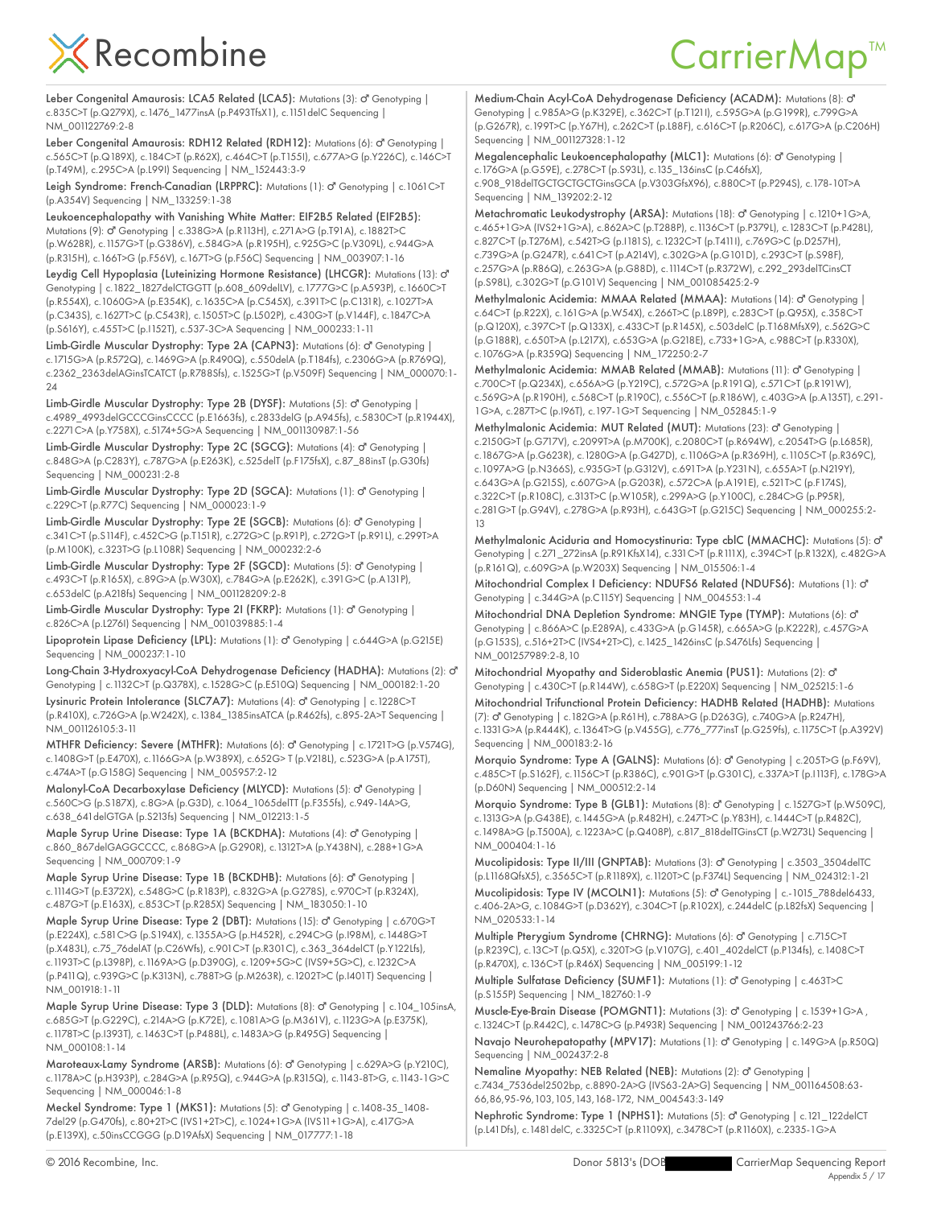**Leber Congenital Amaurosis: LCA5 Related (LCA5):** Mutations (3): ♂ Genotyping | c.835C>T (p.Q279X), c.1476_1477insA (p.P493TfsX1), c.1151delC Sequencing | NM_001122769:2-8

**Leber Congenital Amaurosis: RDH12 Related (RDH12):** Mutations (6): ♂ Genotyping | c.565C>T (p.Q189X), c.184C>T (p.R62X), c.464C>T (p.T155I), c.677A>G (p.Y226C), c.146C>T (p.T49M), c.295C>A (p.L99I) Sequencing | NM_152443:3-9

**Leigh Syndrome: French-Canadian (LRPPRC):** Mutations (1): ♂ Genotyping | c.1061C>T (p.A354V) Sequencing | NM_133259:1-38

**Leukoencephalopathy with Vanishing White Matter: EIF2B5 Related (EIF2B5):** Mutations (9): ♂ Genotyping | c.338G>A (p.R113H), c.271A>G (p.T91A), c.1882T>C (p.W628R), c.1157G>T (p.G386V), c.584G>A (p.R195H), c.925G>C (p.V309L), c.944G>A (p.R315H), c.166T>G (p.F56V), c.167T>G (p.F56C) Sequencing | NM_003907:1-16

**Leydig Cell Hypoplasia (Luteinizing Hormone Resistance) (LHCGR):** Mutations (13): ♂ Genotyping | c.1822_1827delCTGGTT (p.608_609delLV), c.1777G>C (p.A593P), c.1660C>T (p.R554X), c.1060G>A (p.E354K), c.1635C>A (p.C545X), c.391T>C (p.C131R), c.1027T>A (p.C343S), c.1627T>C (p.C543R), c.1505T>C (p.L502P), c.430G>T (p.V144F), c.1847C>A (p.S616Y), c.455T>C (p.I152T), c.537-3C>A Sequencing | NM_000233:1-11

**Limb-Girdle Muscular Dystrophy: Type 2A (CAPN3):** Mutations (6): ♂ Genotyping | c.1715G>A (p.R572Q), c.1469G>A (p.R490Q), c.550delA (p.T184fs), c.2306G>A (p.R769Q), c.2362_2363delAGinsTCATCT (p.R788Sfs), c.1525G>T (p.V509F) Sequencing | NM_000070:1-24

**Limb-Girdle Muscular Dystrophy: Type 2B (DYSF):** Mutations (5): ♂ Genotyping | c.4989_4993delGCCCGinsCCCC (p.E1663fs), c.2833delG (p.A945fs), c.5830C>T (p.R1944X), c.2271C>A (p.Y758X), c.5174+5G>A Sequencing | NM_001130987:1-56

**Limb-Girdle Muscular Dystrophy: Type 2C (SGCG):** Mutations (4): ♂ Genotyping | c.848G>A (p.C283Y), c.787G>A (p.E263K), c.525delT (p.F175fsX), c.87_88insT (p.G30fs) Sequencing | NM_000231:2-8

**Limb-Girdle Muscular Dystrophy: Type 2D (SGCA):** Mutations (1): ♂ Genotyping | c.229C>T (p.R77C) Sequencing | NM_000023:1-9

**Limb-Girdle Muscular Dystrophy: Type 2E (SGCB):** Mutations (6): ♂ Genotyping | c.341C>T (p.S114F), c.452C>G (p.T151R), c.272G>C (p.R91P), c.272G>T (p.R91L), c.299T>A (p.M100K), c.323T>G (p.L108R) Sequencing | NM_000232:2-6

**Limb-Girdle Muscular Dystrophy: Type 2F (SGCD):** Mutations (5): ♂ Genotyping | c.493C>T (p.R165X), c.89G>A (p.W30X), c.784G>A (p.E262K), c.391G>C (p.A131P), c.653delC (p.A218fs) Sequencing | NM_001128209:2-8

**Limb-Girdle Muscular Dystrophy: Type 2I (FKRP):** Mutations (1): ♂ Genotyping | c.826C>A (p.L276I) Sequencing | NM_001039885:1-4

**Lipoprotein Lipase Deficiency (LPL):** Mutations (1): ♂ Genotyping | c.644G>A (p.G215E) Sequencing | NM_000237:1-10

**Long-Chain 3-Hydroxyacyl-CoA Dehydrogenase Deficiency (HADHA):** Mutations (2): ♂ Genotyping | c.1132C>T (p.Q378X), c.1528G>C (p.E510Q) Sequencing | NM_000182:1-20

**Lysinuric Protein Intolerance (SLC7A7):** Mutations (4): ♂ Genotyping | c.1228C>T (p.R410X), c.726G>A (p.W242X), c.1384_1385insATCA (p.R462fs), c.895-2A>T Sequencing | NM_001126105:3-11

**MTHFR Deficiency: Severe (MTHFR):** Mutations (6): ♂ Genotyping | c.1721T>G (p.V574G), c.1408G>T (p.E470X), c.1166G>A (p.W389X), c.652G> T (p.V218L), c.523G>A (p.A175T), c.474A>T (p.G158G) Sequencing | NM_005957:2-12

**Malonyl-CoA Decarboxylase Deficiency (MLYCD):** Mutations (5): ♂ Genotyping | c.560C>G (p.S187X), c.8G>A (p.G3D), c.1064_1065delTT (p.F355fs), c.949-14A>G, c.638_641delGTGA (p.S213fs) Sequencing | NM_012213:1-5

**Maple Syrup Urine Disease: Type 1A (BCKDHA):** Mutations (4): ♂ Genotyping | c.860_867delGAGGCCCC, c.868G>A (p.G290R), c.1312T>A (p.Y438N), c.288+1G>A Sequencing | NM_000709:1-9

**Maple Syrup Urine Disease: Type 1B (BCKDHB):** Mutations (6): ♂ Genotyping | c.1114G>T (p.E372X), c.548G>C (p.R183P), c.832G>A (p.G278S), c.970C>T (p.R324X), c.487G>T (p.E163X), c.853C>T (p.R285X) Sequencing | NM_183050:1-10

**Maple Syrup Urine Disease: Type 2 (DBT):** Mutations (15): ♂ Genotyping | c.670G>T (p.E224X), c.581C>G (p.S194X), c.1355A>G (p.H452R), c.294C>G (p.I98M), c.1448G>T (p.X483L), c.75_76delAT (p.C26Wfs), c.901C>T (p.R301C), c.363_364delCT (p.Y122Lfs), c.1193T>C (p.L398P), c.1169A>G (p.D390G), c.1209+5G>C (IVS9+5G>C), c.1232C>A (p.P411Q), c.939G>C (p.K313N), c.788T>G (p.M263R), c.1202T>C (p.I401T) Sequencing | NM_001918:1-11

**Maple Syrup Urine Disease: Type 3 (DLD):** Mutations (8): ♂ Genotyping | c.104_105insA, c.685G>T (p.G229C), c.214A>G (p.K72E), c.1081A>G (p.M361V), c.1123G>A (p.E375K), c.1178T>C (p.I393T), c.1463C>T (p.P488L), c.1483A>G (p.R495G) Sequencing | NM_000108:1-14

**Maroteaux-Lamy Syndrome (ARSB):** Mutations (6): ♂ Genotyping | c.629A>G (p.Y210C), c.1178A>C (p.H393P), c.284G>A (p.R95Q), c.944G>A (p.R315Q), c.1143-8T>G, c.1143-1G>C Sequencing | NM_000046:1-8

**Meckel Syndrome: Type 1 (MKS1):** Mutations (5): ♂ Genotyping | c.1408-35_1408-7del29 (p.G470fs), c.80+2T>C (IVS1+2T>C), c.1024+1G>A (IVS11+1G>A), c.417G>A (p.E139X), c.50insCCGGG (p.D19AfsX) Sequencing | NM_017777:1-18

**Medium-Chain Acyl-CoA Dehydrogenase Deficiency (ACADM):** Mutations (8): ♂ Genotyping | c.985A>G (p.K329E), c.362C>T (p.T121I), c.595G>A (p.G199R), c.799G>A (p.G267R), c.199T>C (p.Y67H), c.262C>T (p.L88F), c.616C>T (p.R206C), c.617G>A (p.C206H) Sequencing | NM_001127328:1-12

**Megalencephalic Leukoencephalopathy (MLC1):** Mutations (6): ♂ Genotyping | c.176G>A (p.G59E), c.278C>T (p.S93L), c.135_136insC (p.C46fsX), c.908_918delTGCTGCTGCTGinsGCA (p.V303GfsX96), c.880C>T (p.P294S), c.178-10T>A Sequencing | NM_139202:2-12

**Metachromatic Leukodystrophy (ARSA):** Mutations (18): ♂ Genotyping | c.1210+1G>A, c.465+1G>A (IVS2+1G>A), c.862A>C (p.T288P), c.1136C>T (p.P379L), c.1283C>T (p.P428L), c.827C>T (p.T276M), c.542T>G (p.I181S), c.1232C>T (p.T411I), c.769G>C (p.D257H), c.739G>A (p.G247R), c.641C>T (p.A214V), c.302G>A (p.G101D), c.293C>T (p.S98F), c.257G>A (p.R86Q), c.263G>A (p.G88D), c.1114C>T (p.R372W), c.292_293delTCinsCT (p.S98L), c.302G>T (p.G101V) Sequencing | NM_001085425:2-9

**Methylmalonic Acidemia: MMAA Related (MMAA):** Mutations (14): ♂ Genotyping | c.64C>T (p.R22X), c.161G>A (p.W54X), c.266T>C (p.L89P), c.283C>T (p.Q95X), c.358C>T (p.Q120X), c.397C>T (p.Q133X), c.433C>T (p.R145X), c.503delC (p.T168MfsX9), c.562G>C (p.G188R), c.650T>A (p.L217X), c.653G>A (p.G218E), c.733+1G>A, c.988C>T (p.R330X), c.1076G>A (p.R359Q) Sequencing | NM_172250:2-7

**Methylmalonic Acidemia: MMAB Related (MMAB):** Mutations (11): ♂ Genotyping | c.700C>T (p.Q234X), c.656A>G (p.Y219C), c.572G>A (p.R191Q), c.571C>T (p.R191W), c.569G>A (p.R190H), c.568C>T (p.R190C), c.556C>T (p.R186W), c.403G>A (p.A135T), c.291-1G>A, c.287T>C (p.I96T), c.197-1G>T Sequencing | NM_052845:1-9

**Methylmalonic Acidemia: MUT Related (MUT):** Mutations (23): ♂ Genotyping | c.2150G>T (p.G717V), c.2099T>A (p.M700K), c.2080C>T (p.R694W), c.2054T>G (p.L685R), c.1867G>A (p.G623R), c.1280G>A (p.G427D), c.1106G>A (p.R369H), c.1105C>T (p.R369C), c.1097A>G (p.N366S), c.935G>T (p.G312V), c.691T>A (p.Y231N), c.655A>T (p.N219Y), c.643G>A (p.G215S), c.607G>A (p.G203R), c.572C>A (p.A191E), c.521T>C (p.F174S), c.322C>T (p.R108C), c.313T>C (p.W105R), c.299A>G (p.Y100C), c.284C>G (p.P95R), c.281G>T (p.G94V), c.278G>A (p.R93H), c.643G>T (p.G215C) Sequencing | NM_000255:2-13

**Methylmalonic Aciduria and Homocystinuria: Type cblC (MMACHC):** Mutations (5): ♂ Genotyping | c.271_272insA (p.R91KfsX14), c.331C>T (p.R111X), c.394C>T (p.R132X), c.482G>A (p.R161Q), c.609G>A (p.W203X) Sequencing | NM_015506:1-4

**Mitochondrial Complex I Deficiency: NDUFS6 Related (NDUFS6):** Mutations (1): ♂ Genotyping | c.344G>A (p.C115Y) Sequencing | NM_004553:1-4

**Mitochondrial DNA Depletion Syndrome: MNGIE Type (TYMP):** Mutations (6): ♂ Genotyping | c.866A>C (p.E289A), c.433G>A (p.G145R), c.665A>G (p.K222R), c.457G>A (p.G153S), c.516+2T>C (IVS4+2T>C), c.1425_1426insC (p.S476Lfs) Sequencing | NM_001257989:2-8,10

**Mitochondrial Myopathy and Sideroblastic Anemia (PUS1):** Mutations (2): ♂ Genotyping | c.430C>T (p.R144W), c.658G>T (p.E220X) Sequencing | NM_025215:1-6

**Mitochondrial Trifunctional Protein Deficiency: HADHB Related (HADHB):** Mutations (7): ♂ Genotyping | c.182G>A (p.R61H), c.788A>G (p.D263G), c.740G>A (p.R247H), c.1331G>A (p.R444K), c.1364T>G (p.V455G), c.776_777insT (p.G259fs), c.1175C>T (p.A392V) Sequencing | NM_000183:2-16

**Morquio Syndrome: Type A (GALNS):** Mutations (6): ♂ Genotyping | c.205T>G (p.F69V), c.485C>T (p.S162F), c.1156C>T (p.R386C), c.901G>T (p.G301C), c.337A>T (p.I113F), c.178G>A (p.D60N) Sequencing | NM_000512:2-14

**Morquio Syndrome: Type B (GLB1):** Mutations (8): ♂ Genotyping | c.1527G>T (p.W509C), c.1313G>A (p.G438E), c.1445G>A (p.R482H), c.247T>C (p.Y83H), c.1444C>T (p.R482C), c.1498A>G (p.T500A), c.1223A>C (p.Q408P), c.817_818delTGinsCT (p.W273L) Sequencing | NM_000404:1-16

**Mucolipidosis: Type II/III (GNPTAB):** Mutations (3): ♂ Genotyping | c.3503_3504delTC (p.L1168QfsX5), c.3565C>T (p.R1189X), c.1120T>C (p.F374L) Sequencing | NM_024312:1-21

**Mucolipidosis: Type IV (MCOLN1):** Mutations (5): ♂ Genotyping | c.-1015_788del6433, c.406-2A>G, c.1084G>T (p.D362Y), c.304C>T (p.R102X), c.244delC (p.L82fsX) Sequencing | NM_020533:1-14

**Multiple Pterygium Syndrome (CHRNG):** Mutations (6): ♂ Genotyping | c.715C>T (p.R239C), c.13C>T (p.Q5X), c.320T>G (p.V107G), c.401_402delCT (p.P134fs), c.1408C>T (p.R470X), c.136C>T (p.R46X) Sequencing | NM_005199:1-12

**Multiple Sulfatase Deficiency (SUMF1):** Mutations (1): ♂ Genotyping | c.463T>C (p.S155P) Sequencing | NM_182760:1-9

**Muscle-Eye-Brain Disease (POMGNT1):** Mutations (3): ♂ Genotyping | c.1539+1G>A , c.1324C>T (p.R442C), c.1478C>G (p.P493R) Sequencing | NM_001243766:2-23

**Navajo Neurohepatopathy (MPV17):** Mutations (1): ♂ Genotyping | c.149G>A (p.R50Q) Sequencing | NM_002437:2-8

**Nemaline Myopathy: NEB Related (NEB):** Mutations (2): ♂ Genotyping | c.7434_7536del2502bp, c.8890-2A>G (IVS63-2A>G) Sequencing | NM_001164508:63-66,86,95-96,103,105,143,168-172, NM_004543:3-149

**Nephrotic Syndrome: Type 1 (NPHS1):** Mutations (5): ♂ Genotyping | c.121_122delCT (p.L41Dfs), c.1481delC, c.3325C>T (p.R1109X), c.3478C>T (p.R1160X), c.2335-1G>A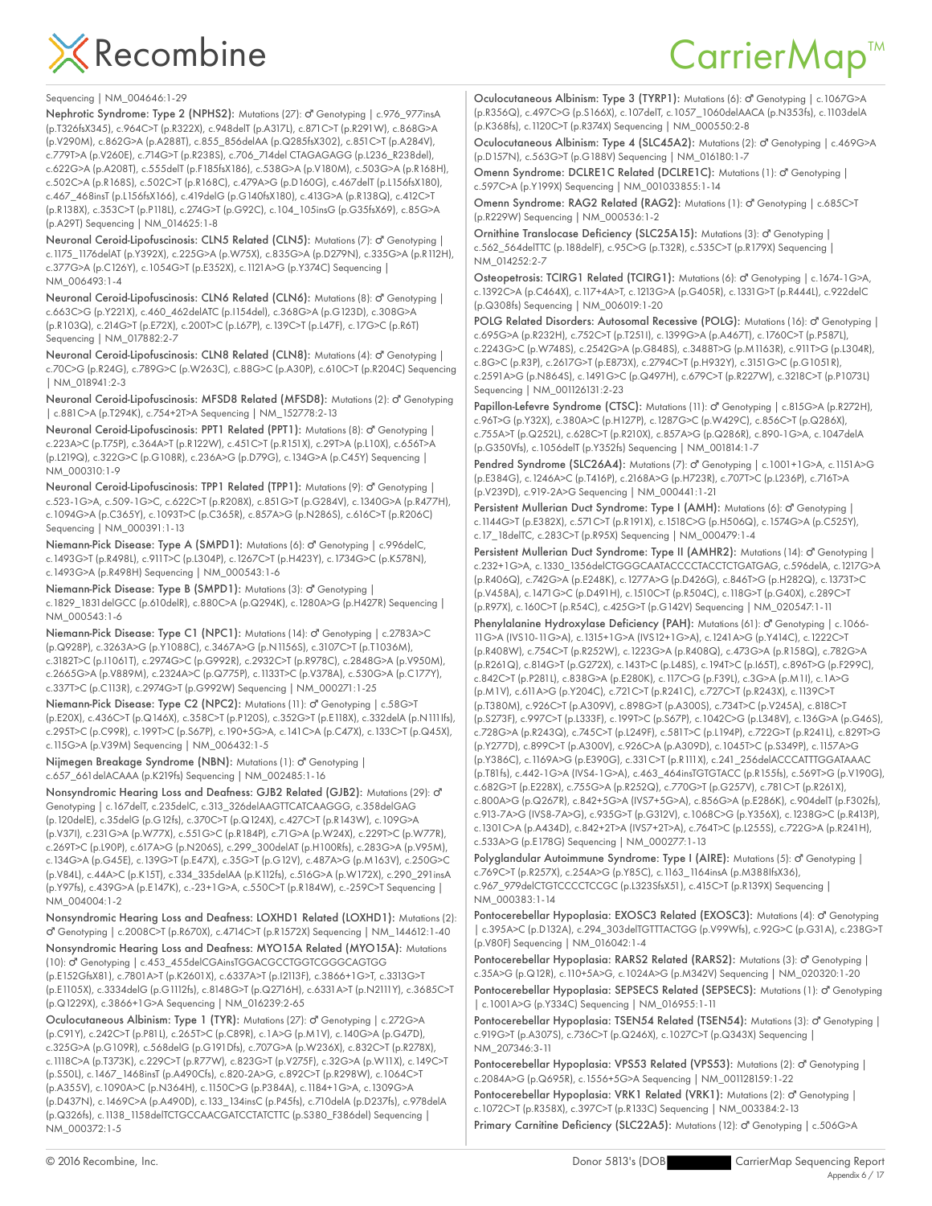Sequencing | NM_004646:1-29

**Nephrotic Syndrome: Type 2 (NPHS2):** Mutations (27): ♂ Genotyping | c.976_977insA (p.T326fsX345), c.964C>T (p.R322X), c.948delT (p.A317L), c.871C>T (p.R291W), c.868G>A (p.V290M), c.862G>A (p.A288T), c.855_856delAA (p.Q285fsX302), c.851C>T (p.A284V), c.779T>A (p.V260E), c.714G>T (p.R238S), c.706_714del CTAGAGAGG (p.L236_R238del), c.622G>A (p.A208T), c.555delT (p.F185fsX186), c.538G>A (p.V180M), c.503G>A (p.R168H), c.502C>A (p.R168S), c.502C>T (p.R168C), c.479A>G (p.D160G), c.467delT (p.L156fsX180), c.467_468insT (p.L156fsX166), c.419delG (p.G140fsX180), c.413G>A (p.R138Q), c.412C>T (p.R138X), c.353C>T (p.P118L), c.274G>T (p.G92C), c.104_105insG (p.G35fsX69), c.85G>A (p.A29T) Sequencing | NM_014625:1-8

**Neuronal Ceroid-Lipofuscinosis: CLN5 Related (CLN5):** Mutations (7): ♂ Genotyping | c.1175_1176delAT (p.Y392X), c.225G>A (p.W75X), c.835G>A (p.D279N), c.335G>A (p.R112H), c.377G>A (p.C126Y), c.1054G>T (p.E352X), c.1121A>G (p.Y374C) Sequencing | NM_006493:1-4

**Neuronal Ceroid-Lipofuscinosis: CLN6 Related (CLN6):** Mutations (8): ♂ Genotyping | c.663C>G (p.Y221X), c.460_462delATC (p.I154del), c.368G>A (p.G123D), c.308G>A (p.R103Q), c.214G>T (p.E72X), c.200T>C (p.L67P), c.139C>T (p.L47F), c.17G>C (p.R6T) Sequencing | NM_017882:2-7

**Neuronal Ceroid-Lipofuscinosis: CLN8 Related (CLN8):** Mutations (4): ♂ Genotyping | c.70C>G (p.R24G), c.789G>C (p.W263C), c.88G>C (p.A30P), c.610C>T (p.R204C) Sequencing | NM_018941:2-3

**Neuronal Ceroid-Lipofuscinosis: MFSD8 Related (MFSD8):** Mutations (2): ♂ Genotyping | c.881C>A (p.T294K), c.754+2T>A Sequencing | NM_152778:2-13

**Neuronal Ceroid-Lipofuscinosis: PPT1 Related (PPT1):** Mutations (8): ♂ Genotyping | c.223A>C (p.T75P), c.364A>T (p.R122W), c.451C>T (p.R151X), c.29T>A (p.L10X), c.656T>A (p.L219Q), c.322G>C (p.G108R), c.236A>G (p.D79G), c.134G>A (p.C45Y) Sequencing | NM_000310:1-9

**Neuronal Ceroid-Lipofuscinosis: TPP1 Related (TPP1):** Mutations (9): ♂ Genotyping | c.523-1G>A, c.509-1G>C, c.622C>T (p.R208X), c.851G>T (p.G284V), c.1340G>A (p.R477H), c.1094G>A (p.C365Y), c.1093T>C (p.C365R), c.857A>G (p.N286S), c.616C>T (p.R206C) Sequencing | NM_000391:1-13

**Niemann-Pick Disease: Type A (SMPD1):** Mutations (6): ♂ Genotyping | c.996delC, c.1493G>T (p.R498L), c.911T>C (p.L304P), c.1267C>T (p.H423Y), c.1734G>C (p.K578N), c.1493G>A (p.R498H) Sequencing | NM_000543:1-6

**Niemann-Pick Disease: Type B (SMPD1):** Mutations (3): ♂ Genotyping | c.1829_1831delGCC (p.610delR), c.880C>A (p.Q294K), c.1280A>G (p.H427R) Sequencing | NM_000543:1-6

**Niemann-Pick Disease: Type C1 (NPC1):** Mutations (14): ♂ Genotyping | c.2783A>C (p.Q928P), c.3263A>G (p.Y1088C), c.3467A>G (p.N1156S), c.3107C>T (p.T1036M), c.3182T>C (p.I1061T), c.2974G>C (p.G992R), c.2932C>T (p.R978C), c.2848G>A (p.V950M), c.2665G>A (p.V889M), c.2324A>C (p.Q775P), c.1133T>C (p.V378A), c.530G>A (p.C177Y), c.337T>C (p.C113R), c.2974G>T (p.G992W) Sequencing | NM_000271:1-25

**Niemann-Pick Disease: Type C2 (NPC2):** Mutations (11): ♂ Genotyping | c.58G>T (p.E20X), c.436C>T (p.Q146X), c.358C>T (p.P120S), c.352G>T (p.E118X), c.332delA (p.N111Ifs), c.295T>C (p.C99R), c.199T>C (p.S67P), c.190+5G>A, c.141C>A (p.C47X), c.133C>T (p.Q45X), c.115G>A (p.V39M) Sequencing | NM_006432:1-5

**Nijmegen Breakage Syndrome (NBN):** Mutations (1): ♂ Genotyping | c.657_661delACAAA (p.K219fs) Sequencing | NM_002485:1-16

**Nonsyndromic Hearing Loss and Deafness: GJB2 Related (GJB2):** Mutations (29): ♂ Genotyping | c.167delT, c.235delC, c.313_326delAAGTTCATCAAGGG, c.358delGAG (p.120delE), c.35delG (p.G12fs), c.370C>T (p.Q124X), c.427C>T (p.R143W), c.109G>A (p.V37I), c.231G>A (p.W77X), c.551G>C (p.R184P), c.71G>A (p.W24X), c.229T>C (p.W77R), c.269T>C (p.L90P), c.617A>G (p.N206S), c.299_300delAT (p.H100Rfs), c.283G>A (p.V95M), c.134G>A (p.G45E), c.139G>T (p.E47X), c.35G>T (p.G12V), c.487A>G (p.M163V), c.250G>C (p.V84L), c.44A>C (p.K15T), c.334_335delAA (p.K112fs), c.516G>A (p.W172X), c.290_291insA (p.Y97fs), c.439G>A (p.E147K), c.-23+1G>A, c.550C>T (p.R184W), c.-259C>T Sequencing | NM_004004:1-2

**Nonsyndromic Hearing Loss and Deafness: LOXHD1 Related (LOXHD1):** Mutations (2): ♂ Genotyping | c.2008C>T (p.R670X), c.4714C>T (p.R1572X) Sequencing | NM_144612:1-40

**Nonsyndromic Hearing Loss and Deafness: MYO15A Related (MYO15A):** Mutations (10): ♂ Genotyping | c.453_455delCGAinsTGGACGCCTGGTCGGGCAGTGG (p.E152GfsX81), c.7801A>T (p.K2601X), c.6337A>T (p.I2113F), c.3866+1G>T, c.3313G>T (p.E1105X), c.3334delG (p.G1112fs), c.8148G>T (p.Q2716H), c.6331A>T (p.N2111Y), c.3685C>T (p.Q1229X), c.3866+1G>A Sequencing | NM_016239:2-65

**Oculocutaneous Albinism: Type 1 (TYR):** Mutations (27): ♂ Genotyping | c.272G>A (p.C91Y), c.242C>T (p.P81L), c.265T>C (p.C89R), c.1A>G (p.M1V), c.140G>A (p.G47D), c.325G>A (p.G109R), c.568delG (p.G191Dfs), c.707G>A (p.W236X), c.832C>T (p.R278X), c.1118C>A (p.T373K), c.229C>T (p.R77W), c.823G>T (p.V275F), c.32G>A (p.W11X), c.149C>T (p.S50L), c.1467_1468insT (p.A490Cfs), c.820-2A>G, c.892C>T (p.R298W), c.1064C>T (p.A355V), c.1090A>C (p.N364H), c.1150C>G (p.P384A), c.1184+1G>A, c.1309G>A (p.D437N), c.1469C>A (p.A490D), c.133_134insC (p.P45fs), c.710delA (p.D237fs), c.978delA (p.Q326fs), c.1138_1158delTCTGCCAACGATCCTATCTTC (p.S380_F386del) Sequencing | NM_000372:1-5

**Oculocutaneous Albinism: Type 3 (TYRP1):** Mutations (6): ♂ Genotyping | c.1067G>A (p.R356Q), c.497C>G (p.S166X), c.107delT, c.1057_1060delAACA (p.N353fs), c.1103delA (p.K368fs), c.1120C>T (p.R374X) Sequencing | NM_000550:2-8

**Oculocutaneous Albinism: Type 4 (SLC45A2):** Mutations (2): ♂ Genotyping | c.469G>A (p.D157N), c.563G>T (p.G188V) Sequencing | NM_016180:1-7

**Omenn Syndrome: DCLRE1C Related (DCLRE1C):** Mutations (1): ♂ Genotyping | c.597C>A (p.Y199X) Sequencing | NM_001033855:1-14

**Omenn Syndrome: RAG2 Related (RAG2):** Mutations (1): ♂ Genotyping | c.685C>T (p.R229W) Sequencing | NM_000536:1-2

**Ornithine Translocase Deficiency (SLC25A15):** Mutations (3): ♂ Genotyping | c.562_564delTTC (p.188delF), c.95C>G (p.T32R), c.535C>T (p.R179X) Sequencing | NM_014252:2-7

**Osteopetrosis: TCIRG1 Related (TCIRG1):** Mutations (6): ♂ Genotyping | c.1674-1G>A, c.1392C>A (p.C464X), c.117+4A>T, c.1213G>A (p.G405R), c.1331G>T (p.R444L), c.922delC (p.Q308fs) Sequencing | NM_006019:1-20

**POLG Related Disorders: Autosomal Recessive (POLG):** Mutations (16): ♂ Genotyping | c.695G>A (p.R232H), c.752C>T (p.T251I), c.1399G>A (p.A467T), c.1760C>T (p.P587L), c.2243G>C (p.W748S), c.2542G>A (p.G848S), c.3488T>G (p.M1163R), c.911T>G (p.L304R), c.8G>C (p.R3P), c.2617G>T (p.E873X), c.2794C>T (p.H932Y), c.3151G>C (p.G1051R), c.2591A>G (p.N864S), c.1491G>C (p.Q497H), c.679C>T (p.R227W), c.3218C>T (p.P1073L) Sequencing | NM_001126131:2-23

**Papillon-Lefevre Syndrome (CTSC):** Mutations (11): ♂ Genotyping | c.815G>A (p.R272H), c.96T>G (p.Y32X), c.380A>C (p.H127P), c.1287G>C (p.W429C), c.856C>T (p.Q286X), c.755A>T (p.Q252L), c.628C>T (p.R210X), c.857A>G (p.Q286R), c.890-1G>A, c.1047delA (p.G350Vfs), c.1056delT (p.Y352fs) Sequencing | NM_001814:1-7

**Pendred Syndrome (SLC26A4):** Mutations (7): ♂ Genotyping | c.1001+1G>A, c.1151A>G (p.E384G), c.1246A>C (p.T416P), c.2168A>G (p.H723R), c.707T>C (p.L236P), c.716T>A (p.V239D), c.919-2A>G Sequencing | NM_000441:1-21

**Persistent Mullerian Duct Syndrome: Type I (AMH):** Mutations (6): ♂ Genotyping | c.1144G>T (p.E382X), c.571C>T (p.R191X), c.1518C>G (p.H506Q), c.1574G>A (p.C525Y), c.17_18delTC, c.283C>T (p.R95X) Sequencing | NM_000479:1-4

**Persistent Mullerian Duct Syndrome: Type II (AMHR2):** Mutations (14): ♂ Genotyping | c.232+1G>A, c.1330_1356delCTGGGCAATACCCCTACCTCTGATGAG, c.596delA, c.1217G>A (p.R406Q), c.742G>A (p.E248K), c.1277A>G (p.D426G), c.846T>G (p.H282Q), c.1373T>C (p.V458A), c.1471G>C (p.D491H), c.1510C>T (p.R504C), c.118G>T (p.G40X), c.289C>T (p.R97X), c.160C>T (p.R54C), c.425G>T (p.G142V) Sequencing | NM_020547:1-11

**Phenylalanine Hydroxylase Deficiency (PAH):** Mutations (61): ♂ Genotyping | c.1066-11G>A (IVS10-11G>A), c.1315+1G>A (IVS12+1G>A), c.1241A>G (p.Y414C), c.1222C>T (p.R408W), c.754C>T (p.R252W), c.1223G>A (p.R408Q), c.473G>A (p.R158Q), c.782G>A (p.R261Q), c.814G>T (p.G272X), c.143T>C (p.L48S), c.194T>C (p.I65T), c.896T>G (p.F299C), c.842C>T (p.P281L), c.838G>A (p.E280K), c.117C>G (p.F39L), c.3G>A (p.M1I), c.1A>G (p.M1V), c.611A>G (p.Y204C), c.721C>T (p.R241C), c.727C>T (p.R243X), c.1139C>T (p.T380M), c.926C>T (p.A309V), c.898G>T (p.A300S), c.734T>C (p.V245A), c.818C>T (p.S273F), c.997C>T (p.L333F), c.199T>C (p.S67P), c.1042C>G (p.L348V), c.136G>A (p.G46S), c.728G>A (p.R243Q), c.745C>T (p.L249F), c.581T>C (p.L194P), c.722G>T (p.R241L), c.829T>G (p.Y277D), c.899C>T (p.A300V), c.926C>A (p.A309D), c.1045T>C (p.S349P), c.1157A>G (p.Y386C), c.1169A>G (p.E390G), c.331C>T (p.R111X), c.241_256delACCCATTTGGATAAAC (p.T81fs), c.442-1G>A (IVS4-1G>A), c.463_464insTGTGTACC (p.R155fs), c.569T>G (p.V190G), c.682G>T (p.E228X), c.755G>A (p.R252Q), c.770G>T (p.G257V), c.781C>T (p.R261X), c.800A>G (p.Q267R), c.842+5G>A (IVS7+5G>A), c.856G>A (p.E286K), c.904delT (p.F302fs), c.913-7A>G (IVS8-7A>G), c.935G>T (p.G312V), c.1068C>G (p.Y356X), c.1238G>C (p.R413P), c.1301C>A (p.A434D), c.842+2T>A (IVS7+2T>A), c.764T>C (p.L255S), c.722G>A (p.R241H), c.533A>G (p.E178G) Sequencing | NM_000277:1-13

**Polyglandular Autoimmune Syndrome: Type I (AIRE):** Mutations (5): ♂ Genotyping | c.769C>T (p.R257X), c.254A>G (p.Y85C), c.1163_1164insA (p.M388IfsX36), c.967_979delCTGTCCCCTCCGC (p.L323SfsX51), c.415C>T (p.R139X) Sequencing | NM_000383:1-14

**Pontocerebellar Hypoplasia: EXOSC3 Related (EXOSC3):** Mutations (4): ♂ Genotyping | c.395A>C (p.D132A), c.294_303delTGTTTACTGG (p.V99Wfs), c.92G>C (p.G31A), c.238G>T (p.V80F) Sequencing | NM_016042:1-4

**Pontocerebellar Hypoplasia: RARS2 Related (RARS2):** Mutations (3): ♂ Genotyping | c.35A>G (p.Q12R), c.110+5A>G, c.1024A>G (p.M342V) Sequencing | NM_020320:1-20

**Pontocerebellar Hypoplasia: SEPSECS Related (SEPSECS):** Mutations (1): ♂ Genotyping | c.1001A>G (p.Y334C) Sequencing | NM_016955:1-11

**Pontocerebellar Hypoplasia: TSEN54 Related (TSEN54):** Mutations (3): ♂ Genotyping | c.919G>T (p.A307S), c.736C>T (p.Q246X), c.1027C>T (p.Q343X) Sequencing | NM_207346:3-11

**Pontocerebellar Hypoplasia: VPS53 Related (VPS53):** Mutations (2): ♂ Genotyping | c.2084A>G (p.Q695R), c.1556+5G>A Sequencing | NM_001128159:1-22

**Pontocerebellar Hypoplasia: VRK1 Related (VRK1):** Mutations (2): ♂ Genotyping | c.1072C>T (p.R358X), c.397C>T (p.R133C) Sequencing | NM_003384:2-13

**Primary Carnitine Deficiency (SLC22A5):** Mutations (12): ♂ Genotyping | c.506G>A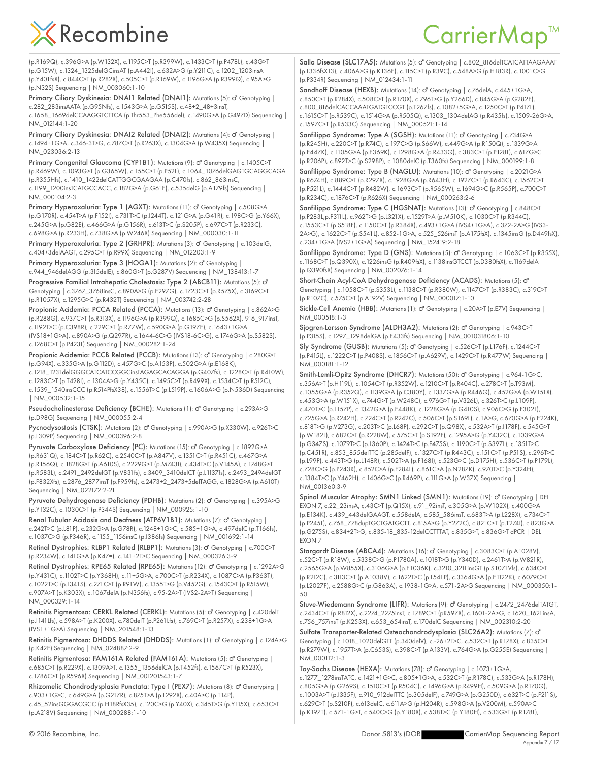(p.R169Q), c.396G>A (p.W132X), c.1195C>T (p.R399W), c.1433C>T (p.P478L), c.43G>T (p.G15W), c.1324_1325delGCinsAT (p.A442I), c.632A>G (p.Y211C), c.1202_1203insA (p.Y401fsX), c.844C>T (p.R282X), c.505C>T (p.R169W), c.1196G>A (p.R399Q), c.95A>G (p.N32S) Sequencing | NM_003060:1-10

**Primary Ciliary Dyskinesia: DNAI1 Related (DNAI1):** Mutations (5): ♂ Genotyping | c.282_283insAATA (p.G95Nfs), c.1543G>A (p.G515S), c.48+2_48+3insT, c.1658_1669delCCAAGGTCTTCA (p.Thr553_Phe556del), c.1490G>A (p.G497D) Sequencing | NM_012144:1-20

**Primary Ciliary Dyskinesia: DNAI2 Related (DNAI2):** Mutations (4): ♂ Genotyping | c.1494+1G>A, c.346-3T>G, c.787C>T (p.R263X), c.1304G>A (p.W435X) Sequencing | NM_023036:2-13

**Primary Congenital Glaucoma (CYP1B1):** Mutations (9): ♂ Genotyping | c.1405C>T (p.R469W), c.1093G>T (p.G365W), c.155C>T (p.P52L), c.1064_1076delGAGTGCAGGCAGA (p.R355Hfs), c.1410_1422delCATTGGCGAAGAA (p.C470fs), c.862_863insC, c.1199_1200insTCATGCCACC, c.182G>A (p.G61E), c.535delG (p.A179fs) Sequencing | NM_000104:2-3

**Primary Hyperoxaluria: Type 1 (AGXT):** Mutations (11): ♂ Genotyping | c.508G>A (p.G170R), c.454T>A (p.F152I), c.731T>C (p.I244T), c.121G>A (p.G41R), c.198C>G (p.Y66X), c.245G>A (p.G82E), c.466G>A (p.G156R), c.613T>C (p.S205P), c.697C>T (p.R233C), c.698G>A (p.R233H), c.738G>A (p.W246X) Sequencing | NM_000030:1-11

**Primary Hyperoxaluria: Type 2 (GRHPR):** Mutations (3): ♂ Genotyping | c.103delG, c.404+3delAAGT, c.295C>T (p.R99X) Sequencing | NM_012203:1-9

**Primary Hyperoxaluria: Type 3 (HOGA1):** Mutations (2): ♂ Genotyping | c.944_946delAGG (p.315delE), c.860G>T (p.G287V) Sequencing | NM_138413:1-7

**Progressive Familial Intrahepatic Cholestasis: Type 2 (ABCB11):** Mutations (5): ♂ Genotyping | c.3767_3768insC, c.890A>G (p.E297G), c.1723C>T (p.R575X), c.3169C>T (p.R1057X), c.1295G>C (p.R432T) Sequencing | NM_003742:2-28

**Propionic Acidemia: PCCA Related (PCCA):** Mutations (13): ♂ Genotyping | c.862A>G (p.R288G), c.937C>T (p.R313X), c.1196G>A (p.R399Q), c.1685C>G (p.S562X), 916_917insT, c.1192T>C (p.C398R), c.229C>T (p.R77W), c.590G>A (p.G197E), c.1643+1G>A (IVS18+1G>A), c.890A>G (p.Q297R), c.1644-6C>G (IVS18-6C>G), c.1746G>A (p.S582S), c.1268C>T (p.P423L) Sequencing | NM_000282:1-24

**Propionic Acidemia: PCCB Related (PCCB):** Mutations (13): ♂ Genotyping | c.280G>T (p.G94X), c.335G>A (p.G112D), c.457G>C (p.A153P), c.502G>A (p.E168K), c.1218_1231delGGGCATCATCCGGCinsTAGAGCACAGGA (p.G407fs), c.1228C>T (p.R410W), c.1283C>T (p.T428I), c.1304A>G (p.Y435C), c.1495C>T (p.R499X), c.1534C>T (p.R512C), c.1539_1540insCCC (p.R514PfsX38), c.1556T>C (p.L519P), c.1606A>G (p.N536D) Sequencing | NM_000532:1-15

**Pseudocholinesterase Deficiency (BCHE):** Mutations (1): ♂ Genotyping | c.293A>G (p.D98G) Sequencing | NM_000055:2-4

**Pycnodysostosis (CTSK):** Mutations (2): ♂ Genotyping | c.990A>G (p.X330W), c.926T>C (p.L309P) Sequencing | NM_000396:2-8

**Pyruvate Carboxylase Deficiency (PC):** Mutations (15): ♂ Genotyping | c.1892G>A (p.R631Q), c.184C>T (p.R62C), c.2540C>T (p.A847V), c.1351C>T (p.R451C), c.467G>A (p.R156Q), c.1828G>T (p.A610S), c.2229G>T (p.M743I), c.434T>C (p.V145A), c.1748G>T (p.R583L), c.2491_2492delGT (p.V831fs), c.3409_3410delCT (p.L1137fs), c.2493_2494delGT (p.F832Xfs), c.2876_2877insT (p.F959fs), c.2473+2_2473+5delTAGG, c.1828G>A (p.A610T) Sequencing | NM_022172:2-21

**Pyruvate Dehydrogenase Deficiency (PDHB):** Mutations (2): ♂ Genotyping | c.395A>G (p.Y132C), c.1030C>T (p.P344S) Sequencing | NM_000925:1-10

**Renal Tubular Acidosis and Deafness (ATP6V1B1):** Mutations (7): ♂ Genotyping | c.242T>C (p.L81P), c.232G>A (p.G78R), c.1248+1G>C, c.585+1G>A, c.497delC (p.T166fs), c.1037C>G (p.P346R), c.1155_1156insC (p.I386fs) Sequencing | NM_001692:1-14

**Retinal Dystrophies: RLBP1 Related (RLBP1):** Mutations (3): ♂ Genotyping | c.700C>T (p.R234W), c.141G>A (p.K47=), c.141+2T>C Sequencing | NM_000326:3-9

**Retinal Dystrophies: RPE65 Related (RPE65):** Mutations (12): ♂ Genotyping | c.1292A>G (p.Y431C), c.1102T>C (p.Y368H), c.11+5G>A, c.700C>T (p.R234X), c.1087C>A (p.P363T), c.1022T>C (p.L341S), c.271C>T (p.R91W), c.1355T>G (p.V452G), c.1543C>T (p.R515W), c.907A>T (p.K303X), c.1067delA (p.N356fs), c.95-2A>T (IVS2-2A>T) Sequencing | NM_000329:1-14

**Retinitis Pigmentosa: CERKL Related (CERKL):** Mutations (5): ♂ Genotyping | c.420delT (p.I141Lfs), c.598A>T (p.K200X), c.780delT (p.P261Lfs), c.769C>T (p.R257X), c.238+1G>A (IVS1+1G>A) Sequencing | NM_201548:1-13

**Retinitis Pigmentosa: DHDDS Related (DHDDS):** Mutations (1): ♂ Genotyping | c.124A>G (p.K42E) Sequencing | NM_024887:2-9

**Retinitis Pigmentosa: FAM161A Related (FAM161A):** Mutations (5): ♂ Genotyping | c.685C>T (p.R229X), c.1309A>T, c.1355_1356delCA (p.T452fs), c.1567C>T (p.R523X), c.1786C>T (p.R596X) Sequencing | NM_001201543:1-7

**Rhizomelic Chondrodysplasia Punctata: Type I (PEX7):** Mutations (8): ♂ Genotyping | c.903+1G>C, c.649G>A (p.G217R), c.875T>A (p.L292X), c.40A>C (p.T14P), c.45_52insGGGACGCC (p.H18RfsX35), c.120C>G (p.Y40X), c.345T>G (p.Y115X), c.653C>T (p.A218V) Sequencing | NM_000288:1-10

**Salla Disease (SLC17A5):** Mutations (5): ♂ Genotyping | c.802_816delTCATCATTAAGAAAT (p.L336fsX13), c.406A>G (p.K136E), c.115C>T (p.R39C), c.548A>G (p.H183R), c.1001C>G (p.P334R) Sequencing | NM_012434:1-11

**Sandhoff Disease (HEXB):** Mutations (14): ♂ Genotyping | c.76delA, c.445+1G>A, c.850C>T (p.R284X), c.508C>T (p.R170X), c.796T>G (p.Y266D), c.845G>A (p.G282E), c.800_816delCACCAAATGATGTCCGT (p.T267fs), c.1082+5G>A, c.1250C>T (p.P417L), c.1615C>T (p.R539C), c.1514G>A (p.R505Q), c.1303_1304delAG (p.R435fs), c.1509-26G>A, c.1597C>T (p.R533C) Sequencing | NM_000521:1-14

**Sanfilippo Syndrome: Type A (SGSH):** Mutations (11): ♂ Genotyping | c.734G>A (p.R245H), c.220C>T (p.R74C), c.197C>G (p.S66W), c.449G>A (p.R150Q), c.1339G>A (p.E447K), c.1105G>A (p.E369K), c.1298G>A (p.R433Q), c.383C>T (p.P128L), c.617G>C (p.R206P), c.892T>C (p.S298P), c.1080delC (p.T360fs) Sequencing | NM_000199:1-8

**Sanfilippo Syndrome: Type B (NAGLU):** Mutations (10): ♂ Genotyping | c.2021G>A (p.R674H), c.889C>T (p.R297X), c.1928G>A (p.R643H), c.1927C>T (p.R643C), c.1562C>T (p.P521L), c.1444C>T (p.R482W), c.1693C>T (p.R565W), c.1694G>C (p.R565P), c.700C>T (p.R234C), c.1876C>T (p.R626X) Sequencing | NM_000263:2-6

**Sanfilippo Syndrome: Type C (HGSNAT):** Mutations (13): ♂ Genotyping | c.848C>T (p.P283L,p.P311L), c.962T>G (p.L321X), c.1529T>A (p.M510K), c.1030C>T (p.R344C), c.1553C>T (p.S518F), c.1150C>T (p.R384X), c.493+1G>A (IVS4+1G>A), c.372-2A>G (IVS3-2A>G), c.1622C>T (p.S541L), c.852-1G>A, c.525_526insT (p.A175fsX), c.1345insG (p.D449fsX), c.234+1G>A (IVS2+1G>A) Sequencing | NM_152419:2-18

**Sanfilippo Syndrome: Type D (GNS):** Mutations (5): ♂ Genotyping | c.1063C>T (p.R355X), c.1168C>T (p.Q390X), c.1226insG (p.R409fsX), c.1138insGTCCT (p.D380fsX), c.1169delA (p.Q390fsX) Sequencing | NM_002076:1-14

**Short-Chain Acyl-CoA Dehydrogenase Deficiency (ACADS):** Mutations (5): ♂ Genotyping | c.1058C>T (p.S353L), c.1138C>T (p.R380W), c.1147C>T (p.R383C), c.319C>T (p.R107C), c.575C>T (p.A192V) Sequencing | NM_000017:1-10

**Sickle-Cell Anemia (HBB):** Mutations (1): ♂ Genotyping | c.20A>T (p.E7V) Sequencing | NM_000518:1-3

**Sjogren-Larsson Syndrome (ALDH3A2):** Mutations (2): ♂ Genotyping | c.943C>T (p.P315S), c.1297_1298delGA (p.E433fs) Sequencing | NM_001031806:1-10

**Sly Syndrome (GUSB):** Mutations (5): ♂ Genotyping | c.526C>T (p.L176F), c.1244C>T (p.P415L), c.1222C>T (p.P408S), c.1856C>T (p.A629V), c.1429C>T (p.R477W) Sequencing | NM_000181:1-12

**Smith-Lemli-Opitz Syndrome (DHCR7):** Mutations (50): ♂ Genotyping | c.964-1G>C, c.356A>T (p.H119L), c.1054C>T (p.R352W), c.1210C>T (p.R404C), c.278C>T (p.T93M), c.1055G>A (p.R352Q), c.1139G>A (p.C380Y), c.1337G>A (p.R446Q), c.452G>A (p.W151X), c.453G>A (p.W151X), c.744G>T (p.W248C), c.976G>T (p.V326L), c.326T>C (p.L109P), c.470T>C (p.L157P), c.1342G>A (p.E448K), c.1228G>A (p.G410S), c.906C>G (p.F302L), c.725G>A (p.R242H), c.724C>T (p.R242C), c.506C>T (p.S169L), c.1A>G, c.670G>A (p.E224K), c.818T>G (p.V273G), c.203T>C (p.L68P), c.292C>T (p.Q98X), c.532A>T (p.I178F), c.545G>T (p.W182L), c.682C>T (p.R228W), c.575C>T (p.S192F), c.1295A>G (p.Y432C), c.1039G>A (p.G347S), c.1079T>C (p.L360P), c.1424T>C (p.F475S), c.1190C>T (p.S397L), c.1351T>C (p.C451R), c.853_855delTTC (p.285delF), c.1327C>T (p.R443C), c.151C>T (p.P51S), c.296T>C (p.L99P), c.443T>G (p.L148R), c.502T>A (p.F168I), c.523G>C (p.D175H), c.536C>T (p.P179L), c.728C>G (p.P243R), c.852C>A (p.F284L), c.861C>A (p.N287K), c.970T>C (p.Y324H), c.1384T>C (p.Y462H), c.1406G>C (p.R469P), c.111G>A (p.W37X) Sequencing | NM_001360:3-9

**Spinal Muscular Atrophy: SMN1 Linked (SMN1):** Mutations (19): ♂ Genotyping | DEL EXON 7, c.22_23insA, c.43C>T (p.Q15X), c.91_92insT, c.305G>A (p.W102X), c.400G>A (p.E134K), c.439_443delGAAGT, c.558delA, c.585_586insT, c.683T>A (p.L228X), c.734C>T (p.P245L), c.768_778dupTGCTGATGCTT, c.815A>G (p.Y272C), c.821C>T (p.T274I), c.823G>A (p.G275S), c.834+2T>G, c.835-18_835-12delCCTTTAT, c.835G>T, c.836G>T dPCR | DEL EXON 7

**Stargardt Disease (ABCA4):** Mutations (16): ♂ Genotyping | c.3083C>T (p.A1028V), c.52C>T (p.R18W), c.5338C>G (p.P1780A), c.1018T>G (p.Y340D), c.2461T>A (p.W821R), c.2565G>A (p.W855X), c.3106G>A (p.E1036K), c.3210_3211insGT (p.S1071Vfs), c.634C>T (p.R212C), c.3113C>T (p.A1038V), c.1622T>C (p.L541P), c.3364G>A (p.E1122K), c.6079C>T (p.L2027F), c.2588G>C (p.G863A), c.1938-1G>A, c.571-2A>G Sequencing | NM_000350:1-50

**Stuve-Wiedemann Syndrome (LIFR):** Mutations (9): ♂ Genotyping | c.2472_2476delTATGT, c.2434C>T (p.R812X), c.2274_2275insT, c.1789C>T (pR597X), c.1601-2A>G, c.1620_1621insA, c.756_757insT (p.K253X), c.653_654insT, c.170delC Sequencing | NM_002310:2-20

**Sulfate Transporter-Related Osteochondrodysplasia (SLC26A2):** Mutations (7): ♂ Genotyping | c.1018_1020delGTT (p.340delV), c.-26+2T>C, c.532C>T (p.R178X), c.835C>T (p.R279W), c.1957T>A (p.C653S), c.398C>T (p.A133V), c.764G>A (p.G255E) Sequencing | NM_000112:1-3

**Tay-Sachs Disease (HEXA):** Mutations (78): ♂ Genotyping | c.1073+1G>A, c.1277_1278insTATC, c.1421+1G>C, c.805+1G>A, c.532C>T (p.R178C), c.533G>A (p.R178H), c.805G>A (p.G269S), c.1510C>T (p.R504C), c.1496G>A (p.R499H), c.509G>A (p.R170Q), c.1003A>T (p.I335F), c.910_912delTTC (p.305delF), c.749G>A (p.G250D), c.632T>C (p.F211S), c.629C>T (p.S210F), c.613delC, c.611A>G (p.H204R), c.598G>A (p.V200M), c.590A>C (p.K197T), c.571-1G>T, c.540C>G (p.Y180X), c.538T>C (p.Y180H), c.533G>T (p.R178L),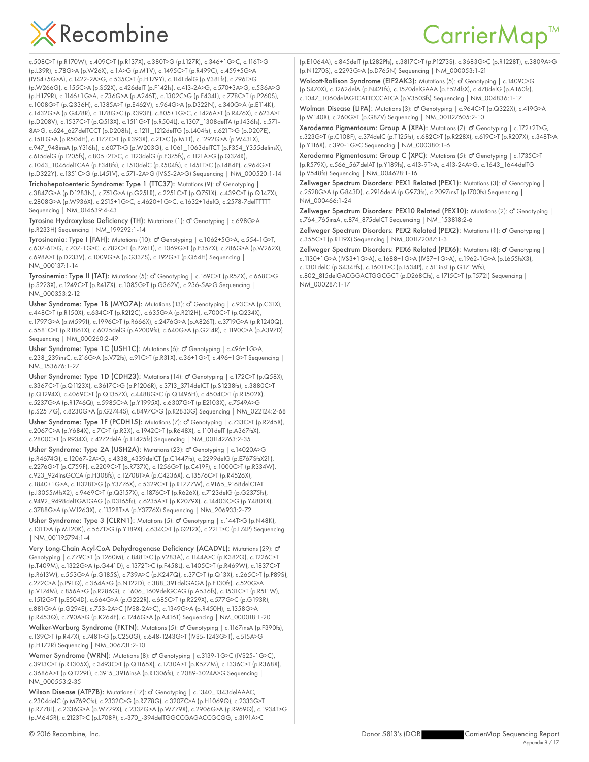c.508C>T (p.R170W), c.409C>T (p.R137X), c.380T>G (p.L127R), c.346+1G>C, c.116T>G (p.L39R), c.78G>A (p.W26X), c.1A>G (p.M1V), c.1495C>T (p.R499C), c.459+5G>A (IVS4+5G>A), c.1422-2A>G, c.535C>T (p.H179Y), c.1141delG (p.V381fs), c.796T>G (p.W266G), c.155C>A (p.S52X), c.426delT (p.F142fs), c.413-2A>G, c.570+3A>G, c.536A>G (p.H179R), c.1146+1G>A, c.736G>A (p.A246T), c.1302C>G (p.F434L), c.778C>T (p.P260S), c.1008G>T (p.Q336H), c.1385A>T (p.E462V), c.964G>A (p.D322N), c.340G>A (p.E114K), c.1432G>A (p.G478R), c.1178G>C (p.R393P), c.805+1G>C, c.1426A>T (p.R476X), c.623A>T (p.D208V), c.1537C>T (p.Q513X), c.1511G>T (p.R504L), c.1307_1308delTA (p.I436fs), c.571-8A>G, c.624_627delTCCT (p.D208fs), c.1211_1212delTG (p.L404fs), c.621T>G (p.D207E), c.1511G>A (p.R504H), c.1177C>T (p.R393X), c.2T>C (p.M1T), c.1292G>A (p.W431X), c.947_948insA (p.Y316fs), c.607T>G (p.W203G), c.1061_1063delTCT (p.F354_Y355delinsX), c.615delG (p.L205fs), c.805+2T>C, c.1123delG (p.E375fs), c.1121A>G (p.Q374R), c.1043_1046delTCAA (p.F348fs), c.1510delC (p.R504fs), c.1451T>C (p.L484P), c.964G>T (p.D322Y), c.1351C>G (p.L451V), c.571-2A>G (IVS5-2A>G) Sequencing | NM_000520:1-14

**Trichohepatoenteric Syndrome: Type 1 (TTC37):** Mutations (9): ♂ Genotyping | c.3847G>A (p.D1283N), c.751G>A (p.G251R), c.2251C>T (p.Q751X), c.439C>T (p.Q147X), c.2808G>A (p.W936X), c.2515+1G>C, c.4620+1G>C, c.1632+1delG, c.2578-7delTTTTT Sequencing | NM_014639:4-43

**Tyrosine Hydroxylase Deficiency (TH):** Mutations (1): ♂ Genotyping | c.698G>A (p.R233H) Sequencing | NM_199292:1-14

**Tyrosinemia: Type I (FAH):** Mutations (10): ♂ Genotyping | c.1062+5G>A, c.554-1G>T, c.607-6T>G, c.707-1G>C, c.782C>T (p.P261L), c.1069G>T (p.E357X), c.786G>A (p.W262X), c.698A>T (p.D233V), c.1009G>A (p.G337S), c.192G>T (p.Q64H) Sequencing | NM_000137:1-14

**Tyrosinemia: Type II (TAT):** Mutations (5): ♂ Genotyping | c.169C>T (p.R57X), c.668C>G (p.S223X), c.1249C>T (p.R417X), c.1085G>T (p.G362V), c.236-5A>G Sequencing | NM_000353:2-12

**Usher Syndrome: Type 1B (MYO7A):** Mutations (13): ♂ Genotyping | c.93C>A (p.C31X), c.448C>T (p.R150X), c.634C>T (p.R212C), c.635G>A (p.R212H), c.700C>T (p.Q234X), c.1797G>A (p.M599I), c.1996C>T (p.R666X), c.2476G>A (p.A826T), c.3719G>A (p.R1240Q), c.5581C>T (p.R1861X), c.6025delG (p.A2009fs), c.640G>A (p.G214R), c.1190C>A (p.A397D) Sequencing | NM_000260:2-49

**Usher Syndrome: Type 1C (USH1C):** Mutations (6): ♂ Genotyping | c.496+1G>A, c.238_239insC, c.216G>A (p.V72fs), c.91C>T (p.R31X), c.36+1G>T, c.496+1G>T Sequencing | NM_153676:1-27

**Usher Syndrome: Type 1D (CDH23):** Mutations (14): ♂ Genotyping | c.172C>T (p.Q58X), c.3367C>T (p.Q1123X), c.3617C>G (p.P1206R), c.3713_3714delCT (p.S1238fs), c.3880C>T (p.Q1294X), c.4069C>T (p.Q1357X), c.4488G>C (p.Q1496H), c.4504C>T (p.R1502X), c.5237G>A (p.R1746Q), c.5985C>A (p.Y1995X), c.6307G>T (p.E2103X), c.7549A>G (p.S2517G), c.8230G>A (p.G2744S), c.8497C>G (p.R2833G) Sequencing | NM_022124:2-68

**Usher Syndrome: Type 1F (PCDH15):** Mutations (7): ♂ Genotyping | c.733C>T (p.R245X), c.2067C>A (p.Y684X), c.7C>T (p.R3X), c.1942C>T (p.R648X), c.1101delT (p.A367fsX), c.2800C>T (p.R934X), c.4272delA (p.L1425fs) Sequencing | NM_001142763:2-35

**Usher Syndrome: Type 2A (USH2A):** Mutations (23): ♂ Genotyping | c.14020A>G (p.R4674G), c.12067-2A>G, c.4338_4339delCT (p.C1447fs), c.2299delG (p.E767SfsX21), c.2276G>T (p.C759F), c.2209C>T (p.R737X), c.1256G>T (p.C419F), c.1000C>T (p.R334W), c.923_924insGCCA (p.H308fs), c.12708T>A (p.C4236X), c.13576C>T (p.R4526X), c.1840+1G>A, c.11328T>G (p.Y3776X), c.5329C>T (p.R1777W), c.9165_9168delCTAT (p.I3055MfsX2), c.9469C>T (p.Q3157X), c.1876C>T (p.R626X), c.7123delG (p.G2375fs), c.9492_9498delTGATGAG (p.D3165fs), c.6235A>T (p.K2079X), c.14403C>G (p.Y4801X), c.3788G>A (p.W1263X), c.11328T>A (p.Y3776X) Sequencing | NM_206933:2-72

**Usher Syndrome: Type 3 (CLRN1):** Mutations (5): ♂ Genotyping | c.144T>G (p.N48K), c.131T>A (p.M120K), c.567T>G (p.Y189X), c.634C>T (p.Q212X), c.221T>C (p.L74P) Sequencing | NM_001195794:1-4

**Very Long-Chain Acyl-CoA Dehydrogenase Deficiency (ACADVL):** Mutations (29): ♂ Genotyping | c.779C>T (p.T260M), c.848T>C (p.V283A), c.1144A>C (p.K382Q), c.1226C>T (p.T409M), c.1322G>A (p.G441D), c.1372T>C (p.F458L), c.1405C>T (p.R469W), c.1837C>T (p.R613W), c.553G>A (p.G185S), c.739A>C (p.K247Q), c.37C>T (p.Q13X), c.265C>T (p.P89S), c.272C>A (p.P91Q), c.364A>G (p.N122D), c.388_391delGAGA (p.E130fs), c.520G>A (p.V174M), c.856A>G (p.R286G), c.1606_1609delGCAG (p.A536fs), c.1531C>T (p.R511W), c.1512G>T (p.E504D), c.664G>A (p.G222R), c.685C>T (p.R229X), c.577G>C (p.G193R), c.881G>A (p.G294E), c.753-2A>C (IVS8-2A>C), c.1349G>A (p.R450H), c.1358G>A (p.R453Q), c.790A>G (p.K264E), c.1246G>A (p.A416T) Sequencing | NM_000018:1-20

**Walker-Warburg Syndrome (FKTN):** Mutations (5): ♂ Genotyping | c.1167insA (p.F390fs), c.139C>T (p.R47X), c.748T>G (p.C250G), c.648-1243G>T (IVS5-1243G>T), c.515A>G (p.H172R) Sequencing | NM_006731:2-10

**Werner Syndrome (WRN):** Mutations (8): ♂ Genotyping | c.3139-1G>C (IVS25-1G>C), c.3913C>T (p.R1305X), c.3493C>T (p.Q1165X), c.1730A>T (p.K577M), c.1336C>T (p.R368X), c.3686A>T (p.Q1229L), c.3915_3916insA (p.R1306fs), c.2089-3024A>G Sequencing | NM_000553:2-35

**Wilson Disease (ATP7B):** Mutations (17): ♂ Genotyping | c.1340_1343delAAAC, c.2304delC (p.M769Cfs), c.2332C>G (p.R778G), c.3207C>A (p.H1069Q), c.2333G>T (p.R778L), c.2336G>A (p.W779X), c.2337G>A (p.W779X), c.2906G>A (p.R969Q), c.1934T>G (p.M645R), c.2123T>C (p.L708P), c.-370_-394delTGGCCGAGACCGCGG, c.3191A>C (p.E1064A), c.845delT (p.L282Pfs), c.3817C>T (p.P1273S), c.3683G>C (p.R1228T), c.3809A>G (p.N1270S), c.2293G>A (p.D765N) Sequencing | NM_000053:1-21

**Wolcott-Rallison Syndrome (EIF2AK3):** Mutations (5): ♂ Genotyping | c.1409C>G (p.S470X), c.1262delA (p.N421fs), c.1570delGAAA (p.E524fsX), c.478delG (p.A160fs), c.1047_1060delAGTCATTCCCATCA (p.V350Sfs) Sequencing | NM_004836:1-17

**Wolman Disease (LIPA):** Mutations (3): ♂ Genotyping | c.964C>T (p.Q322X), c.419G>A (p.W140X), c.260G>T (p.G87V) Sequencing | NM_001127605:2-10

**Xeroderma Pigmentosum: Group A (XPA):** Mutations (7): ♂ Genotyping | c.172+2T>G, c.323G>T (p.C108F), c.374delC (p.T125fs), c.682C>T (p.R228X), c.619C>T (p.R207X), c.348T>A (p.Y116X), c.390-1G>C Sequencing | NM_000380:1-6

**Xeroderma Pigmentosum: Group C (XPC):** Mutations (5): ♂ Genotyping | c.1735C>T (p.R579X), c.566_567delAT (p.Y189fs), c.413-9T>A, c.413-24A>G, c.1643_1644delTG (p.V548fs) Sequencing | NM_004628:1-16

**Zellweger Spectrum Disorders: PEX1 Related (PEX1):** Mutations (3): ♂ Genotyping | c.2528G>A (p.G843D), c.2916delA (p.G973fs), c.2097insT (p.I700fs) Sequencing | NM_000466:1-24

**Zellweger Spectrum Disorders: PEX10 Related (PEX10):** Mutations (2): ♂ Genotyping | c.764_765insA, c.874_875delCT Sequencing | NM_153818:2-6

**Zellweger Spectrum Disorders: PEX2 Related (PEX2):** Mutations (1): ♂ Genotyping | c.355C>T (p.R119X) Sequencing | NM_001172087:1-3

**Zellweger Spectrum Disorders: PEX6 Related (PEX6):** Mutations (8): ♂ Genotyping | c.1130+1G>A (IVS3+1G>A), c.1688+1G>A (IVS7+1G>A), c.1962-1G>A (p.L655fsX3), c.1301delC (p.S434Ffs), c.1601T>C (p.L534P), c.511insT (p.G171Wfs), c.802_815delGACGGACTGGCGCT (p.D268Cfs), c.1715C>T (p.T572I) Sequencing | NM_000287:1-17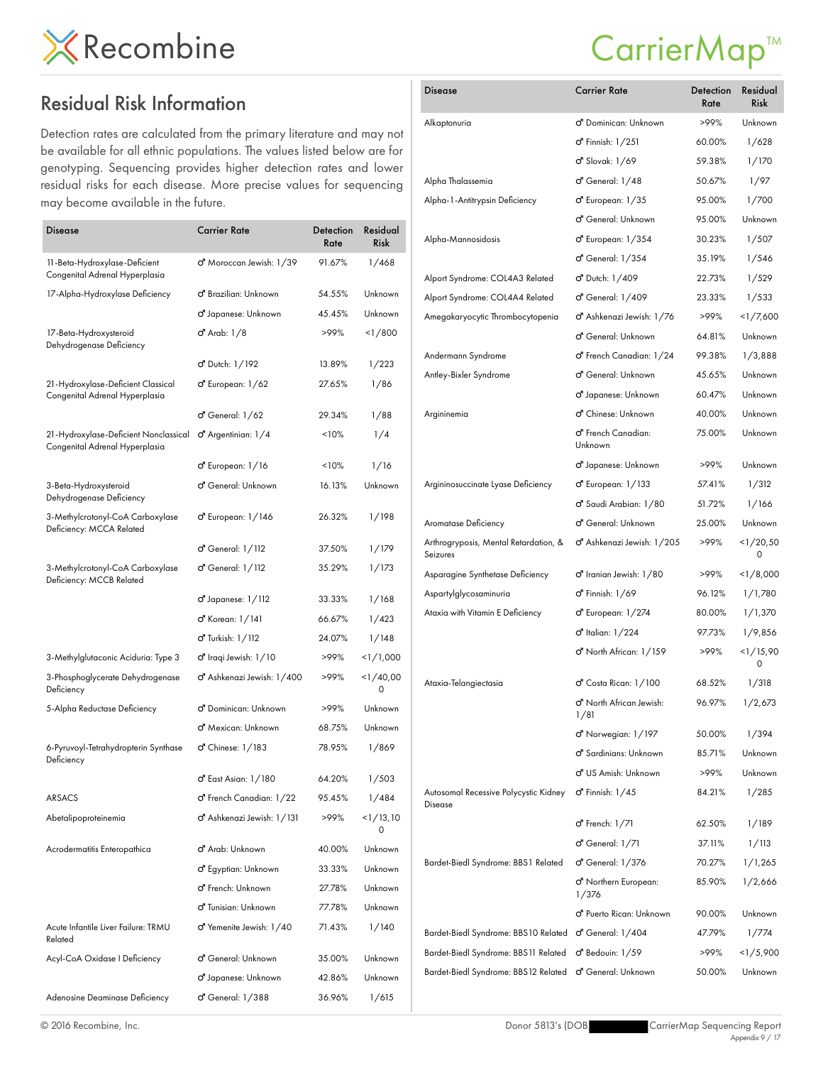# Residual Risk Information

Detection rates are calculated from the primary literature and may not be available for all ethnic populations. The values listed below are for genotyping. Sequencing provides higher detection rates and lower residual risks for each disease. More precise values for sequencing may become available in the future.

| Disease | Carrier Rate | Detection Rate | Residual Risk |
|---|---|---|---|
| 11-Beta-Hydroxylase-Deficient Congenital Adrenal Hyperplasia | ♂ Moroccan Jewish: 1/39 | 91.67% | 1/468 |
| 17-Alpha-Hydroxylase Deficiency | ♂ Brazilian: Unknown | 54.55% | Unknown |
| | ♂ Japanese: Unknown | 45.45% | Unknown |
| 17-Beta-Hydroxysteroid Dehydrogenase Deficiency | ♂ Arab: 1/8 | >99% | <1/800 |
| | ♂ Dutch: 1/192 | 13.89% | 1/223 |
| 21-Hydroxylase-Deficient Classical Congenital Adrenal Hyperplasia | ♂ European: 1/62 | 27.65% | 1/86 |
| | ♂ General: 1/62 | 29.34% | 1/88 |
| 21-Hydroxylase-Deficient Nonclassical Congenital Adrenal Hyperplasia | ♂ Argentinian: 1/4 | <10% | 1/4 |
| | ♂ European: 1/16 | <10% | 1/16 |
| 3-Beta-Hydroxysteroid Dehydrogenase Deficiency | ♂ General: Unknown | 16.13% | Unknown |
| 3-Methylcrotonyl-CoA Carboxylase Deficiency: MCCA Related | ♂ European: 1/146 | 26.32% | 1/198 |
| | ♂ General: 1/112 | 37.50% | 1/179 |
| 3-Methylcrotonyl-CoA Carboxylase Deficiency: MCCB Related | ♂ General: 1/112 | 35.29% | 1/173 |
| | ♂ Japanese: 1/112 | 33.33% | 1/168 |
| | ♂ Korean: 1/141 | 66.67% | 1/423 |
| | ♂ Turkish: 1/112 | 24.07% | 1/148 |
| 3-Methylglutaconic Aciduria: Type 3 | ♂ Iraqi Jewish: 1/10 | >99% | <1/1,000 |
| 3-Phosphoglycerate Dehydrogenase Deficiency | ♂ Ashkenazi Jewish: 1/400 | >99% | <1/40,000 |
| 5-Alpha Reductase Deficiency | ♂ Dominican: Unknown | >99% | Unknown |
| | ♂ Mexican: Unknown | 68.75% | Unknown |
| 6-Pyruvoyl-Tetrahydropterin Synthase Deficiency | ♂ Chinese: 1/183 | 78.95% | 1/869 |
| | ♂ East Asian: 1/180 | 64.20% | 1/503 |
| ARSACS | ♂ French Canadian: 1/22 | 95.45% | 1/484 |
| Abetalipoproteinemia | ♂ Ashkenazi Jewish: 1/131 | >99% | <1/13,100 |
| Acrodermatitis Enteropathica | ♂ Arab: Unknown | 40.00% | Unknown |
| | ♂ Egyptian: Unknown | 33.33% | Unknown |
| | ♂ French: Unknown | 27.78% | Unknown |
| | ♂ Tunisian: Unknown | 77.78% | Unknown |
| Acute Infantile Liver Failure: TRMU Related | ♂ Yemenite Jewish: 1/40 | 71.43% | 1/140 |
| Acyl-CoA Oxidase I Deficiency | ♂ General: Unknown | 35.00% | Unknown |
| | ♂ Japanese: Unknown | 42.86% | Unknown |
| Adenosine Deaminase Deficiency | ♂ General: 1/388 | 36.96% | 1/615 |
| Alkaptonuria | ♂ Dominican: Unknown | >99% | Unknown |
| | ♂ Finnish: 1/251 | 60.00% | 1/628 |
| | ♂ Slovak: 1/69 | 59.38% | 1/170 |
| Alpha Thalassemia | ♂ General: 1/48 | 50.67% | 1/97 |
| Alpha-1-Antitrypsin Deficiency | ♂ European: 1/35 | 95.00% | 1/700 |
| | ♂ General: Unknown | 95.00% | Unknown |
| Alpha-Mannosidosis | ♂ European: 1/354 | 30.23% | 1/507 |
| | ♂ General: 1/354 | 35.19% | 1/546 |
| Alport Syndrome: COL4A3 Related | ♂ Dutch: 1/409 | 22.73% | 1/529 |
| Alport Syndrome: COL4A4 Related | ♂ General: 1/409 | 23.33% | 1/533 |
| Amegakaryocytic Thrombocytopenia | ♂ Ashkenazi Jewish: 1/76 | >99% | <1/7,600 |
| | ♂ General: Unknown | 64.81% | Unknown |
| Andermann Syndrome | ♂ French Canadian: 1/24 | 99.38% | 1/3,888 |
| Antley-Bixler Syndrome | ♂ General: Unknown | 45.65% | Unknown |
| | ♂ Japanese: Unknown | 60.47% | Unknown |
| Argininemia | ♂ Chinese: Unknown | 40.00% | Unknown |
| | ♂ French Canadian: Unknown | 75.00% | Unknown |
| | ♂ Japanese: Unknown | >99% | Unknown |
| Argininosuccinate Lyase Deficiency | ♂ European: 1/133 | 57.41% | 1/312 |
| | ♂ Saudi Arabian: 1/80 | 51.72% | 1/166 |
| Aromatase Deficiency | ♂ General: Unknown | 25.00% | Unknown |
| Arthrogryposis, Mental Retardation, & Seizures | ♂ Ashkenazi Jewish: 1/205 | >99% | <1/20,500 |
| Asparagine Synthetase Deficiency | ♂ Iranian Jewish: 1/80 | >99% | <1/8,000 |
| Aspartylglycosaminuria | ♂ Finnish: 1/69 | 96.12% | 1/1,780 |
| Ataxia with Vitamin E Deficiency | ♂ European: 1/274 | 80.00% | 1/1,370 |
| | ♂ Italian: 1/224 | 97.73% | 1/9,856 |
| | ♂ North African: 1/159 | >99% | <1/15,900 |
| Ataxia-Telangiectasia | ♂ Costa Rican: 1/100 | 68.52% | 1/318 |
| | ♂ North African Jewish: 1/81 | 96.97% | 1/2,673 |
| | ♂ Norwegian: 1/197 | 50.00% | 1/394 |
| | ♂ Sardinians: Unknown | 85.71% | Unknown |
| | ♂ US Amish: Unknown | >99% | Unknown |
| Autosomal Recessive Polycystic Kidney Disease | ♂ Finnish: 1/45 | 84.21% | 1/285 |
| | ♂ French: 1/71 | 62.50% | 1/189 |
| | ♂ General: 1/71 | 37.11% | 1/113 |
| Bardet-Biedl Syndrome: BBS1 Related | ♂ General: 1/376 | 70.27% | 1/1,265 |
| | ♂ Northern European: 1/376 | 85.90% | 1/2,666 |
| | ♂ Puerto Rican: Unknown | 90.00% | Unknown |
| Bardet-Biedl Syndrome: BBS10 Related | ♂ General: 1/404 | 47.79% | 1/774 |
| Bardet-Biedl Syndrome: BBS11 Related | ♂ Bedouin: 1/59 | >99% | <1/5,900 |
| Bardet-Biedl Syndrome: BBS12 Related | ♂ General: Unknown | 50.00% | Unknown |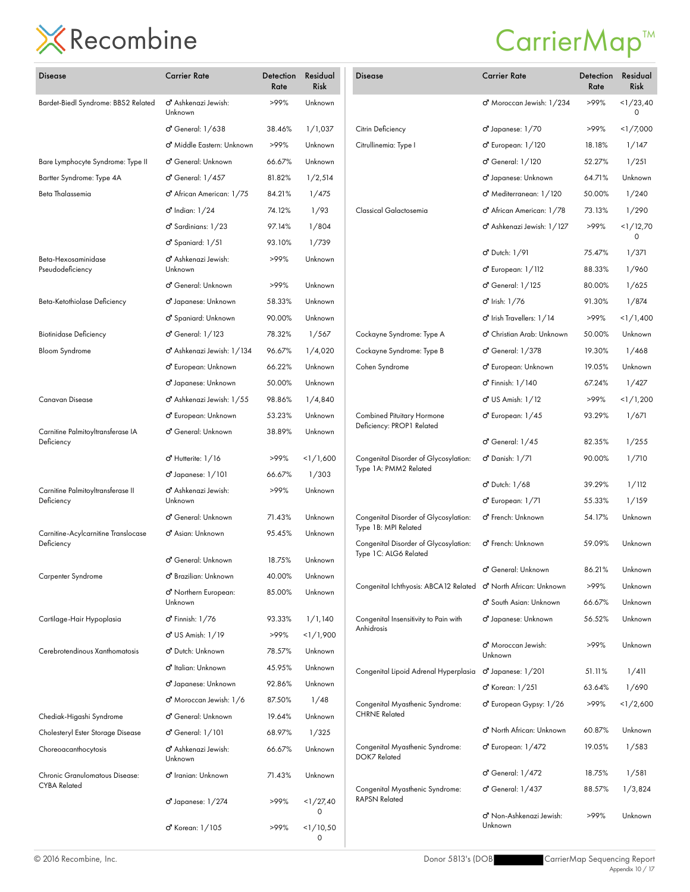| Disease | Carrier Rate | Detection Rate | Residual Risk |
|---|---|---|---|
| Bardet-Biedl Syndrome: BBS2 Related | ♂ Ashkenazi Jewish: Unknown | >99% | Unknown |
| | ♂ General: 1/638 | 38.46% | 1/1,037 |
| | ♂ Middle Eastern: Unknown | >99% | Unknown |
| Bare Lymphocyte Syndrome: Type II | ♂ General: Unknown | 66.67% | Unknown |
| Bartter Syndrome: Type 4A | ♂ General: 1/457 | 81.82% | 1/2,514 |
| Beta Thalassemia | ♂ African American: 1/75 | 84.21% | 1/475 |
| | ♂ Indian: 1/24 | 74.12% | 1/93 |
| | ♂ Sardinians: 1/23 | 97.14% | 1/804 |
| | ♂ Spaniard: 1/51 | 93.10% | 1/739 |
| Beta-Hexosaminidase Pseudodeficiency | ♂ Ashkenazi Jewish: Unknown | >99% | Unknown |
| | ♂ General: Unknown | >99% | Unknown |
| Beta-Ketothiolase Deficiency | ♂ Japanese: Unknown | 58.33% | Unknown |
| | ♂ Spaniard: Unknown | 90.00% | Unknown |
| Biotinidase Deficiency | ♂ General: 1/123 | 78.32% | 1/567 |
| Bloom Syndrome | ♂ Ashkenazi Jewish: 1/134 | 96.67% | 1/4,020 |
| | ♂ European: Unknown | 66.22% | Unknown |
| | ♂ Japanese: Unknown | 50.00% | Unknown |
| Canavan Disease | ♂ Ashkenazi Jewish: 1/55 | 98.86% | 1/4,840 |
| | ♂ European: Unknown | 53.23% | Unknown |
| Carnitine Palmitoyltransferase IA Deficiency | ♂ General: Unknown | 38.89% | Unknown |
| | ♂ Hutterite: 1/16 | >99% | <1/1,600 |
| | ♂ Japanese: 1/101 | 66.67% | 1/303 |
| Carnitine Palmitoyltransferase II Deficiency | ♂ Ashkenazi Jewish: Unknown | >99% | Unknown |
| | ♂ General: Unknown | 71.43% | Unknown |
| Carnitine-Acylcarnitine Translocase Deficiency | ♂ Asian: Unknown | 95.45% | Unknown |
| | ♂ General: Unknown | 18.75% | Unknown |
| Carpenter Syndrome | ♂ Brazilian: Unknown | 40.00% | Unknown |
| | ♂ Northern European: Unknown | 85.00% | Unknown |
| Cartilage-Hair Hypoplasia | ♂ Finnish: 1/76 | 93.33% | 1/1,140 |
| | ♂ US Amish: 1/19 | >99% | <1/1,900 |
| Cerebrotendinous Xanthomatosis | ♂ Dutch: Unknown | 78.57% | Unknown |
| | ♂ Italian: Unknown | 45.95% | Unknown |
| | ♂ Japanese: Unknown | 92.86% | Unknown |
| | ♂ Moroccan Jewish: 1/6 | 87.50% | 1/48 |
| Chediak-Higashi Syndrome | ♂ General: Unknown | 19.64% | Unknown |
| Cholesteryl Ester Storage Disease | ♂ General: 1/101 | 68.97% | 1/325 |
| Choreoacanthocytosis | ♂ Ashkenazi Jewish: Unknown | 66.67% | Unknown |
| Chronic Granulomatous Disease: CYBA Related | ♂ Iranian: Unknown | 71.43% | Unknown |
| | ♂ Japanese: 1/274 | >99% | <1/27,400 |
| | ♂ Korean: 1/105 | >99% | <1/10,500 |
| | ♂ Moroccan Jewish: 1/234 | >99% | <1/23,400 |
| Citrin Deficiency | ♂ Japanese: 1/70 | >99% | <1/7,000 |
| Citrullinemia: Type I | ♂ European: 1/120 | 18.18% | 1/147 |
| | ♂ General: 1/120 | 52.27% | 1/251 |
| | ♂ Japanese: Unknown | 64.71% | Unknown |
| | ♂ Mediterranean: 1/120 | 50.00% | 1/240 |
| Classical Galactosemia | ♂ African American: 1/78 | 73.13% | 1/290 |
| | ♂ Ashkenazi Jewish: 1/127 | >99% | <1/12,700 |
| | ♂ Dutch: 1/91 | 75.47% | 1/371 |
| | ♂ European: 1/112 | 88.33% | 1/960 |
| | ♂ General: 1/125 | 80.00% | 1/625 |
| | ♂ Irish: 1/76 | 91.30% | 1/874 |
| | ♂ Irish Travellers: 1/14 | >99% | <1/1,400 |
| Cockayne Syndrome: Type A | ♂ Christian Arab: Unknown | 50.00% | Unknown |
| Cockayne Syndrome: Type B | ♂ General: 1/378 | 19.30% | 1/468 |
| Cohen Syndrome | ♂ European: Unknown | 19.05% | Unknown |
| | ♂ Finnish: 1/140 | 67.24% | 1/427 |
| | ♂ US Amish: 1/12 | >99% | <1/1,200 |
| Combined Pituitary Hormone Deficiency: PROP1 Related | ♂ European: 1/45 | 93.29% | 1/671 |
| | ♂ General: 1/45 | 82.35% | 1/255 |
| Congenital Disorder of Glycosylation: Type 1A: PMM2 Related | ♂ Danish: 1/71 | 90.00% | 1/710 |
| | ♂ Dutch: 1/68 | 39.29% | 1/112 |
| | ♂ European: 1/71 | 55.33% | 1/159 |
| Congenital Disorder of Glycosylation: Type 1B: MPI Related | ♂ French: Unknown | 54.17% | Unknown |
| Congenital Disorder of Glycosylation: Type 1C: ALG6 Related | ♂ French: Unknown | 59.09% | Unknown |
| | ♂ General: Unknown | 86.21% | Unknown |
| Congenital Ichthyosis: ABCA12 Related | ♂ North African: Unknown | >99% | Unknown |
| | ♂ South Asian: Unknown | 66.67% | Unknown |
| Congenital Insensitivity to Pain with Anhidrosis | ♂ Japanese: Unknown | 56.52% | Unknown |
| | ♂ Moroccan Jewish: Unknown | >99% | Unknown |
| Congenital Lipoid Adrenal Hyperplasia | ♂ Japanese: 1/201 | 51.11% | 1/411 |
| | ♂ Korean: 1/251 | 63.64% | 1/690 |
| Congenital Myasthenic Syndrome: CHRNE Related | ♂ European Gypsy: 1/26 | >99% | <1/2,600 |
| | ♂ North African: Unknown | 60.87% | Unknown |
| Congenital Myasthenic Syndrome: DOK7 Related | ♂ European: 1/472 | 19.05% | 1/583 |
| | ♂ General: 1/472 | 18.75% | 1/581 |
| Congenital Myasthenic Syndrome: RAPSN Related | ♂ General: 1/437 | 88.57% | 1/3,824 |
| | ♂ Non-Ashkenazi Jewish: Unknown | >99% | Unknown |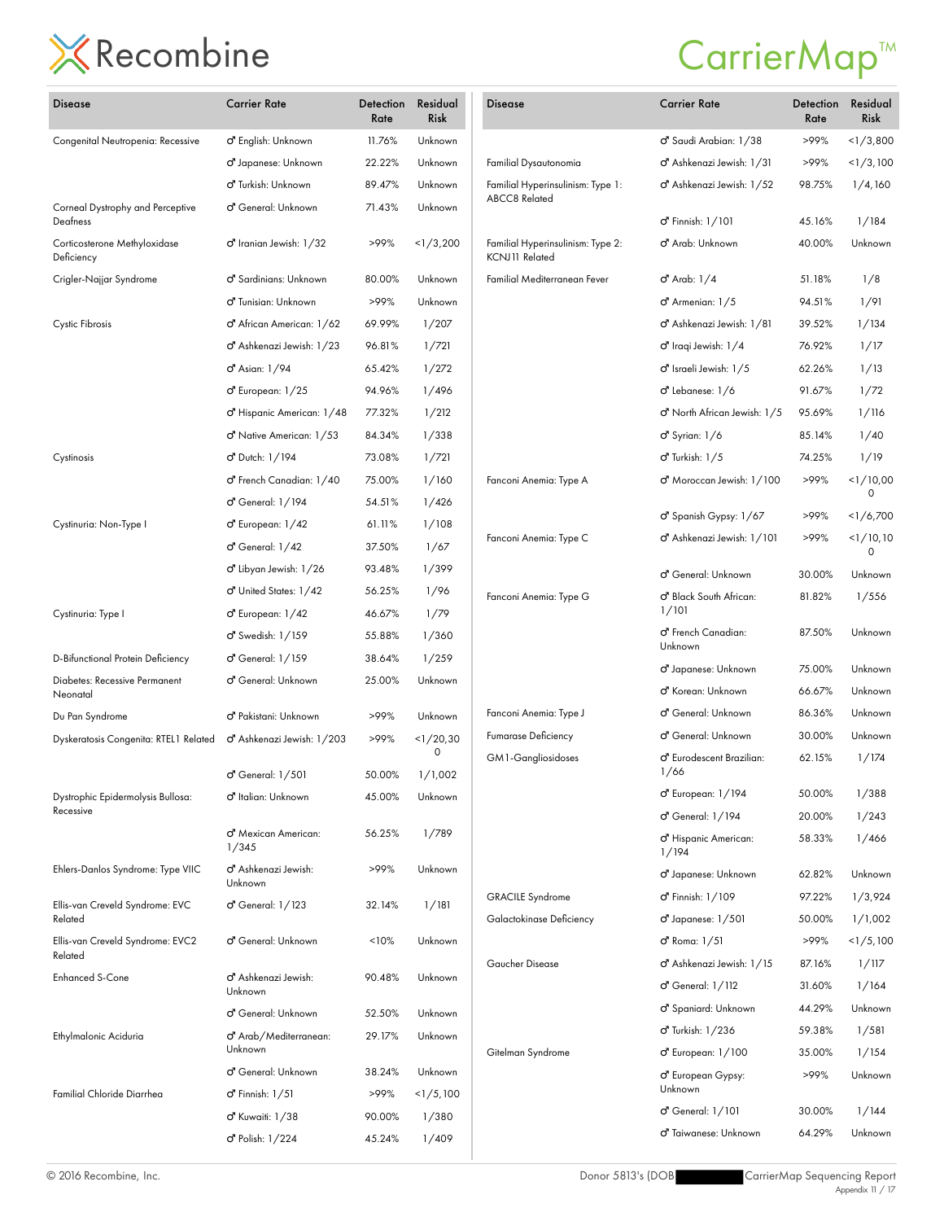| Disease | Carrier Rate | Detection Rate | Residual Risk |
|---|---|---|---|
| Congenital Neutropenia: Recessive | ♂ English: Unknown | 11.76% | Unknown |
| | ♂ Japanese: Unknown | 22.22% | Unknown |
| | ♂ Turkish: Unknown | 89.47% | Unknown |
| Corneal Dystrophy and Perceptive Deafness | ♂ General: Unknown | 71.43% | Unknown |
| Corticosterone Methyloxidase Deficiency | ♂ Iranian Jewish: 1/32 | >99% | <1/3,200 |
| Crigler-Najjar Syndrome | ♂ Sardinians: Unknown | 80.00% | Unknown |
| | ♂ Tunisian: Unknown | >99% | Unknown |
| Cystic Fibrosis | ♂ African American: 1/62 | 69.99% | 1/207 |
| | ♂ Ashkenazi Jewish: 1/23 | 96.81% | 1/721 |
| | ♂ Asian: 1/94 | 65.42% | 1/272 |
| | ♂ European: 1/25 | 94.96% | 1/496 |
| | ♂ Hispanic American: 1/48 | 77.32% | 1/212 |
| | ♂ Native American: 1/53 | 84.34% | 1/338 |
| Cystinosis | ♂ Dutch: 1/194 | 73.08% | 1/721 |
| | ♂ French Canadian: 1/40 | 75.00% | 1/160 |
| | ♂ General: 1/194 | 54.51% | 1/426 |
| Cystinuria: Non-Type I | ♂ European: 1/42 | 61.11% | 1/108 |
| | ♂ General: 1/42 | 37.50% | 1/67 |
| | ♂ Libyan Jewish: 1/26 | 93.48% | 1/399 |
| | ♂ United States: 1/42 | 56.25% | 1/96 |
| Cystinuria: Type I | ♂ European: 1/42 | 46.67% | 1/79 |
| | ♂ Swedish: 1/159 | 55.88% | 1/360 |
| D-Bifunctional Protein Deficiency | ♂ General: 1/159 | 38.64% | 1/259 |
| Diabetes: Recessive Permanent Neonatal | ♂ General: Unknown | 25.00% | Unknown |
| Du Pan Syndrome | ♂ Pakistani: Unknown | >99% | Unknown |
| Dyskeratosis Congenita: RTEL1 Related | ♂ Ashkenazi Jewish: 1/203 | >99% | <1/20,300 |
| | ♂ General: 1/501 | 50.00% | 1/1,002 |
| Dystrophic Epidermolysis Bullosa: Recessive | ♂ Italian: Unknown | 45.00% | Unknown |
| | ♂ Mexican American: 1/345 | 56.25% | 1/789 |
| Ehlers-Danlos Syndrome: Type VIIC | ♂ Ashkenazi Jewish: Unknown | >99% | Unknown |
| Ellis-van Creveld Syndrome: EVC Related | ♂ General: 1/123 | 32.14% | 1/181 |
| Ellis-van Creveld Syndrome: EVC2 Related | ♂ General: Unknown | <10% | Unknown |
| Enhanced S-Cone | ♂ Ashkenazi Jewish: Unknown | 90.48% | Unknown |
| | ♂ General: Unknown | 52.50% | Unknown |
| Ethylmalonic Aciduria | ♂ Arab/Mediterranean: Unknown | 29.17% | Unknown |
| | ♂ General: Unknown | 38.24% | Unknown |
| Familial Chloride Diarrhea | ♂ Finnish: 1/51 | >99% | <1/5,100 |
| | ♂ Kuwaiti: 1/38 | 90.00% | 1/380 |
| | ♂ Polish: 1/224 | 45.24% | 1/409 |
| | ♂ Saudi Arabian: 1/38 | >99% | <1/3,800 |
| Familial Dysautonomia | ♂ Ashkenazi Jewish: 1/31 | >99% | <1/3,100 |
| Familial Hyperinsulinism: Type 1: ABCC8 Related | ♂ Ashkenazi Jewish: 1/52 | 98.75% | 1/4,160 |
| | ♂ Finnish: 1/101 | 45.16% | 1/184 |
| Familial Hyperinsulinism: Type 2: KCNJ11 Related | ♂ Arab: Unknown | 40.00% | Unknown |
| Familial Mediterranean Fever | ♂ Arab: 1/4 | 51.18% | 1/8 |
| | ♂ Armenian: 1/5 | 94.51% | 1/91 |
| | ♂ Ashkenazi Jewish: 1/81 | 39.52% | 1/134 |
| | ♂ Iraqi Jewish: 1/4 | 76.92% | 1/17 |
| | ♂ Israeli Jewish: 1/5 | 62.26% | 1/13 |
| | ♂ Lebanese: 1/6 | 91.67% | 1/72 |
| | ♂ North African Jewish: 1/5 | 95.69% | 1/116 |
| | ♂ Syrian: 1/6 | 85.14% | 1/40 |
| | ♂ Turkish: 1/5 | 74.25% | 1/19 |
| Fanconi Anemia: Type A | ♂ Moroccan Jewish: 1/100 | >99% | <1/10,000 |
| | ♂ Spanish Gypsy: 1/67 | >99% | <1/6,700 |
| Fanconi Anemia: Type C | ♂ Ashkenazi Jewish: 1/101 | >99% | <1/10,100 |
| | ♂ General: Unknown | 30.00% | Unknown |
| Fanconi Anemia: Type G | ♂ Black South African: 1/101 | 81.82% | 1/556 |
| | ♂ French Canadian: Unknown | 87.50% | Unknown |
| | ♂ Japanese: Unknown | 75.00% | Unknown |
| | ♂ Korean: Unknown | 66.67% | Unknown |
| Fanconi Anemia: Type J | ♂ General: Unknown | 86.36% | Unknown |
| Fumarase Deficiency | ♂ General: Unknown | 30.00% | Unknown |
| GM1-Gangliosidoses | ♂ Eurodescent Brazilian: 1/66 | 62.15% | 1/174 |
| | ♂ European: 1/194 | 50.00% | 1/388 |
| | ♂ General: 1/194 | 20.00% | 1/243 |
| | ♂ Hispanic American: 1/194 | 58.33% | 1/466 |
| | ♂ Japanese: Unknown | 62.82% | Unknown |
| GRACILE Syndrome | ♂ Finnish: 1/109 | 97.22% | 1/3,924 |
| Galactokinase Deficiency | ♂ Japanese: 1/501 | 50.00% | 1/1,002 |
| | ♂ Roma: 1/51 | >99% | <1/5,100 |
| Gaucher Disease | ♂ Ashkenazi Jewish: 1/15 | 87.16% | 1/117 |
| | ♂ General: 1/112 | 31.60% | 1/164 |
| | ♂ Spaniard: Unknown | 44.29% | Unknown |
| | ♂ Turkish: 1/236 | 59.38% | 1/581 |
| Gitelman Syndrome | ♂ European: 1/100 | 35.00% | 1/154 |
| | ♂ European Gypsy: Unknown | >99% | Unknown |
| | ♂ General: 1/101 | 30.00% | 1/144 |
| | ♂ Taiwanese: Unknown | 64.29% | Unknown |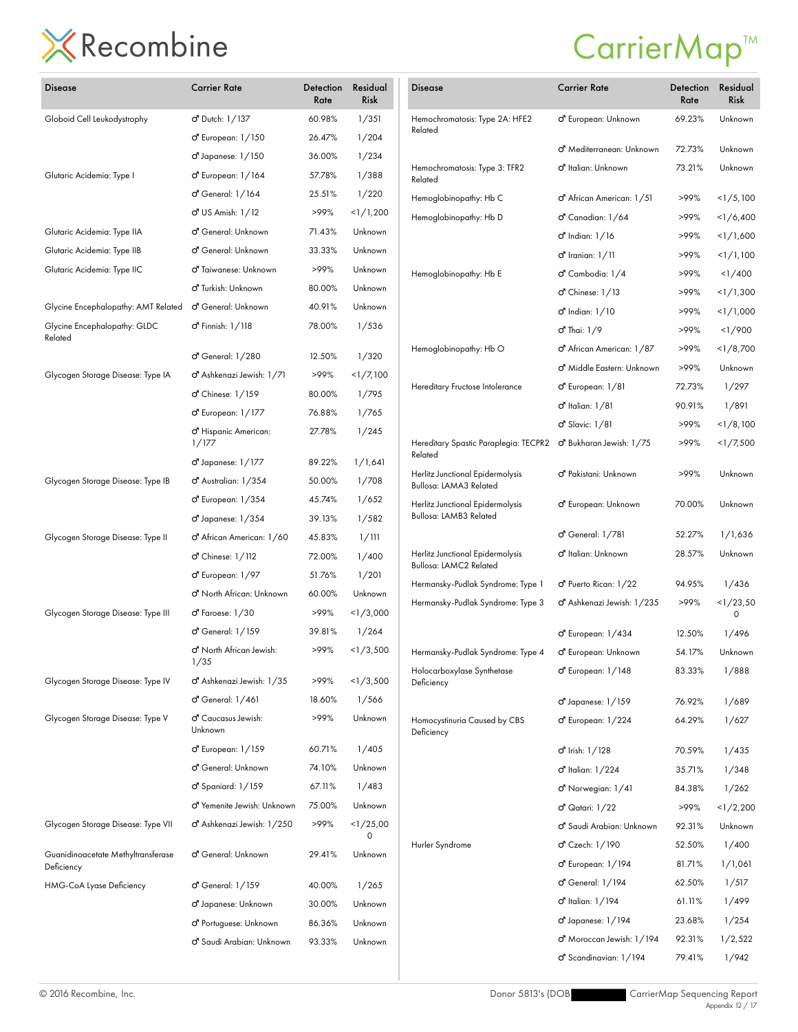| Disease | Carrier Rate | Detection Rate | Residual Risk |
|---|---|---|---|
| Globoid Cell Leukodystrophy | ♂ Dutch: 1/137 | 60.98% | 1/351 |
| | ♂ European: 1/150 | 26.47% | 1/204 |
| | ♂ Japanese: 1/150 | 36.00% | 1/234 |
| Glutaric Acidemia: Type I | ♂ European: 1/164 | 57.78% | 1/388 |
| | ♂ General: 1/164 | 25.51% | 1/220 |
| | ♂ US Amish: 1/12 | >99% | <1/1,200 |
| Glutaric Acidemia: Type IIA | ♂ General: Unknown | 71.43% | Unknown |
| Glutaric Acidemia: Type IIB | ♂ General: Unknown | 33.33% | Unknown |
| Glutaric Acidemia: Type IIC | ♂ Taiwanese: Unknown | >99% | Unknown |
| | ♂ Turkish: Unknown | 80.00% | Unknown |
| Glycine Encephalopathy: AMT Related | ♂ General: Unknown | 40.91% | Unknown |
| Glycine Encephalopathy: GLDC Related | ♂ Finnish: 1/118 | 78.00% | 1/536 |
| | ♂ General: 1/280 | 12.50% | 1/320 |
| Glycogen Storage Disease: Type IA | ♂ Ashkenazi Jewish: 1/71 | >99% | <1/7,100 |
| | ♂ Chinese: 1/159 | 80.00% | 1/795 |
| | ♂ European: 1/177 | 76.88% | 1/765 |
| | ♂ Hispanic American: 1/177 | 27.78% | 1/245 |
| | ♂ Japanese: 1/177 | 89.22% | 1/1,641 |
| Glycogen Storage Disease: Type IB | ♂ Australian: 1/354 | 50.00% | 1/708 |
| | ♂ European: 1/354 | 45.74% | 1/652 |
| | ♂ Japanese: 1/354 | 39.13% | 1/582 |
| Glycogen Storage Disease: Type II | ♂ African American: 1/60 | 45.83% | 1/111 |
| | ♂ Chinese: 1/112 | 72.00% | 1/400 |
| | ♂ European: 1/97 | 51.76% | 1/201 |
| | ♂ North African: Unknown | 60.00% | Unknown |
| Glycogen Storage Disease: Type III | ♂ Faroese: 1/30 | >99% | <1/3,000 |
| | ♂ General: 1/159 | 39.81% | 1/264 |
| | ♂ North African Jewish: 1/35 | >99% | <1/3,500 |
| Glycogen Storage Disease: Type IV | ♂ Ashkenazi Jewish: 1/35 | >99% | <1/3,500 |
| | ♂ General: 1/461 | 18.60% | 1/566 |
| Glycogen Storage Disease: Type V | ♂ Caucasus Jewish: Unknown | >99% | Unknown |
| | ♂ European: 1/159 | 60.71% | 1/405 |
| | ♂ General: Unknown | 74.10% | Unknown |
| | ♂ Spaniard: 1/159 | 67.11% | 1/483 |
| | ♂ Yemenite Jewish: Unknown | 75.00% | Unknown |
| Glycogen Storage Disease: Type VII | ♂ Ashkenazi Jewish: 1/250 | >99% | <1/25,000 |
| Guanidinoacetate Methyltransferase Deficiency | ♂ General: Unknown | 29.41% | Unknown |
| HMG-CoA Lyase Deficiency | ♂ General: 1/159 | 40.00% | 1/265 |
| | ♂ Japanese: Unknown | 30.00% | Unknown |
| | ♂ Portuguese: Unknown | 86.36% | Unknown |
| | ♂ Saudi Arabian: Unknown | 93.33% | Unknown |
| Hemochromatosis: Type 2A: HFE2 Related | ♂ European: Unknown | 69.23% | Unknown |
| | ♂ Mediterranean: Unknown | 72.73% | Unknown |
| Hemochromatosis: Type 3: TFR2 Related | ♂ Italian: Unknown | 73.21% | Unknown |
| Hemoglobinopathy: Hb C | ♂ African American: 1/51 | >99% | <1/5,100 |
| Hemoglobinopathy: Hb D | ♂ Canadian: 1/64 | >99% | <1/6,400 |
| | ♂ Indian: 1/16 | >99% | <1/1,600 |
| | ♂ Iranian: 1/11 | >99% | <1/1,100 |
| Hemoglobinopathy: Hb E | ♂ Cambodia: 1/4 | >99% | <1/400 |
| | ♂ Chinese: 1/13 | >99% | <1/1,300 |
| | ♂ Indian: 1/10 | >99% | <1/1,000 |
| | ♂ Thai: 1/9 | >99% | <1/900 |
| Hemoglobinopathy: Hb O | ♂ African American: 1/87 | >99% | <1/8,700 |
| | ♂ Middle Eastern: Unknown | >99% | Unknown |
| Hereditary Fructose Intolerance | ♂ European: 1/81 | 72.73% | 1/297 |
| | ♂ Italian: 1/81 | 90.91% | 1/891 |
| | ♂ Slavic: 1/81 | >99% | <1/8,100 |
| Hereditary Spastic Paraplegia: TECPR2 Related | ♂ Bukharan Jewish: 1/75 | >99% | <1/7,500 |
| Herlitz Junctional Epidermolysis Bullosa: LAMA3 Related | ♂ Pakistani: Unknown | >99% | Unknown |
| Herlitz Junctional Epidermolysis Bullosa: LAMB3 Related | ♂ European: Unknown | 70.00% | Unknown |
| | ♂ General: 1/781 | 52.27% | 1/1,636 |
| Herlitz Junctional Epidermolysis Bullosa: LAMC2 Related | ♂ Italian: Unknown | 28.57% | Unknown |
| Hermansky-Pudlak Syndrome: Type 1 | ♂ Puerto Rican: 1/22 | 94.95% | 1/436 |
| Hermansky-Pudlak Syndrome: Type 3 | ♂ Ashkenazi Jewish: 1/235 | >99% | <1/23,500 |
| | ♂ European: 1/434 | 12.50% | 1/496 |
| Hermansky-Pudlak Syndrome: Type 4 | ♂ European: Unknown | 54.17% | Unknown |
| Holocarboxylase Synthetase Deficiency | ♂ European: 1/148 | 83.33% | 1/888 |
| | ♂ Japanese: 1/159 | 76.92% | 1/689 |
| Homocystinuria Caused by CBS Deficiency | ♂ European: 1/224 | 64.29% | 1/627 |
| | ♂ Irish: 1/128 | 70.59% | 1/435 |
| | ♂ Italian: 1/224 | 35.71% | 1/348 |
| | ♂ Norwegian: 1/41 | 84.38% | 1/262 |
| | ♂ Qatari: 1/22 | >99% | <1/2,200 |
| | ♂ Saudi Arabian: Unknown | 92.31% | Unknown |
| Hurler Syndrome | ♂ Czech: 1/190 | 52.50% | 1/400 |
| | ♂ European: 1/194 | 81.71% | 1/1,061 |
| | ♂ General: 1/194 | 62.50% | 1/517 |
| | ♂ Italian: 1/194 | 61.11% | 1/499 |
| | ♂ Japanese: 1/194 | 23.68% | 1/254 |
| | ♂ Moroccan Jewish: 1/194 | 92.31% | 1/2,522 |
| | ♂ Scandinavian: 1/194 | 79.41% | 1/942 |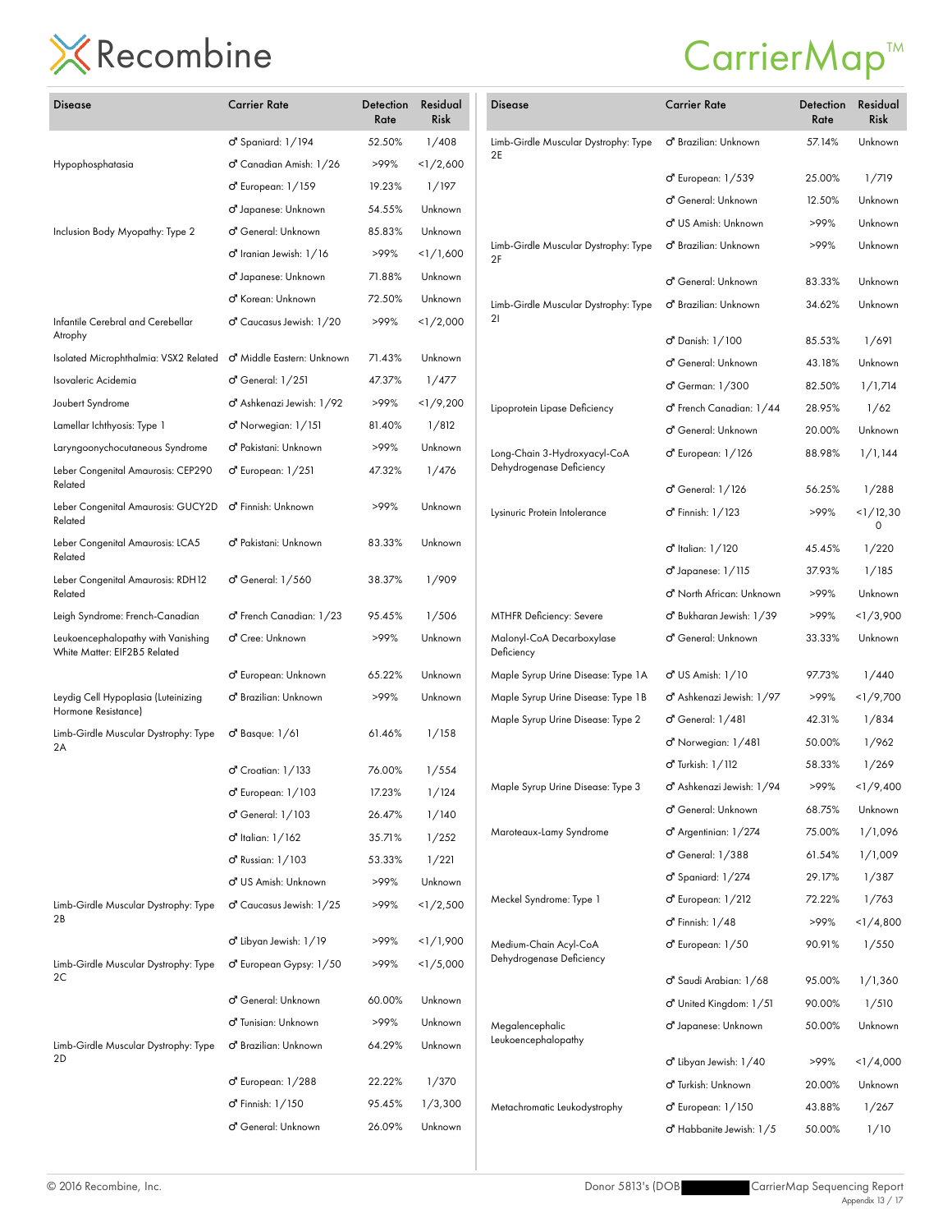| Disease | Carrier Rate | Detection Rate | Residual Risk |
|---|---|---|---|
| Hypophosphatasia | ♂ Spaniard: 1/194 | 52.50% | 1/408 |
| | ♂ Canadian Amish: 1/26 | >99% | <1/2,600 |
| | ♂ European: 1/159 | 19.23% | 1/197 |
| | ♂ Japanese: Unknown | 54.55% | Unknown |
| Inclusion Body Myopathy: Type 2 | ♂ General: Unknown | 85.83% | Unknown |
| | ♂ Iranian Jewish: 1/16 | >99% | <1/1,600 |
| | ♂ Japanese: Unknown | 71.88% | Unknown |
| | ♂ Korean: Unknown | 72.50% | Unknown |
| Infantile Cerebral and Cerebellar Atrophy | ♂ Caucasus Jewish: 1/20 | >99% | <1/2,000 |
| Isolated Microphthalmia: VSX2 Related | ♂ Middle Eastern: Unknown | 71.43% | Unknown |
| Isovaleric Acidemia | ♂ General: 1/251 | 47.37% | 1/477 |
| Joubert Syndrome | ♂ Ashkenazi Jewish: 1/92 | >99% | <1/9,200 |
| Lamellar Ichthyosis: Type 1 | ♂ Norwegian: 1/151 | 81.40% | 1/812 |
| Laryngoonychocutaneous Syndrome | ♂ Pakistani: Unknown | >99% | Unknown |
| Leber Congenital Amaurosis: CEP290 Related | ♂ European: 1/251 | 47.32% | 1/476 |
| Leber Congenital Amaurosis: GUCY2D Related | ♂ Finnish: Unknown | >99% | Unknown |
| Leber Congenital Amaurosis: LCA5 Related | ♂ Pakistani: Unknown | 83.33% | Unknown |
| Leber Congenital Amaurosis: RDH12 Related | ♂ General: 1/560 | 38.37% | 1/909 |
| Leigh Syndrome: French-Canadian | ♂ French Canadian: 1/23 | 95.45% | 1/506 |
| Leukoencephalopathy with Vanishing White Matter: EIF2B5 Related | ♂ Cree: Unknown | >99% | Unknown |
| | ♂ European: Unknown | 65.22% | Unknown |
| Leydig Cell Hypoplasia (Luteinizing Hormone Resistance) | ♂ Brazilian: Unknown | >99% | Unknown |
| Limb-Girdle Muscular Dystrophy: Type 2A | ♂ Basque: 1/61 | 61.46% | 1/158 |
| | ♂ Croatian: 1/133 | 76.00% | 1/554 |
| | ♂ European: 1/103 | 17.23% | 1/124 |
| | ♂ General: 1/103 | 26.47% | 1/140 |
| | ♂ Italian: 1/162 | 35.71% | 1/252 |
| | ♂ Russian: 1/103 | 53.33% | 1/221 |
| | ♂ US Amish: Unknown | >99% | Unknown |
| Limb-Girdle Muscular Dystrophy: Type 2B | ♂ Caucasus Jewish: 1/25 | >99% | <1/2,500 |
| | ♂ Libyan Jewish: 1/19 | >99% | <1/1,900 |
| Limb-Girdle Muscular Dystrophy: Type 2C | ♂ European Gypsy: 1/50 | >99% | <1/5,000 |
| | ♂ General: Unknown | 60.00% | Unknown |
| | ♂ Tunisian: Unknown | >99% | Unknown |
| Limb-Girdle Muscular Dystrophy: Type 2D | ♂ Brazilian: Unknown | 64.29% | Unknown |
| | ♂ European: 1/288 | 22.22% | 1/370 |
| | ♂ Finnish: 1/150 | 95.45% | 1/3,300 |
| | ♂ General: Unknown | 26.09% | Unknown |
| Limb-Girdle Muscular Dystrophy: Type 2E | ♂ Brazilian: Unknown | 57.14% | Unknown |
| | ♂ European: 1/539 | 25.00% | 1/719 |
| | ♂ General: Unknown | 12.50% | Unknown |
| | ♂ US Amish: Unknown | >99% | Unknown |
| Limb-Girdle Muscular Dystrophy: Type 2F | ♂ Brazilian: Unknown | >99% | Unknown |
| | ♂ General: Unknown | 83.33% | Unknown |
| Limb-Girdle Muscular Dystrophy: Type 2I | ♂ Brazilian: Unknown | 34.62% | Unknown |
| | ♂ Danish: 1/100 | 85.53% | 1/691 |
| | ♂ General: Unknown | 43.18% | Unknown |
| | ♂ German: 1/300 | 82.50% | 1/1,714 |
| Lipoprotein Lipase Deficiency | ♂ French Canadian: 1/44 | 28.95% | 1/62 |
| | ♂ General: Unknown | 20.00% | Unknown |
| Long-Chain 3-Hydroxyacyl-CoA Dehydrogenase Deficiency | ♂ European: 1/126 | 88.98% | 1/1,144 |
| | ♂ General: 1/126 | 56.25% | 1/288 |
| Lysinuric Protein Intolerance | ♂ Finnish: 1/123 | >99% | <1/12,300 |
| | ♂ Italian: 1/120 | 45.45% | 1/220 |
| | ♂ Japanese: 1/115 | 37.93% | 1/185 |
| | ♂ North African: Unknown | >99% | Unknown |
| MTHFR Deficiency: Severe | ♂ Bukharan Jewish: 1/39 | >99% | <1/3,900 |
| Malonyl-CoA Decarboxylase Deficiency | ♂ General: Unknown | 33.33% | Unknown |
| Maple Syrup Urine Disease: Type 1A | ♂ US Amish: 1/10 | 97.73% | 1/440 |
| Maple Syrup Urine Disease: Type 1B | ♂ Ashkenazi Jewish: 1/97 | >99% | <1/9,700 |
| Maple Syrup Urine Disease: Type 2 | ♂ General: 1/481 | 42.31% | 1/834 |
| | ♂ Norwegian: 1/481 | 50.00% | 1/962 |
| | ♂ Turkish: 1/112 | 58.33% | 1/269 |
| Maple Syrup Urine Disease: Type 3 | ♂ Ashkenazi Jewish: 1/94 | >99% | <1/9,400 |
| | ♂ General: Unknown | 68.75% | Unknown |
| Maroteaux-Lamy Syndrome | ♂ Argentinian: 1/274 | 75.00% | 1/1,096 |
| | ♂ General: 1/388 | 61.54% | 1/1,009 |
| | ♂ Spaniard: 1/274 | 29.17% | 1/387 |
| Meckel Syndrome: Type 1 | ♂ European: 1/212 | 72.22% | 1/763 |
| | ♂ Finnish: 1/48 | >99% | <1/4,800 |
| Medium-Chain Acyl-CoA Dehydrogenase Deficiency | ♂ European: 1/50 | 90.91% | 1/550 |
| | ♂ Saudi Arabian: 1/68 | 95.00% | 1/1,360 |
| | ♂ United Kingdom: 1/51 | 90.00% | 1/510 |
| Megalencephalic Leukoencephalopathy | ♂ Japanese: Unknown | 50.00% | Unknown |
| | ♂ Libyan Jewish: 1/40 | >99% | <1/4,000 |
| | ♂ Turkish: Unknown | 20.00% | Unknown |
| Metachromatic Leukodystrophy | ♂ European: 1/150 | 43.88% | 1/267 |
| | ♂ Habbanite Jewish: 1/5 | 50.00% | 1/10 |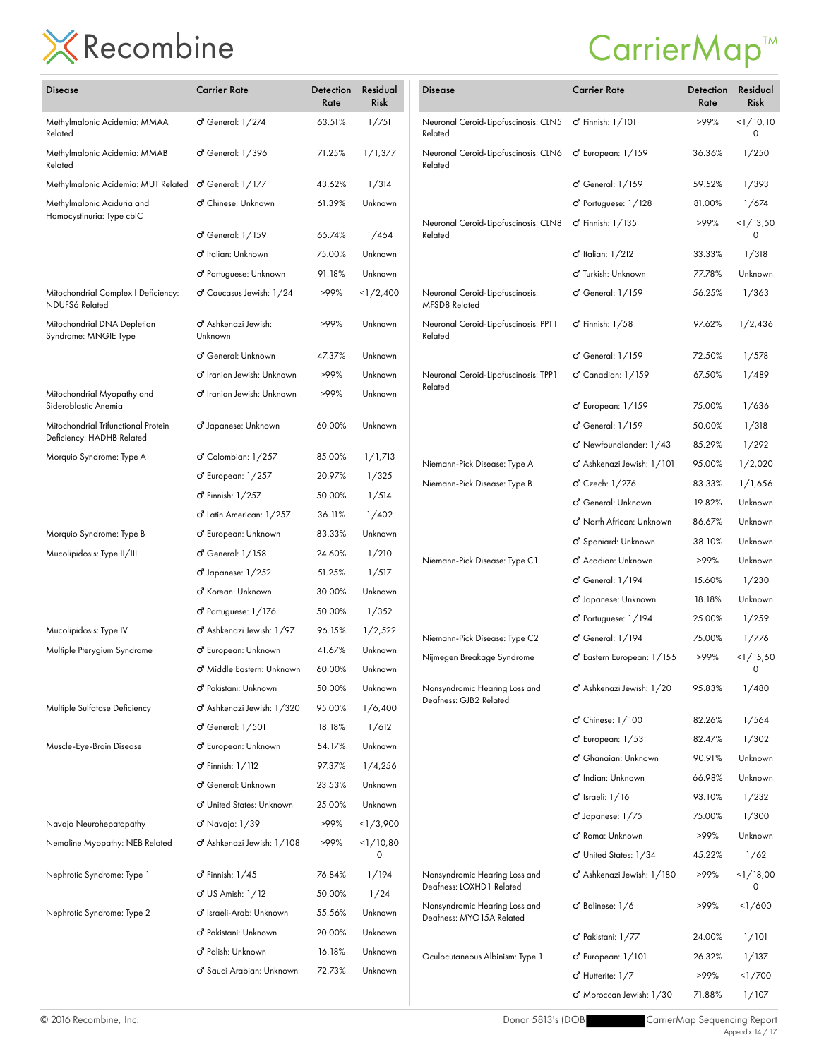| Disease | Carrier Rate | Detection Rate | Residual Risk |
|---|---|---|---|
| Methylmalonic Acidemia: MMAA Related | ♂ General: 1/274 | 63.51% | 1/751 |
| Methylmalonic Acidemia: MMAB Related | ♂ General: 1/396 | 71.25% | 1/1,377 |
| Methylmalonic Acidemia: MUT Related | ♂ General: 1/177 | 43.62% | 1/314 |
| Methylmalonic Aciduria and Homocystinuria: Type cblC | ♂ Chinese: Unknown | 61.39% | Unknown |
| | ♂ General: 1/159 | 65.74% | 1/464 |
| | ♂ Italian: Unknown | 75.00% | Unknown |
| | ♂ Portuguese: Unknown | 91.18% | Unknown |
| Mitochondrial Complex I Deficiency: NDUFS6 Related | ♂ Caucasus Jewish: 1/24 | >99% | <1/2,400 |
| Mitochondrial DNA Depletion Syndrome: MNGIE Type | ♂ Ashkenazi Jewish: Unknown | >99% | Unknown |
| | ♂ General: Unknown | 47.37% | Unknown |
| | ♂ Iranian Jewish: Unknown | >99% | Unknown |
| Mitochondrial Myopathy and Sideroblastic Anemia | ♂ Iranian Jewish: Unknown | >99% | Unknown |
| Mitochondrial Trifunctional Protein Deficiency: HADHB Related | ♂ Japanese: Unknown | 60.00% | Unknown |
| Morquio Syndrome: Type A | ♂ Colombian: 1/257 | 85.00% | 1/1,713 |
| | ♂ European: 1/257 | 20.97% | 1/325 |
| | ♂ Finnish: 1/257 | 50.00% | 1/514 |
| | ♂ Latin American: 1/257 | 36.11% | 1/402 |
| Morquio Syndrome: Type B | ♂ European: Unknown | 83.33% | Unknown |
| Mucolipidosis: Type II/III | ♂ General: 1/158 | 24.60% | 1/210 |
| | ♂ Japanese: 1/252 | 51.25% | 1/517 |
| | ♂ Korean: Unknown | 30.00% | Unknown |
| | ♂ Portuguese: 1/176 | 50.00% | 1/352 |
| Mucolipidosis: Type IV | ♂ Ashkenazi Jewish: 1/97 | 96.15% | 1/2,522 |
| Multiple Pterygium Syndrome | ♂ European: Unknown | 41.67% | Unknown |
| | ♂ Middle Eastern: Unknown | 60.00% | Unknown |
| | ♂ Pakistani: Unknown | 50.00% | Unknown |
| Multiple Sulfatase Deficiency | ♂ Ashkenazi Jewish: 1/320 | 95.00% | 1/6,400 |
| | ♂ General: 1/501 | 18.18% | 1/612 |
| Muscle-Eye-Brain Disease | ♂ European: Unknown | 54.17% | Unknown |
| | ♂ Finnish: 1/112 | 97.37% | 1/4,256 |
| | ♂ General: Unknown | 23.53% | Unknown |
| | ♂ United States: Unknown | 25.00% | Unknown |
| Navajo Neurohepatopathy | ♂ Navajo: 1/39 | >99% | <1/3,900 |
| Nemaline Myopathy: NEB Related | ♂ Ashkenazi Jewish: 1/108 | >99% | <1/10,800 |
| Nephrotic Syndrome: Type 1 | ♂ Finnish: 1/45 | 76.84% | 1/194 |
| | ♂ US Amish: 1/12 | 50.00% | 1/24 |
| Nephrotic Syndrome: Type 2 | ♂ Israeli-Arab: Unknown | 55.56% | Unknown |
| | ♂ Pakistani: Unknown | 20.00% | Unknown |
| | ♂ Polish: Unknown | 16.18% | Unknown |
| | ♂ Saudi Arabian: Unknown | 72.73% | Unknown |
| Neuronal Ceroid-Lipofuscinosis: CLN5 Related | ♂ Finnish: 1/101 | >99% | <1/10,100 |
| Neuronal Ceroid-Lipofuscinosis: CLN6 Related | ♂ European: 1/159 | 36.36% | 1/250 |
| | ♂ General: 1/159 | 59.52% | 1/393 |
| | ♂ Portuguese: 1/128 | 81.00% | 1/674 |
| Neuronal Ceroid-Lipofuscinosis: CLN8 Related | ♂ Finnish: 1/135 | >99% | <1/13,500 |
| | ♂ Italian: 1/212 | 33.33% | 1/318 |
| | ♂ Turkish: Unknown | 77.78% | Unknown |
| Neuronal Ceroid-Lipofuscinosis: MFSD8 Related | ♂ General: 1/159 | 56.25% | 1/363 |
| Neuronal Ceroid-Lipofuscinosis: PPT1 Related | ♂ Finnish: 1/58 | 97.62% | 1/2,436 |
| | ♂ General: 1/159 | 72.50% | 1/578 |
| Neuronal Ceroid-Lipofuscinosis: TPP1 Related | ♂ Canadian: 1/159 | 67.50% | 1/489 |
| | ♂ European: 1/159 | 75.00% | 1/636 |
| | ♂ General: 1/159 | 50.00% | 1/318 |
| | ♂ Newfoundlander: 1/43 | 85.29% | 1/292 |
| Niemann-Pick Disease: Type A | ♂ Ashkenazi Jewish: 1/101 | 95.00% | 1/2,020 |
| Niemann-Pick Disease: Type B | ♂ Czech: 1/276 | 83.33% | 1/1,656 |
| | ♂ General: Unknown | 19.82% | Unknown |
| | ♂ North African: Unknown | 86.67% | Unknown |
| | ♂ Spaniard: Unknown | 38.10% | Unknown |
| Niemann-Pick Disease: Type C1 | ♂ Acadian: Unknown | >99% | Unknown |
| | ♂ General: 1/194 | 15.60% | 1/230 |
| | ♂ Japanese: Unknown | 18.18% | Unknown |
| | ♂ Portuguese: 1/194 | 25.00% | 1/259 |
| Niemann-Pick Disease: Type C2 | ♂ General: 1/194 | 75.00% | 1/776 |
| Nijmegen Breakage Syndrome | ♂ Eastern European: 1/155 | >99% | <1/15,500 |
| Nonsyndromic Hearing Loss and Deafness: GJB2 Related | ♂ Ashkenazi Jewish: 1/20 | 95.83% | 1/480 |
| | ♂ Chinese: 1/100 | 82.26% | 1/564 |
| | ♂ European: 1/53 | 82.47% | 1/302 |
| | ♂ Ghanaian: Unknown | 90.91% | Unknown |
| | ♂ Indian: Unknown | 66.98% | Unknown |
| | ♂ Israeli: 1/16 | 93.10% | 1/232 |
| | ♂ Japanese: 1/75 | 75.00% | 1/300 |
| | ♂ Roma: Unknown | >99% | Unknown |
| | ♂ United States: 1/34 | 45.22% | 1/62 |
| Nonsyndromic Hearing Loss and Deafness: LOXHD1 Related | ♂ Ashkenazi Jewish: 1/180 | >99% | <1/18,000 |
| Nonsyndromic Hearing Loss and Deafness: MYO15A Related | ♂ Balinese: 1/6 | >99% | <1/600 |
| | ♂ Pakistani: 1/77 | 24.00% | 1/101 |
| Oculocutaneous Albinism: Type 1 | ♂ European: 1/101 | 26.32% | 1/137 |
| | ♂ Hutterite: 1/7 | >99% | <1/700 |
| | ♂ Moroccan Jewish: 1/30 | 71.88% | 1/107 |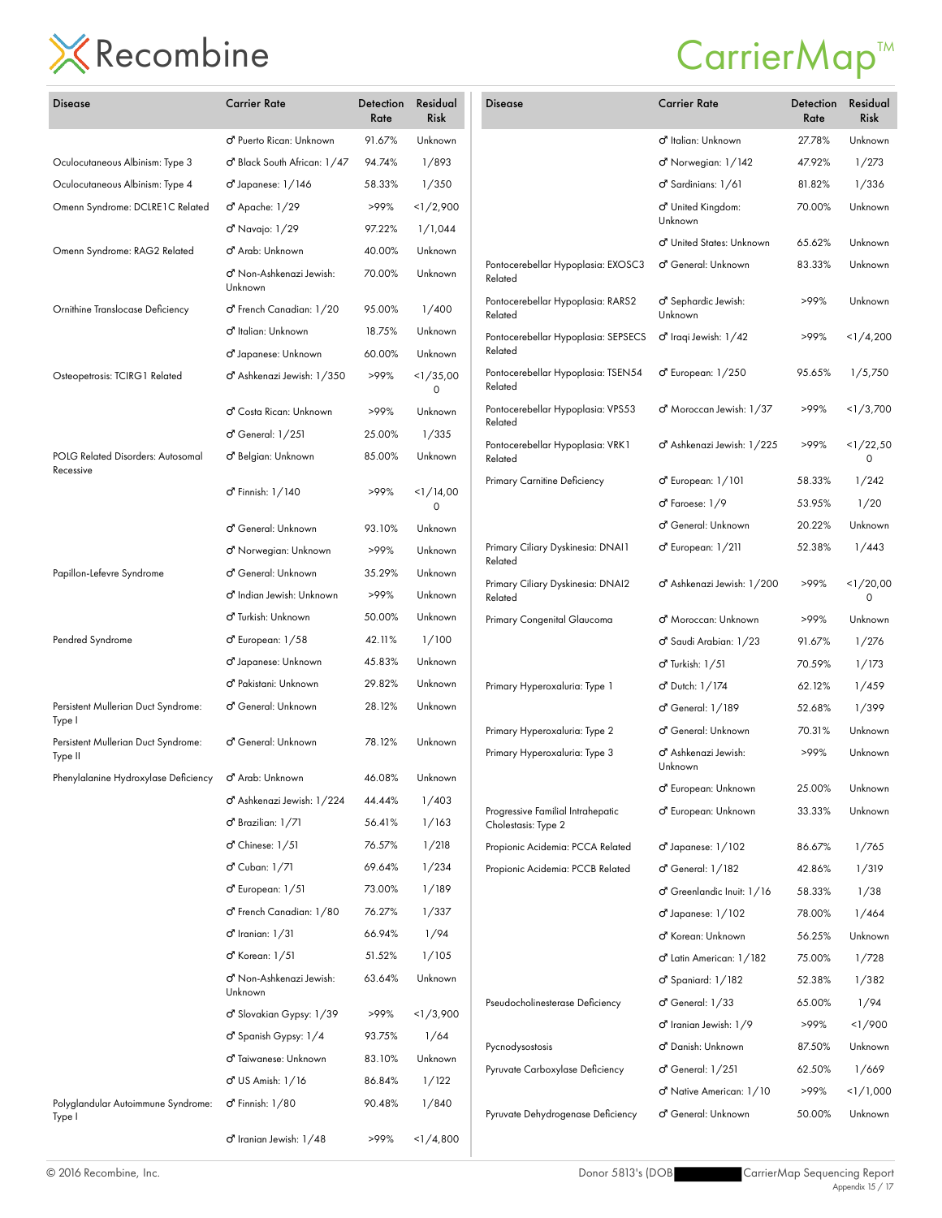| Disease | Carrier Rate | Detection Rate | Residual Risk |
|---|---|---|---|
| | ♂ Puerto Rican: Unknown | 91.67% | Unknown |
| Oculocutaneous Albinism: Type 3 | ♂ Black South African: 1/47 | 94.74% | 1/893 |
| Oculocutaneous Albinism: Type 4 | ♂ Japanese: 1/146 | 58.33% | 1/350 |
| Omenn Syndrome: DCLRE1C Related | ♂ Apache: 1/29 | >99% | <1/2,900 |
| | ♂ Navajo: 1/29 | 97.22% | 1/1,044 |
| Omenn Syndrome: RAG2 Related | ♂ Arab: Unknown | 40.00% | Unknown |
| | ♂ Non-Ashkenazi Jewish: Unknown | 70.00% | Unknown |
| Ornithine Translocase Deficiency | ♂ French Canadian: 1/20 | 95.00% | 1/400 |
| | ♂ Italian: Unknown | 18.75% | Unknown |
| | ♂ Japanese: Unknown | 60.00% | Unknown |
| Osteopetrosis: TCIRG1 Related | ♂ Ashkenazi Jewish: 1/350 | >99% | <1/35,000 |
| | ♂ Costa Rican: Unknown | >99% | Unknown |
| | ♂ General: 1/251 | 25.00% | 1/335 |
| POLG Related Disorders: Autosomal Recessive | ♂ Belgian: Unknown | 85.00% | Unknown |
| | ♂ Finnish: 1/140 | >99% | <1/14,000 |
| | ♂ General: Unknown | 93.10% | Unknown |
| | ♂ Norwegian: Unknown | >99% | Unknown |
| Papillon-Lefevre Syndrome | ♂ General: Unknown | 35.29% | Unknown |
| | ♂ Indian Jewish: Unknown | >99% | Unknown |
| | ♂ Turkish: Unknown | 50.00% | Unknown |
| Pendred Syndrome | ♂ European: 1/58 | 42.11% | 1/100 |
| | ♂ Japanese: Unknown | 45.83% | Unknown |
| | ♂ Pakistani: Unknown | 29.82% | Unknown |
| Persistent Mullerian Duct Syndrome: Type I | ♂ General: Unknown | 28.12% | Unknown |
| Persistent Mullerian Duct Syndrome: Type II | ♂ General: Unknown | 78.12% | Unknown |
| Phenylalanine Hydroxylase Deficiency | ♂ Arab: Unknown | 46.08% | Unknown |
| | ♂ Ashkenazi Jewish: 1/224 | 44.44% | 1/403 |
| | ♂ Brazilian: 1/71 | 56.41% | 1/163 |
| | ♂ Chinese: 1/51 | 76.57% | 1/218 |
| | ♂ Cuban: 1/71 | 69.64% | 1/234 |
| | ♂ European: 1/51 | 73.00% | 1/189 |
| | ♂ French Canadian: 1/80 | 76.27% | 1/337 |
| | ♂ Iranian: 1/31 | 66.94% | 1/94 |
| | ♂ Korean: 1/51 | 51.52% | 1/105 |
| | ♂ Non-Ashkenazi Jewish: Unknown | 63.64% | Unknown |
| | ♂ Slovakian Gypsy: 1/39 | >99% | <1/3,900 |
| | ♂ Spanish Gypsy: 1/4 | 93.75% | 1/64 |
| | ♂ Taiwanese: Unknown | 83.10% | Unknown |
| | ♂ US Amish: 1/16 | 86.84% | 1/122 |
| Polyglandular Autoimmune Syndrome: Type I | ♂ Finnish: 1/80 | 90.48% | 1/840 |
| | ♂ Iranian Jewish: 1/48 | >99% | <1/4,800 |
| | ♂ Italian: Unknown | 27.78% | Unknown |
| | ♂ Norwegian: 1/142 | 47.92% | 1/273 |
| | ♂ Sardinians: 1/61 | 81.82% | 1/336 |
| | ♂ United Kingdom: Unknown | 70.00% | Unknown |
| | ♂ United States: Unknown | 65.62% | Unknown |
| Pontocerebellar Hypoplasia: EXOSC3 Related | ♂ General: Unknown | 83.33% | Unknown |
| Pontocerebellar Hypoplasia: RARS2 Related | ♂ Sephardic Jewish: Unknown | >99% | Unknown |
| Pontocerebellar Hypoplasia: SEPSECS Related | ♂ Iraqi Jewish: 1/42 | >99% | <1/4,200 |
| Pontocerebellar Hypoplasia: TSEN54 Related | ♂ European: 1/250 | 95.65% | 1/5,750 |
| Pontocerebellar Hypoplasia: VPS53 Related | ♂ Moroccan Jewish: 1/37 | >99% | <1/3,700 |
| Pontocerebellar Hypoplasia: VRK1 Related | ♂ Ashkenazi Jewish: 1/225 | >99% | <1/22,500 |
| Primary Carnitine Deficiency | ♂ European: 1/101 | 58.33% | 1/242 |
| | ♂ Faroese: 1/9 | 53.95% | 1/20 |
| | ♂ General: Unknown | 20.22% | Unknown |
| Primary Ciliary Dyskinesia: DNAI1 Related | ♂ European: 1/211 | 52.38% | 1/443 |
| Primary Ciliary Dyskinesia: DNAI2 Related | ♂ Ashkenazi Jewish: 1/200 | >99% | <1/20,000 |
| Primary Congenital Glaucoma | ♂ Moroccan: Unknown | >99% | Unknown |
| | ♂ Saudi Arabian: 1/23 | 91.67% | 1/276 |
| | ♂ Turkish: 1/51 | 70.59% | 1/173 |
| Primary Hyperoxaluria: Type 1 | ♂ Dutch: 1/174 | 62.12% | 1/459 |
| | ♂ General: 1/189 | 52.68% | 1/399 |
| Primary Hyperoxaluria: Type 2 | ♂ General: Unknown | 70.31% | Unknown |
| Primary Hyperoxaluria: Type 3 | ♂ Ashkenazi Jewish: Unknown | >99% | Unknown |
| | ♂ European: Unknown | 25.00% | Unknown |
| Progressive Familial Intrahepatic Cholestasis: Type 2 | ♂ European: Unknown | 33.33% | Unknown |
| Propionic Acidemia: PCCA Related | ♂ Japanese: 1/102 | 86.67% | 1/765 |
| Propionic Acidemia: PCCB Related | ♂ General: 1/182 | 42.86% | 1/319 |
| | ♂ Greenlandic Inuit: 1/16 | 58.33% | 1/38 |
| | ♂ Japanese: 1/102 | 78.00% | 1/464 |
| | ♂ Korean: Unknown | 56.25% | Unknown |
| | ♂ Latin American: 1/182 | 75.00% | 1/728 |
| | ♂ Spaniard: 1/182 | 52.38% | 1/382 |
| Pseudocholinesterase Deficiency | ♂ General: 1/33 | 65.00% | 1/94 |
| | ♂ Iranian Jewish: 1/9 | >99% | <1/900 |
| Pycnodysostosis | ♂ Danish: Unknown | 87.50% | Unknown |
| Pyruvate Carboxylase Deficiency | ♂ General: 1/251 | 62.50% | 1/669 |
| | ♂ Native American: 1/10 | >99% | <1/1,000 |
| Pyruvate Dehydrogenase Deficiency | ♂ General: Unknown | 50.00% | Unknown |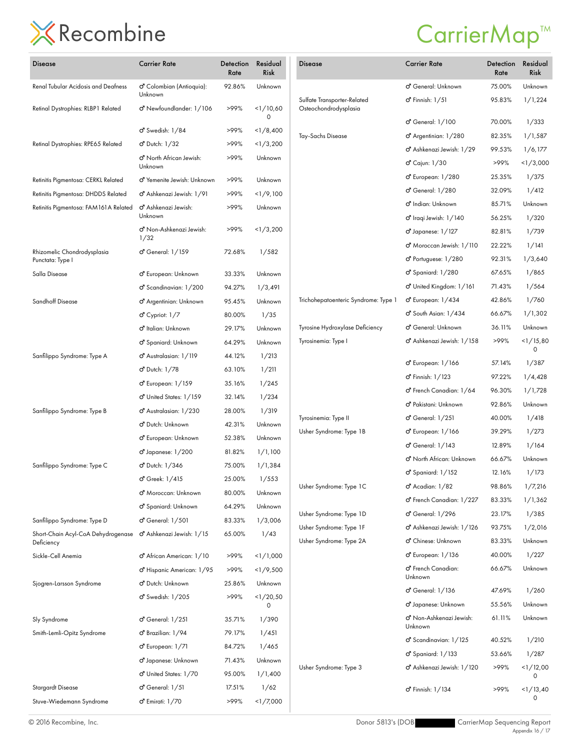| Disease | Carrier Rate | Detection Rate | Residual Risk |
|---|---|---|---|
| Renal Tubular Acidosis and Deafness | ♂ Colombian (Antioquia): Unknown | 92.86% | Unknown |
| Retinal Dystrophies: RLBP1 Related | ♂ Newfoundlander: 1/106 | >99% | <1/10,600 |
| | ♂ Swedish: 1/84 | >99% | <1/8,400 |
| Retinal Dystrophies: RPE65 Related | ♂ Dutch: 1/32 | >99% | <1/3,200 |
| | ♂ North African Jewish: Unknown | >99% | Unknown |
| Retinitis Pigmentosa: CERKL Related | ♂ Yemenite Jewish: Unknown | >99% | Unknown |
| Retinitis Pigmentosa: DHDDS Related | ♂ Ashkenazi Jewish: 1/91 | >99% | <1/9,100 |
| Retinitis Pigmentosa: FAM161A Related | ♂ Ashkenazi Jewish: Unknown | >99% | Unknown |
| | ♂ Non-Ashkenazi Jewish: 1/32 | >99% | <1/3,200 |
| Rhizomelic Chondrodysplasia Punctata: Type I | ♂ General: 1/159 | 72.68% | 1/582 |
| Salla Disease | ♂ European: Unknown | 33.33% | Unknown |
| | ♂ Scandinavian: 1/200 | 94.27% | 1/3,491 |
| Sandhoff Disease | ♂ Argentinian: Unknown | 95.45% | Unknown |
| | ♂ Cypriot: 1/7 | 80.00% | 1/35 |
| | ♂ Italian: Unknown | 29.17% | Unknown |
| | ♂ Spaniard: Unknown | 64.29% | Unknown |
| Sanfilippo Syndrome: Type A | ♂ Australasian: 1/119 | 44.12% | 1/213 |
| | ♂ Dutch: 1/78 | 63.10% | 1/211 |
| | ♂ European: 1/159 | 35.16% | 1/245 |
| | ♂ United States: 1/159 | 32.14% | 1/234 |
| Sanfilippo Syndrome: Type B | ♂ Australasian: 1/230 | 28.00% | 1/319 |
| | ♂ Dutch: Unknown | 42.31% | Unknown |
| | ♂ European: Unknown | 52.38% | Unknown |
| | ♂ Japanese: 1/200 | 81.82% | 1/1,100 |
| Sanfilippo Syndrome: Type C | ♂ Dutch: 1/346 | 75.00% | 1/1,384 |
| | ♂ Greek: 1/415 | 25.00% | 1/553 |
| | ♂ Moroccan: Unknown | 80.00% | Unknown |
| | ♂ Spaniard: Unknown | 64.29% | Unknown |
| Sanfilippo Syndrome: Type D | ♂ General: 1/501 | 83.33% | 1/3,006 |
| Short-Chain Acyl-CoA Dehydrogenase Deficiency | ♂ Ashkenazi Jewish: 1/15 | 65.00% | 1/43 |
| Sickle-Cell Anemia | ♂ African American: 1/10 | >99% | <1/1,000 |
| | ♂ Hispanic American: 1/95 | >99% | <1/9,500 |
| Sjogren-Larsson Syndrome | ♂ Dutch: Unknown | 25.86% | Unknown |
| | ♂ Swedish: 1/205 | >99% | <1/20,500 |
| Sly Syndrome | ♂ General: 1/251 | 35.71% | 1/390 |
| Smith-Lemli-Opitz Syndrome | ♂ Brazilian: 1/94 | 79.17% | 1/451 |
| | ♂ European: 1/71 | 84.72% | 1/465 |
| | ♂ Japanese: Unknown | 71.43% | Unknown |
| | ♂ United States: 1/70 | 95.00% | 1/1,400 |
| Stargardt Disease | ♂ General: 1/51 | 17.51% | 1/62 |
| Stuve-Wiedemann Syndrome | ♂ Emirati: 1/70 | >99% | <1/7,000 |
| | ♂ General: Unknown | 75.00% | Unknown |
| Sulfate Transporter-Related Osteochondrodysplasia | ♂ Finnish: 1/51 | 95.83% | 1/1,224 |
| | ♂ General: 1/100 | 70.00% | 1/333 |
| Tay-Sachs Disease | ♂ Argentinian: 1/280 | 82.35% | 1/1,587 |
| | ♂ Ashkenazi Jewish: 1/29 | 99.53% | 1/6,177 |
| | ♂ Cajun: 1/30 | >99% | <1/3,000 |
| | ♂ European: 1/280 | 25.35% | 1/375 |
| | ♂ General: 1/280 | 32.09% | 1/412 |
| | ♂ Indian: Unknown | 85.71% | Unknown |
| | ♂ Iraqi Jewish: 1/140 | 56.25% | 1/320 |
| | ♂ Japanese: 1/127 | 82.81% | 1/739 |
| | ♂ Moroccan Jewish: 1/110 | 22.22% | 1/141 |
| | ♂ Portuguese: 1/280 | 92.31% | 1/3,640 |
| | ♂ Spaniard: 1/280 | 67.65% | 1/865 |
| | ♂ United Kingdom: 1/161 | 71.43% | 1/564 |
| Trichohepatoenteric Syndrome: Type 1 | ♂ European: 1/434 | 42.86% | 1/760 |
| | ♂ South Asian: 1/434 | 66.67% | 1/1,302 |
| Tyrosine Hydroxylase Deficiency | ♂ General: Unknown | 36.11% | Unknown |
| Tyrosinemia: Type I | ♂ Ashkenazi Jewish: 1/158 | >99% | <1/15,800 |
| | ♂ European: 1/166 | 57.14% | 1/387 |
| | ♂ Finnish: 1/123 | 97.22% | 1/4,428 |
| | ♂ French Canadian: 1/64 | 96.30% | 1/1,728 |
| | ♂ Pakistani: Unknown | 92.86% | Unknown |
| Tyrosinemia: Type II | ♂ General: 1/251 | 40.00% | 1/418 |
| Usher Syndrome: Type 1B | ♂ European: 1/166 | 39.29% | 1/273 |
| | ♂ General: 1/143 | 12.89% | 1/164 |
| | ♂ North African: Unknown | 66.67% | Unknown |
| | ♂ Spaniard: 1/152 | 12.16% | 1/173 |
| Usher Syndrome: Type 1C | ♂ Acadian: 1/82 | 98.86% | 1/7,216 |
| | ♂ French Canadian: 1/227 | 83.33% | 1/1,362 |
| Usher Syndrome: Type 1D | ♂ General: 1/296 | 23.17% | 1/385 |
| Usher Syndrome: Type 1F | ♂ Ashkenazi Jewish: 1/126 | 93.75% | 1/2,016 |
| Usher Syndrome: Type 2A | ♂ Chinese: Unknown | 83.33% | Unknown |
| | ♂ European: 1/136 | 40.00% | 1/227 |
| | ♂ French Canadian: Unknown | 66.67% | Unknown |
| | ♂ General: 1/136 | 47.69% | 1/260 |
| | ♂ Japanese: Unknown | 55.56% | Unknown |
| | ♂ Non-Ashkenazi Jewish: Unknown | 61.11% | Unknown |
| | ♂ Scandinavian: 1/125 | 40.52% | 1/210 |
| | ♂ Spaniard: 1/133 | 53.66% | 1/287 |
| Usher Syndrome: Type 3 | ♂ Ashkenazi Jewish: 1/120 | >99% | <1/12,000 |
| | ♂ Finnish: 1/134 | >99% | <1/13,400 |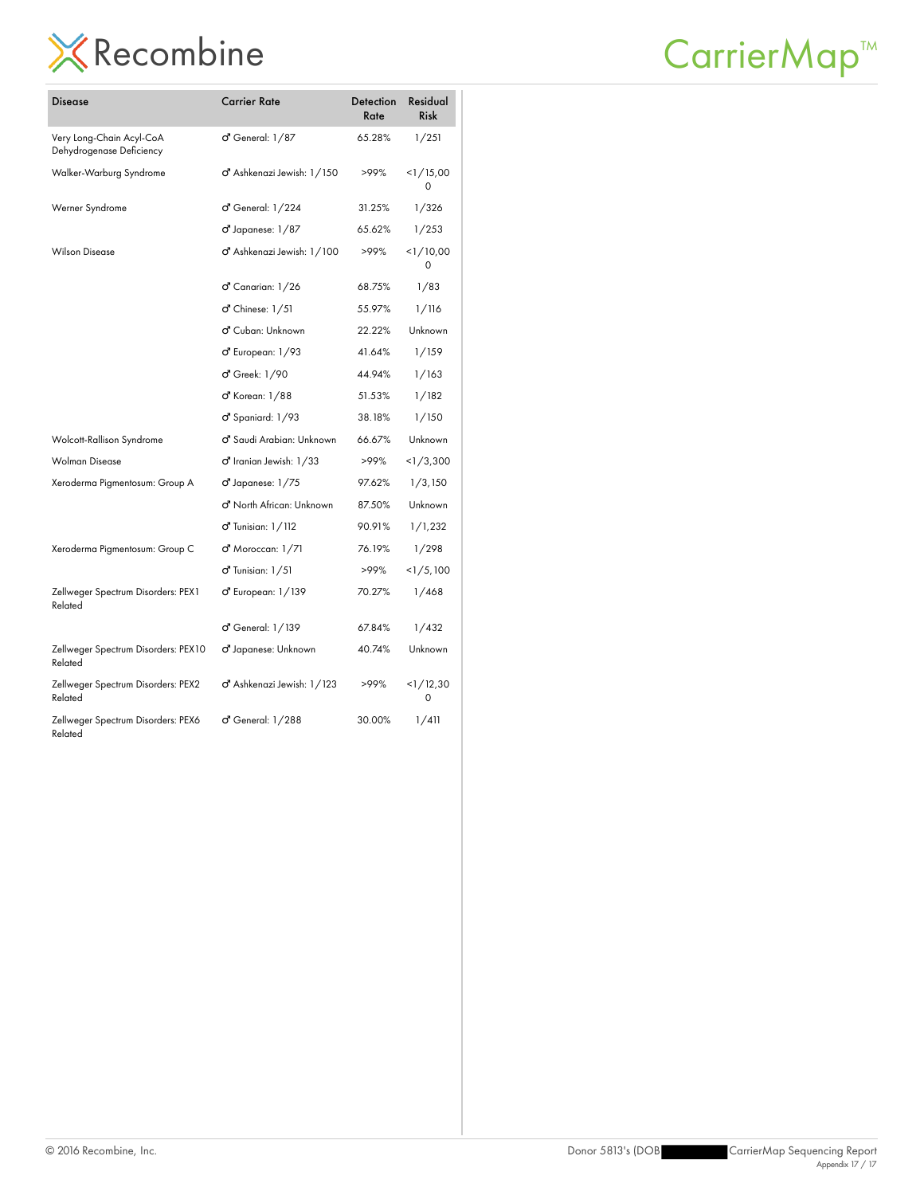| Disease | Carrier Rate | Detection Rate | Residual Risk |
|---|---|---|---|
| Very Long-Chain Acyl-CoA Dehydrogenase Deficiency | ♂ General: 1/87 | 65.28% | 1/251 |
| Walker-Warburg Syndrome | ♂ Ashkenazi Jewish: 1/150 | >99% | <1/15,000 |
| Werner Syndrome | ♂ General: 1/224 | 31.25% | 1/326 |
| | ♂ Japanese: 1/87 | 65.62% | 1/253 |
| Wilson Disease | ♂ Ashkenazi Jewish: 1/100 | >99% | <1/10,000 |
| | ♂ Canarian: 1/26 | 68.75% | 1/83 |
| | ♂ Chinese: 1/51 | 55.97% | 1/116 |
| | ♂ Cuban: Unknown | 22.22% | Unknown |
| | ♂ European: 1/93 | 41.64% | 1/159 |
| | ♂ Greek: 1/90 | 44.94% | 1/163 |
| | ♂ Korean: 1/88 | 51.53% | 1/182 |
| | ♂ Spaniard: 1/93 | 38.18% | 1/150 |
| Wolcott-Rallison Syndrome | ♂ Saudi Arabian: Unknown | 66.67% | Unknown |
| Wolman Disease | ♂ Iranian Jewish: 1/33 | >99% | <1/3,300 |
| Xeroderma Pigmentosum: Group A | ♂ Japanese: 1/75 | 97.62% | 1/3,150 |
| | ♂ North African: Unknown | 87.50% | Unknown |
| | ♂ Tunisian: 1/112 | 90.91% | 1/1,232 |
| Xeroderma Pigmentosum: Group C | ♂ Moroccan: 1/71 | 76.19% | 1/298 |
| | ♂ Tunisian: 1/51 | >99% | <1/5,100 |
| Zellweger Spectrum Disorders: PEX1 Related | ♂ European: 1/139 | 70.27% | 1/468 |
| | ♂ General: 1/139 | 67.84% | 1/432 |
| Zellweger Spectrum Disorders: PEX10 Related | ♂ Japanese: Unknown | 40.74% | Unknown |
| Zellweger Spectrum Disorders: PEX2 Related | ♂ Ashkenazi Jewish: 1/123 | >99% | <1/12,300 |
| Zellweger Spectrum Disorders: PEX6 Related | ♂ General: 1/288 | 30.00% | 1/411 |